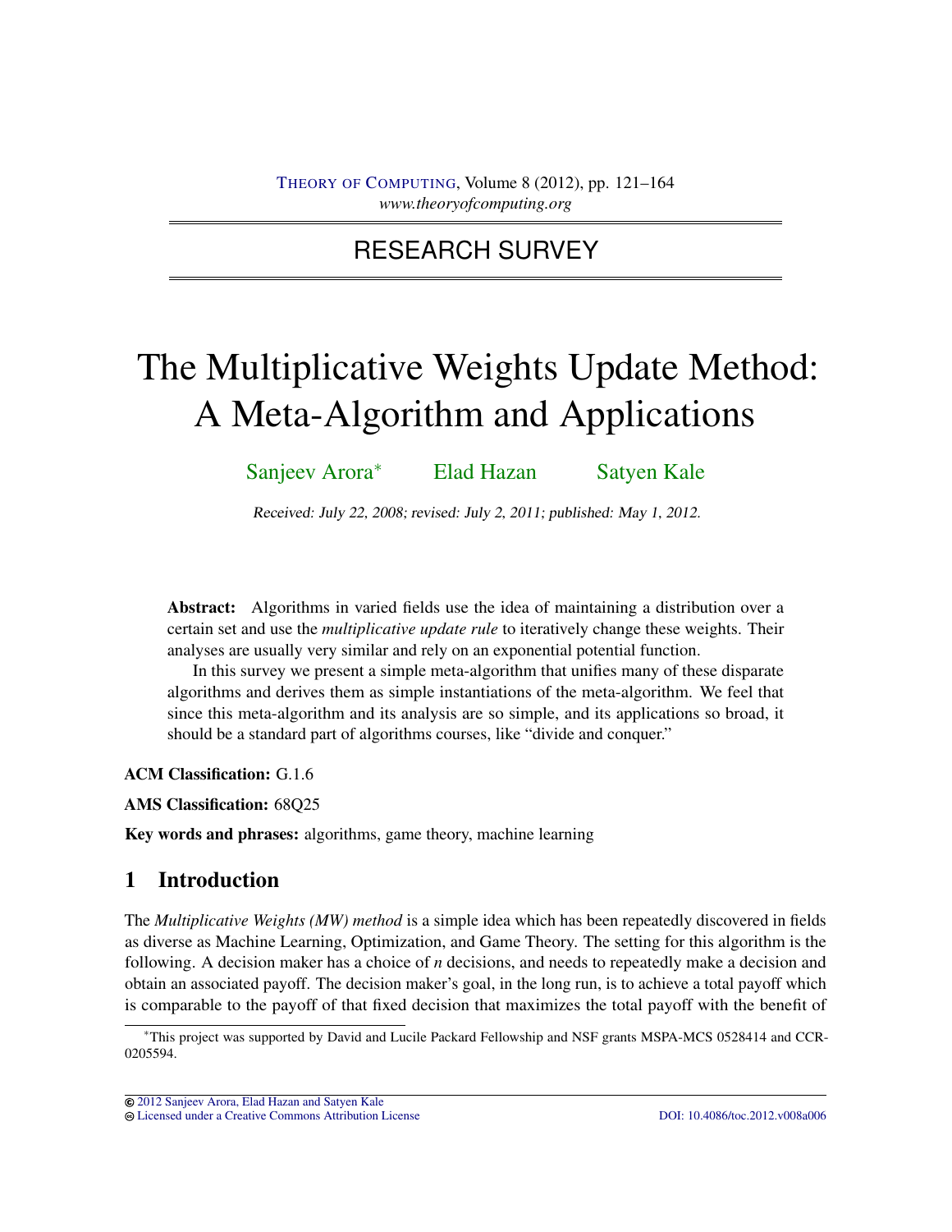RESEARCH SURVEY

# The Multiplicative Weights Update Method: A Meta-Algorithm and Applications

Sanjeev Arora[*] Elad Hazan Satyen Kale

*Received: July 22, 2008; revised: July 2, 2011; published: May 1, 2012.*

**Abstract:** Algorithms in varied fields use the idea of maintaining a distribution over a certain set and use the *multiplicative update rule* to iteratively change these weights. Their analyses are usually very similar and rely on an exponential potential function.

In this survey we present a simple meta-algorithm that unifies many of these disparate algorithms and derives them as simple instantiations of the meta-algorithm. We feel that since this meta-algorithm and its analysis are so simple, and its applications so broad, it should be a standard part of algorithms courses, like "divide and conquer."

**ACM Classification:** G.1.6

**AMS Classification:** 68Q25

**Key words and phrases:** algorithms, game theory, machine learning

## 1 Introduction

The *Multiplicative Weights (MW) method* is a simple idea which has been repeatedly discovered in fields as diverse as Machine Learning, Optimization, and Game Theory. The setting for this algorithm is the following. A decision maker has a choice of $n$ decisions, and needs to repeatedly make a decision and obtain an associated payoff. The decision maker's goal, in the long run, is to achieve a total payoff which is comparable to the payoff of that fixed decision that maximizes the total payoff with the benefit of

[*]This project was supported by David and Lucile Packard Fellowship and NSF grants MSPA-MCS 0528414 and CCR-0205594.

© 2012 Sanjeev Arora, Elad Hazan and Satyen Kale
Licensed under a Creative Commons Attribution License DOI: 10.4086/toc.2012.v008a006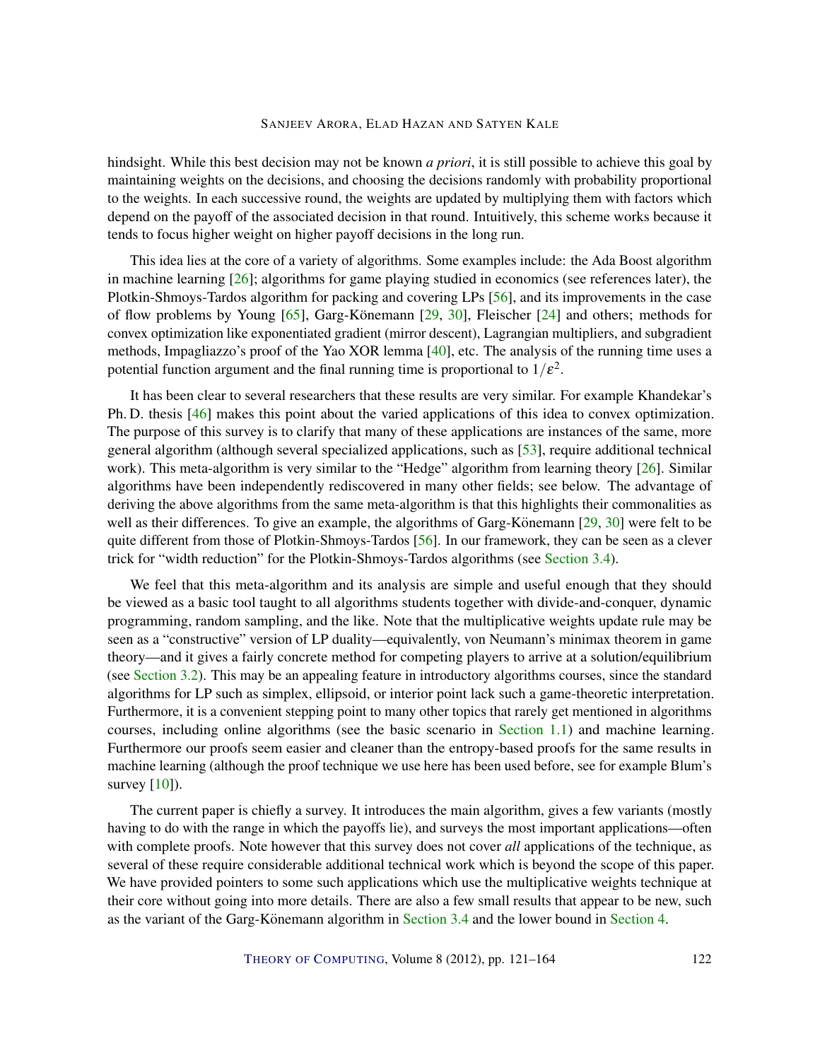hindsight. While this best decision may not be known *a priori*, it is still possible to achieve this goal by maintaining weights on the decisions, and choosing the decisions randomly with probability proportional to the weights. In each successive round, the weights are updated by multiplying them with factors which depend on the payoff of the associated decision in that round. Intuitively, this scheme works because it tends to focus higher weight on higher payoff decisions in the long run.

This idea lies at the core of a variety of algorithms. Some examples include: the Ada Boost algorithm in machine learning [26]; algorithms for game playing studied in economics (see references later), the Plotkin-Shmoys-Tardos algorithm for packing and covering LPs [56], and its improvements in the case of flow problems by Young [65], Garg-Könemann [29, 30], Fleischer [24] and others; methods for convex optimization like exponentiated gradient (mirror descent), Lagrangian multipliers, and subgradient methods, Impagliazzo's proof of the Yao XOR lemma [40], etc. The analysis of the running time uses a potential function argument and the final running time is proportional to $1/\varepsilon^2$.

It has been clear to several researchers that these results are very similar. For example Khandekar's Ph. D. thesis [46] makes this point about the varied applications of this idea to convex optimization. The purpose of this survey is to clarify that many of these applications are instances of the same, more general algorithm (although several specialized applications, such as [53], require additional technical work). This meta-algorithm is very similar to the "Hedge" algorithm from learning theory [26]. Similar algorithms have been independently rediscovered in many other fields; see below. The advantage of deriving the above algorithms from the same meta-algorithm is that this highlights their commonalities as well as their differences. To give an example, the algorithms of Garg-Könemann [29, 30] were felt to be quite different from those of Plotkin-Shmoys-Tardos [56]. In our framework, they can be seen as a clever trick for "width reduction" for the Plotkin-Shmoys-Tardos algorithms (see Section 3.4).

We feel that this meta-algorithm and its analysis are simple and useful enough that they should be viewed as a basic tool taught to all algorithms students together with divide-and-conquer, dynamic programming, random sampling, and the like. Note that the multiplicative weights update rule may be seen as a "constructive" version of LP duality—equivalently, von Neumann's minimax theorem in game theory—and it gives a fairly concrete method for competing players to arrive at a solution/equilibrium (see Section 3.2). This may be an appealing feature in introductory algorithms courses, since the standard algorithms for LP such as simplex, ellipsoid, or interior point lack such a game-theoretic interpretation. Furthermore, it is a convenient stepping point to many other topics that rarely get mentioned in algorithms courses, including online algorithms (see the basic scenario in Section 1.1) and machine learning. Furthermore our proofs seem easier and cleaner than the entropy-based proofs for the same results in machine learning (although the proof technique we use here has been used before, see for example Blum's survey [10]).

The current paper is chiefly a survey. It introduces the main algorithm, gives a few variants (mostly having to do with the range in which the payoffs lie), and surveys the most important applications—often with complete proofs. Note however that this survey does not cover *all* applications of the technique, as several of these require considerable additional technical work which is beyond the scope of this paper. We have provided pointers to some such applications which use the multiplicative weights technique at their core without going into more details. There are also a few small results that appear to be new, such as the variant of the Garg-Könemann algorithm in Section 3.4 and the lower bound in Section 4.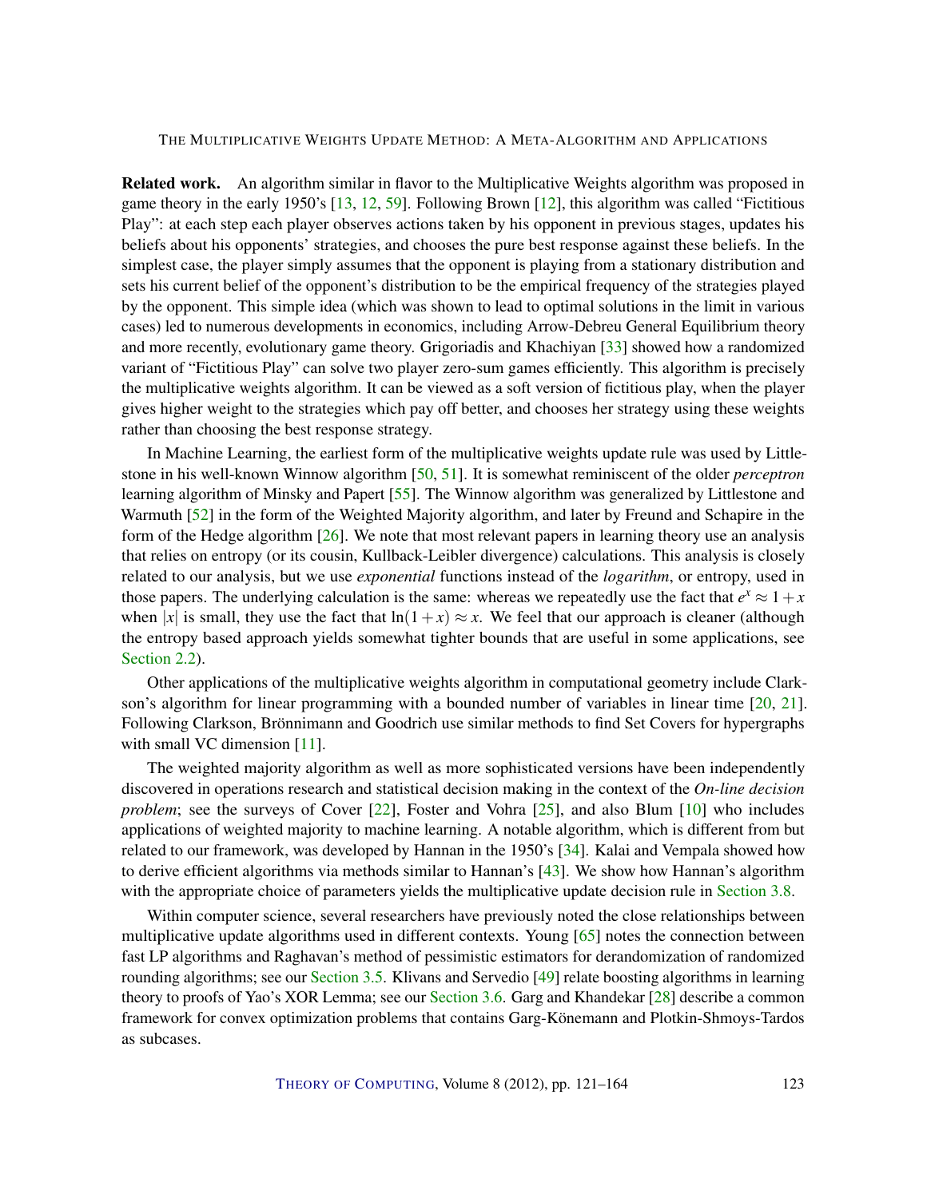**Related work.** An algorithm similar in flavor to the Multiplicative Weights algorithm was proposed in game theory in the early 1950's [13, 12, 59]. Following Brown [12], this algorithm was called "Fictitious Play": at each step each player observes actions taken by his opponent in previous stages, updates his beliefs about his opponents' strategies, and chooses the pure best response against these beliefs. In the simplest case, the player simply assumes that the opponent is playing from a stationary distribution and sets his current belief of the opponent's distribution to be the empirical frequency of the strategies played by the opponent. This simple idea (which was shown to lead to optimal solutions in the limit in various cases) led to numerous developments in economics, including Arrow-Debreu General Equilibrium theory and more recently, evolutionary game theory. Grigoriadis and Khachiyan [33] showed how a randomized variant of "Fictitious Play" can solve two player zero-sum games efficiently. This algorithm is precisely the multiplicative weights algorithm. It can be viewed as a soft version of fictitious play, when the player gives higher weight to the strategies which pay off better, and chooses her strategy using these weights rather than choosing the best response strategy.

In Machine Learning, the earliest form of the multiplicative weights update rule was used by Littlestone in his well-known Winnow algorithm [50, 51]. It is somewhat reminiscent of the older *perceptron* learning algorithm of Minsky and Papert [55]. The Winnow algorithm was generalized by Littlestone and Warmuth [52] in the form of the Weighted Majority algorithm, and later by Freund and Schapire in the form of the Hedge algorithm [26]. We note that most relevant papers in learning theory use an analysis that relies on entropy (or its cousin, Kullback-Leibler divergence) calculations. This analysis is closely related to our analysis, but we use *exponential* functions instead of the *logarithm*, or entropy, used in those papers. The underlying calculation is the same: whereas we repeatedly use the fact that $e^x \approx 1+x$ when $|x|$ is small, they use the fact that $\ln(1+x) \approx x$. We feel that our approach is cleaner (although the entropy based approach yields somewhat tighter bounds that are useful in some applications, see Section 2.2).

Other applications of the multiplicative weights algorithm in computational geometry include Clarkson's algorithm for linear programming with a bounded number of variables in linear time [20, 21]. Following Clarkson, Brönnimann and Goodrich use similar methods to find Set Covers for hypergraphs with small VC dimension [11].

The weighted majority algorithm as well as more sophisticated versions have been independently discovered in operations research and statistical decision making in the context of the *On-line decision problem*; see the surveys of Cover [22], Foster and Vohra [25], and also Blum [10] who includes applications of weighted majority to machine learning. A notable algorithm, which is different from but related to our framework, was developed by Hannan in the 1950's [34]. Kalai and Vempala showed how to derive efficient algorithms via methods similar to Hannan's [43]. We show how Hannan's algorithm with the appropriate choice of parameters yields the multiplicative update decision rule in Section 3.8.

Within computer science, several researchers have previously noted the close relationships between multiplicative update algorithms used in different contexts. Young [65] notes the connection between fast LP algorithms and Raghavan's method of pessimistic estimators for derandomization of randomized rounding algorithms; see our Section 3.5. Klivans and Servedio [49] relate boosting algorithms in learning theory to proofs of Yao's XOR Lemma; see our Section 3.6. Garg and Khandekar [28] describe a common framework for convex optimization problems that contains Garg-Könemann and Plotkin-Shmoys-Tardos as subcases.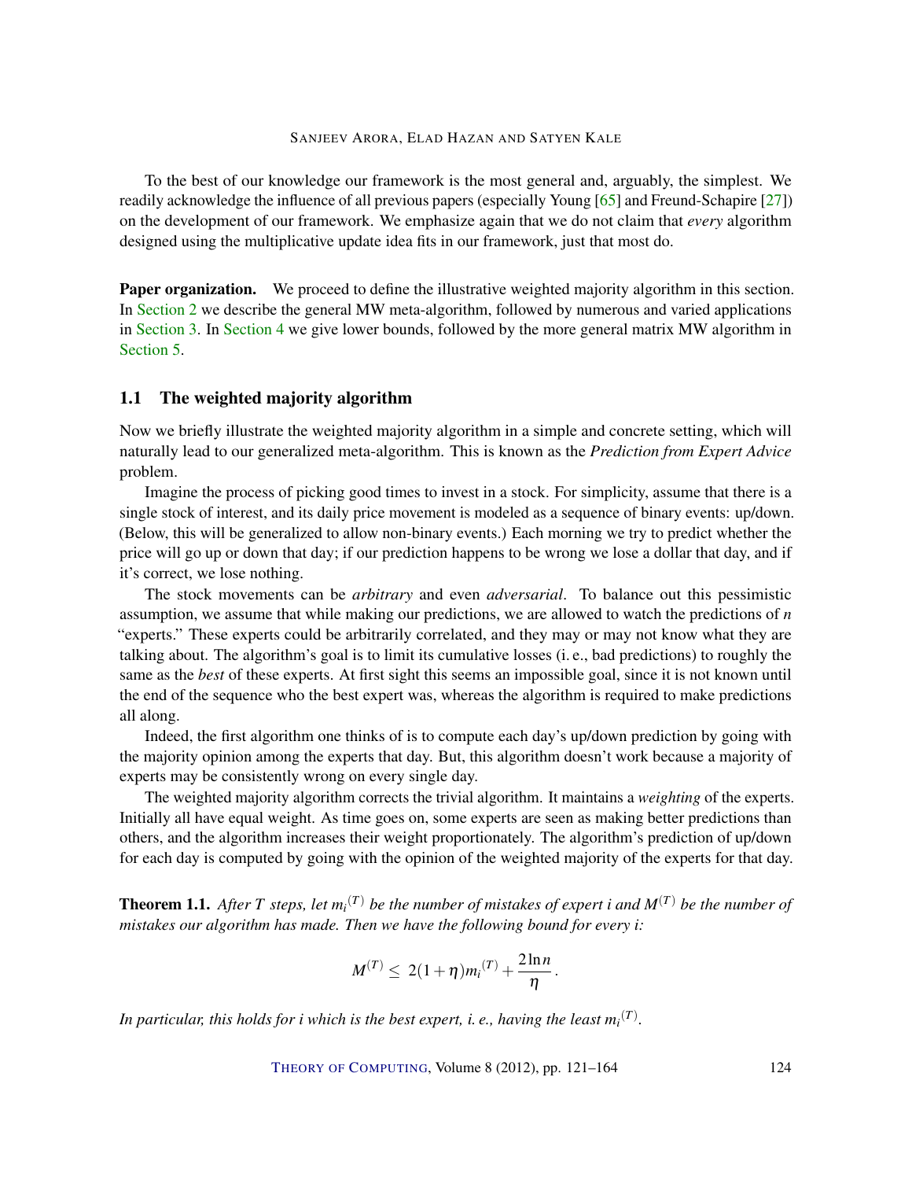To the best of our knowledge our framework is the most general and, arguably, the simplest. We readily acknowledge the influence of all previous papers (especially Young [65] and Freund-Schapire [27]) on the development of our framework. We emphasize again that we do not claim that *every* algorithm designed using the multiplicative update idea fits in our framework, just that most do.

**Paper organization.** We proceed to define the illustrative weighted majority algorithm in this section. In Section 2 we describe the general MW meta-algorithm, followed by numerous and varied applications in Section 3. In Section 4 we give lower bounds, followed by the more general matrix MW algorithm in Section 5.

## 1.1 The weighted majority algorithm

Now we briefly illustrate the weighted majority algorithm in a simple and concrete setting, which will naturally lead to our generalized meta-algorithm. This is known as the *Prediction from Expert Advice* problem.

Imagine the process of picking good times to invest in a stock. For simplicity, assume that there is a single stock of interest, and its daily price movement is modeled as a sequence of binary events: up/down. (Below, this will be generalized to allow non-binary events.) Each morning we try to predict whether the price will go up or down that day; if our prediction happens to be wrong we lose a dollar that day, and if it's correct, we lose nothing.

The stock movements can be *arbitrary* and even *adversarial*. To balance out this pessimistic assumption, we assume that while making our predictions, we are allowed to watch the predictions of $n$ "experts." These experts could be arbitrarily correlated, and they may or may not know what they are talking about. The algorithm's goal is to limit its cumulative losses (i. e., bad predictions) to roughly the same as the *best* of these experts. At first sight this seems an impossible goal, since it is not known until the end of the sequence who the best expert was, whereas the algorithm is required to make predictions all along.

Indeed, the first algorithm one thinks of is to compute each day's up/down prediction by going with the majority opinion among the experts that day. But, this algorithm doesn't work because a majority of experts may be consistently wrong on every single day.

The weighted majority algorithm corrects the trivial algorithm. It maintains a *weighting* of the experts. Initially all have equal weight. As time goes on, some experts are seen as making better predictions than others, and the algorithm increases their weight proportionately. The algorithm's prediction of up/down for each day is computed by going with the opinion of the weighted majority of the experts for that day.

**Theorem 1.1.** *After $T$ steps, let ${m_i}^{(T)}$ be the number of mistakes of expert $i$ and $M^{(T)}$ be the number of mistakes our algorithm has made. Then we have the following bound for every $i$:*

$$M^{(T)} \leq 2(1+\eta){m_i}^{(T)} + \frac{2\ln n}{\eta}.$$

*In particular, this holds for $i$ which is the best expert, i. e., having the least ${m_i}^{(T)}$.*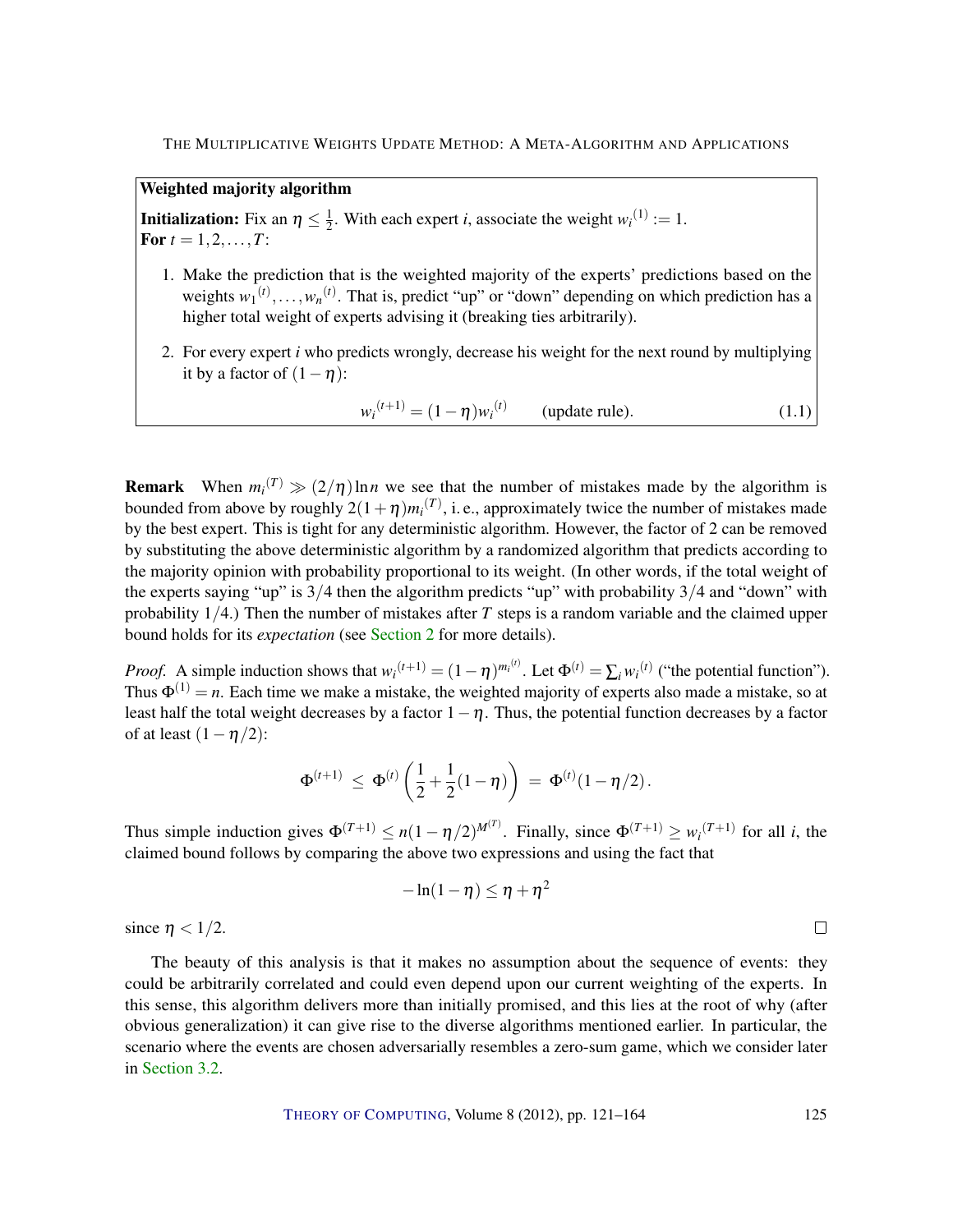**Weighted majority algorithm**

**Initialization:** Fix an $\eta \le \frac{1}{2}$. With each expert $i$, associate the weight ${w_i}^{(1)} := 1$.
**For** $t = 1, 2, \ldots, T$:

1. Make the prediction that is the weighted majority of the experts' predictions based on the weights ${w_1}^{(t)}, \ldots, {w_n}^{(t)}$. That is, predict "up" or "down" depending on which prediction has a higher total weight of experts advising it (breaking ties arbitrarily).

2. For every expert $i$ who predicts wrongly, decrease his weight for the next round by multiplying it by a factor of $(1-\eta)$:

$$ {w_i}^{(t+1)} = (1-\eta){w_i}^{(t)} \qquad \text{(update rule).} \tag{1.1} $$

**Remark** When ${m_i}^{(T)} \gg (2/\eta)\ln n$ we see that the number of mistakes made by the algorithm is bounded from above by roughly $2(1+\eta){m_i}^{(T)}$, i. e., approximately twice the number of mistakes made by the best expert. This is tight for any deterministic algorithm. However, the factor of 2 can be removed by substituting the above deterministic algorithm by a randomized algorithm that predicts according to the majority opinion with probability proportional to its weight. (In other words, if the total weight of the experts saying "up" is $3/4$ then the algorithm predicts "up" with probability $3/4$ and "down" with probability $1/4$.) Then the number of mistakes after $T$ steps is a random variable and the claimed upper bound holds for its *expectation* (see Section 2 for more details).

*Proof.* A simple induction shows that ${w_i}^{(t+1)} = (1-\eta)^{{m_i}^{(t)}}$. Let $\Phi^{(t)} = \sum_i {w_i}^{(t)}$ ("the potential function"). Thus $\Phi^{(1)} = n$. Each time we make a mistake, the weighted majority of experts also made a mistake, so at least half the total weight decreases by a factor $1-\eta$. Thus, the potential function decreases by a factor of at least $(1-\eta/2)$:

$$ \Phi^{(t+1)} \ \le \ \Phi^{(t)} \left( \frac{1}{2} + \frac{1}{2}(1-\eta) \right) \ = \ \Phi^{(t)}(1-\eta/2)\,. $$

Thus simple induction gives $\Phi^{(T+1)} \le n(1-\eta/2)^{M^{(T)}}$. Finally, since $\Phi^{(T+1)} \ge {w_i}^{(T+1)}$ for all $i$, the claimed bound follows by comparing the above two expressions and using the fact that

$$ -\ln(1-\eta) \le \eta + \eta^2 $$

since $\eta < 1/2$. □

The beauty of this analysis is that it makes no assumption about the sequence of events: they could be arbitrarily correlated and could even depend upon our current weighting of the experts. In this sense, this algorithm delivers more than initially promised, and this lies at the root of why (after obvious generalization) it can give rise to the diverse algorithms mentioned earlier. In particular, the scenario where the events are chosen adversarially resembles a zero-sum game, which we consider later in Section 3.2.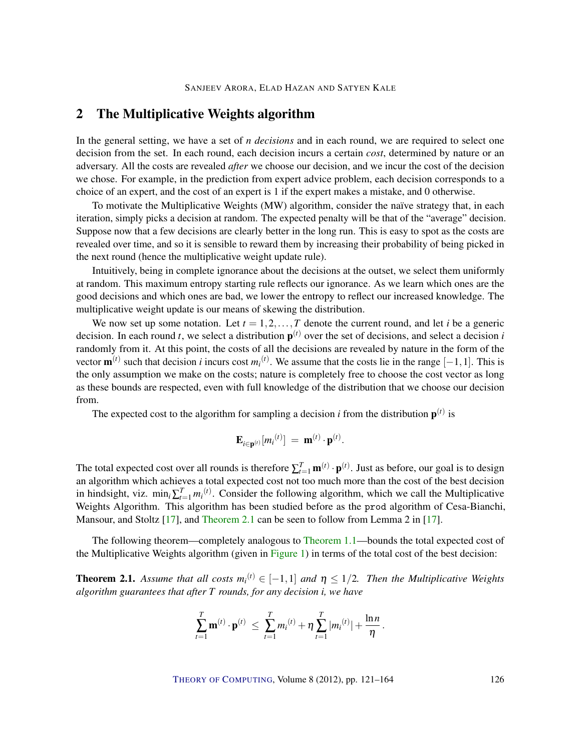## 2 The Multiplicative Weights algorithm

In the general setting, we have a set of *n decisions* and in each round, we are required to select one decision from the set. In each round, each decision incurs a certain *cost*, determined by nature or an adversary. All the costs are revealed *after* we choose our decision, and we incur the cost of the decision we chose. For example, in the prediction from expert advice problem, each decision corresponds to a choice of an expert, and the cost of an expert is 1 if the expert makes a mistake, and 0 otherwise.

To motivate the Multiplicative Weights (MW) algorithm, consider the naïve strategy that, in each iteration, simply picks a decision at random. The expected penalty will be that of the "average" decision. Suppose now that a few decisions are clearly better in the long run. This is easy to spot as the costs are revealed over time, and so it is sensible to reward them by increasing their probability of being picked in the next round (hence the multiplicative weight update rule).

Intuitively, being in complete ignorance about the decisions at the outset, we select them uniformly at random. This maximum entropy starting rule reflects our ignorance. As we learn which ones are the good decisions and which ones are bad, we lower the entropy to reflect our increased knowledge. The multiplicative weight update is our means of skewing the distribution.

We now set up some notation. Let $t = 1, 2, \ldots, T$ denote the current round, and let $i$ be a generic decision. In each round $t$, we select a distribution $\mathbf{p}^{(t)}$ over the set of decisions, and select a decision $i$ randomly from it. At this point, the costs of all the decisions are revealed by nature in the form of the vector $\mathbf{m}^{(t)}$ such that decision $i$ incurs cost $m_i{}^{(t)}$. We assume that the costs lie in the range $[-1, 1]$. This is the only assumption we make on the costs; nature is completely free to choose the cost vector as long as these bounds are respected, even with full knowledge of the distribution that we choose our decision from.

The expected cost to the algorithm for sampling a decision $i$ from the distribution $\mathbf{p}^{(t)}$ is

$$\mathbf{E}_{i \in \mathbf{p}^{(t)}}[m_i{}^{(t)}] \;=\; \mathbf{m}^{(t)} \cdot \mathbf{p}^{(t)}.$$

The total expected cost over all rounds is therefore $\sum_{t=1}^{T} \mathbf{m}^{(t)} \cdot \mathbf{p}^{(t)}$. Just as before, our goal is to design an algorithm which achieves a total expected cost not too much more than the cost of the best decision in hindsight, viz. $\min_i \sum_{t=1}^{T} m_i{}^{(t)}$. Consider the following algorithm, which we call the Multiplicative Weights Algorithm. This algorithm has been studied before as the `prod` algorithm of Cesa-Bianchi, Mansour, and Stoltz [17], and Theorem 2.1 can be seen to follow from Lemma 2 in [17].

The following theorem—completely analogous to Theorem 1.1—bounds the total expected cost of the Multiplicative Weights algorithm (given in Figure 1) in terms of the total cost of the best decision:

**Theorem 2.1.** *Assume that all costs $m_i{}^{(t)} \in [-1, 1]$ and $\eta \leq 1/2$. Then the Multiplicative Weights algorithm guarantees that after $T$ rounds, for any decision $i$, we have*

$$\sum_{t=1}^{T} \mathbf{m}^{(t)} \cdot \mathbf{p}^{(t)} \;\leq\; \sum_{t=1}^{T} m_i{}^{(t)} + \eta \sum_{t=1}^{T} |m_i{}^{(t)}| + \frac{\ln n}{\eta}.$$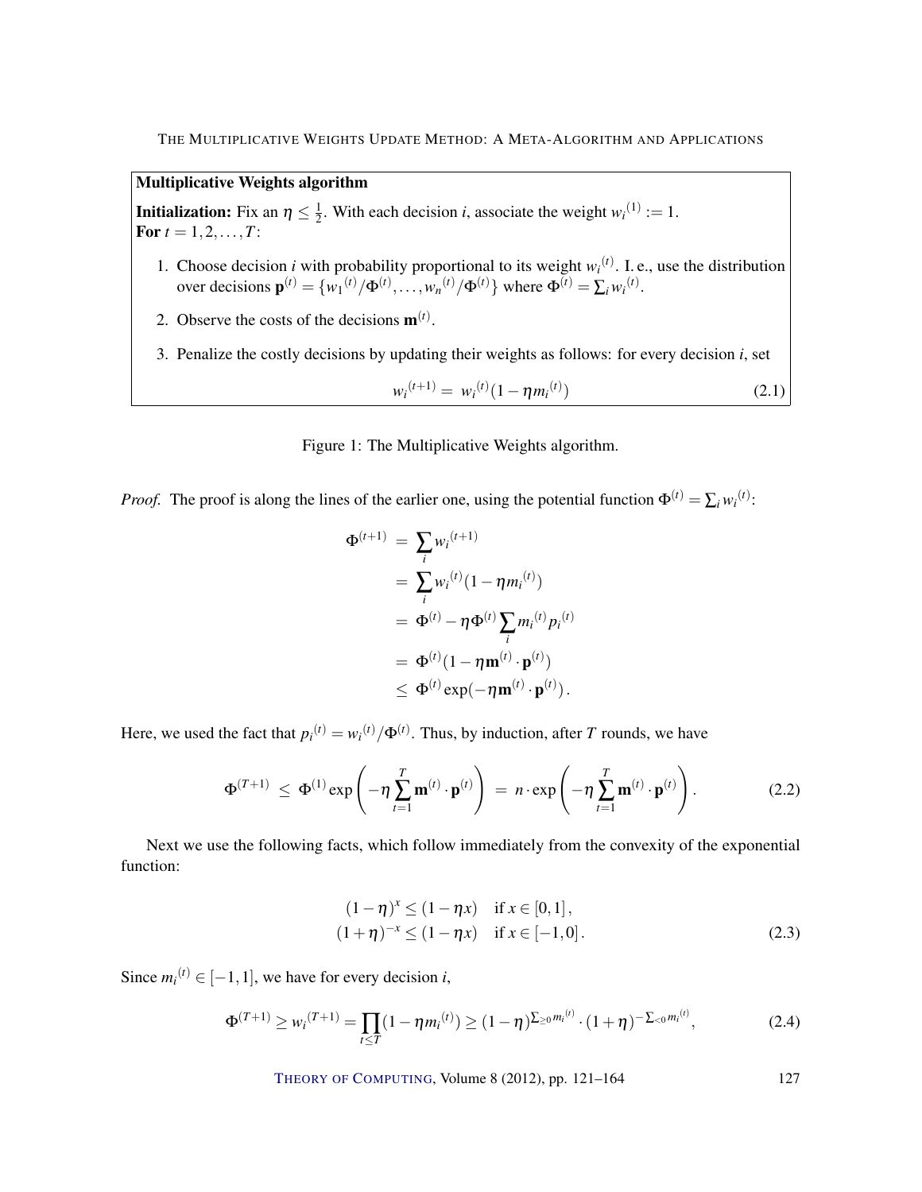**Multiplicative Weights algorithm**

**Initialization:** Fix an $\eta \leq \frac{1}{2}$. With each decision $i$, associate the weight $w_i^{(1)} := 1$.
**For** $t = 1, 2, \ldots, T$:

1. Choose decision $i$ with probability proportional to its weight $w_i^{(t)}$. I. e., use the distribution over decisions $\mathbf{p}^{(t)} = \{w_1^{(t)}/\Phi^{(t)}, \ldots, w_n^{(t)}/\Phi^{(t)}\}$ where $\Phi^{(t)} = \sum_i w_i^{(t)}$.

2. Observe the costs of the decisions $\mathbf{m}^{(t)}$.

3. Penalize the costly decisions by updating their weights as follows: for every decision $i$, set

$$w_i^{(t+1)} = w_i^{(t)}(1 - \eta m_i^{(t)}) \tag{2.1}$$

Figure 1: The Multiplicative Weights algorithm.

*Proof.* The proof is along the lines of the earlier one, using the potential function $\Phi^{(t)} = \sum_i w_i^{(t)}$:

$$\begin{aligned}
\Phi^{(t+1)} &= \sum_i w_i^{(t+1)} \\
&= \sum_i w_i^{(t)}(1 - \eta m_i^{(t)}) \\
&= \Phi^{(t)} - \eta \Phi^{(t)} \sum_i m_i^{(t)} p_i^{(t)} \\
&= \Phi^{(t)}(1 - \eta \mathbf{m}^{(t)} \cdot \mathbf{p}^{(t)}) \\
&\leq \Phi^{(t)} \exp(-\eta \mathbf{m}^{(t)} \cdot \mathbf{p}^{(t)}) .
\end{aligned}$$

Here, we used the fact that $p_i^{(t)} = w_i^{(t)}/\Phi^{(t)}$. Thus, by induction, after $T$ rounds, we have

$$\Phi^{(T+1)} \leq \Phi^{(1)} \exp\left(-\eta \sum_{t=1}^{T} \mathbf{m}^{(t)} \cdot \mathbf{p}^{(t)}\right) = n \cdot \exp\left(-\eta \sum_{t=1}^{T} \mathbf{m}^{(t)} \cdot \mathbf{p}^{(t)}\right) . \tag{2.2}$$

Next we use the following facts, which follow immediately from the convexity of the exponential function:

$$\begin{aligned}
(1-\eta)^x &\leq (1 - \eta x) \quad \text{if } x \in [0,1] , \\
(1+\eta)^{-x} &\leq (1 - \eta x) \quad \text{if } x \in [-1,0] .
\end{aligned} \tag{2.3}$$

Since $m_i^{(t)} \in [-1,1]$, we have for every decision $i$,

$$\Phi^{(T+1)} \geq w_i^{(T+1)} = \prod_{t \leq T}(1 - \eta m_i^{(t)}) \geq (1-\eta)^{\sum_{\geq 0} m_i^{(t)}} \cdot (1+\eta)^{-\sum_{<0} m_i^{(t)}} , \tag{2.4}$$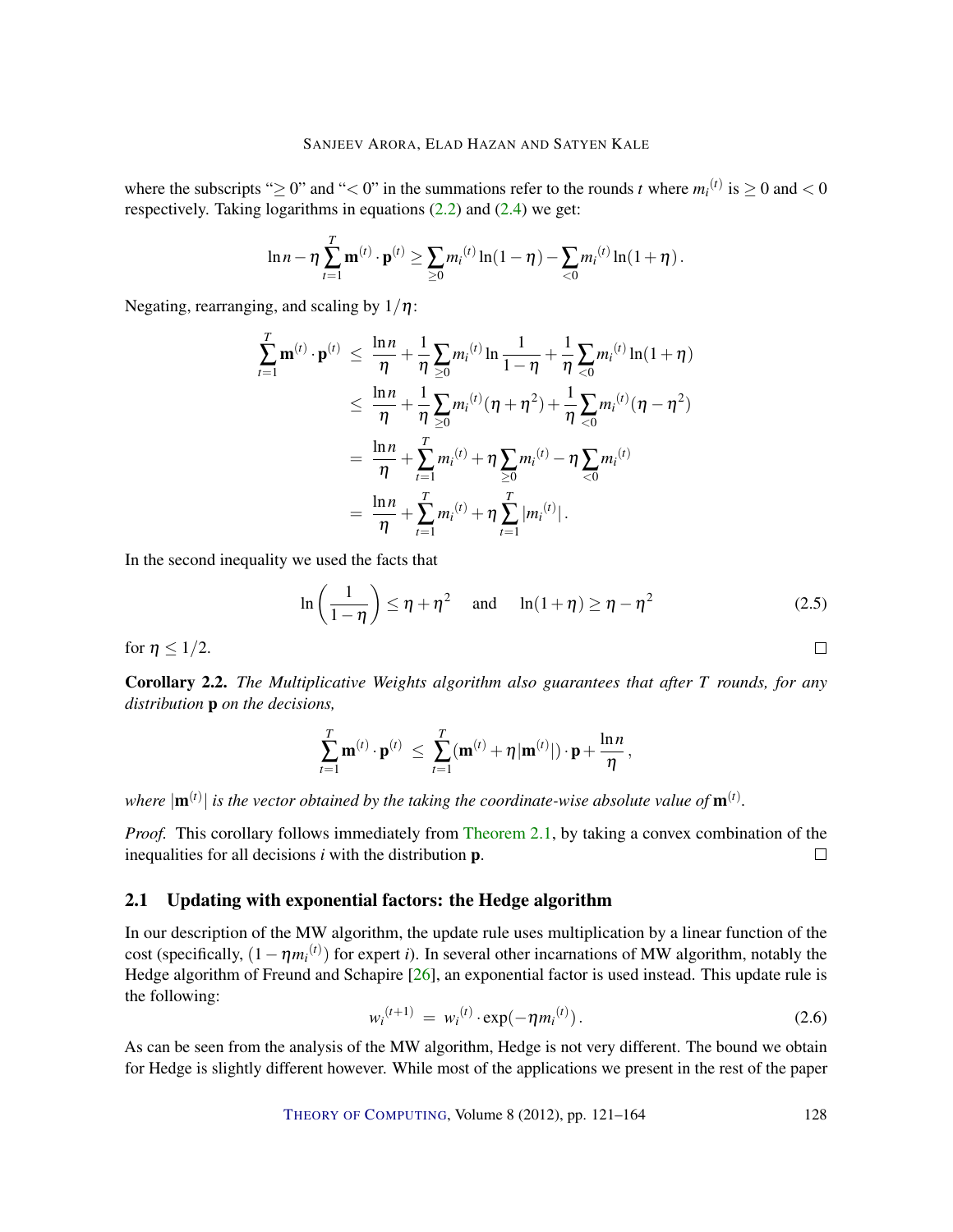where the subscripts "$\geq 0$" and "$< 0$" in the summations refer to the rounds $t$ where ${m_i}^{(t)}$ is $\geq 0$ and $< 0$ respectively. Taking logarithms in equations (2.2) and (2.4) we get:

$$\ln n - \eta \sum_{t=1}^{T} \mathbf{m}^{(t)} \cdot \mathbf{p}^{(t)} \geq \sum_{\geq 0} {m_i}^{(t)} \ln(1-\eta) - \sum_{<0} {m_i}^{(t)} \ln(1+\eta)\,.$$

Negating, rearranging, and scaling by $1/\eta$:

$$\begin{aligned}
\sum_{t=1}^{T} \mathbf{m}^{(t)} \cdot \mathbf{p}^{(t)} &\leq \frac{\ln n}{\eta} + \frac{1}{\eta} \sum_{\geq 0} {m_i}^{(t)} \ln \frac{1}{1-\eta} + \frac{1}{\eta} \sum_{<0} {m_i}^{(t)} \ln(1+\eta) \\
&\leq \frac{\ln n}{\eta} + \frac{1}{\eta} \sum_{\geq 0} {m_i}^{(t)} (\eta + \eta^2) + \frac{1}{\eta} \sum_{<0} {m_i}^{(t)} (\eta - \eta^2) \\
&= \frac{\ln n}{\eta} + \sum_{t=1}^{T} {m_i}^{(t)} + \eta \sum_{\geq 0} {m_i}^{(t)} - \eta \sum_{<0} {m_i}^{(t)} \\
&= \frac{\ln n}{\eta} + \sum_{t=1}^{T} {m_i}^{(t)} + \eta \sum_{t=1}^{T} |{m_i}^{(t)}|\,.
\end{aligned}$$

In the second inequality we used the facts that

$$\ln\left(\frac{1}{1-\eta}\right) \leq \eta + \eta^2 \quad \text{and} \quad \ln(1+\eta) \geq \eta - \eta^2 \tag{2.5}$$

for $\eta \leq 1/2$. □

**Corollary 2.2.** *The Multiplicative Weights algorithm also guarantees that after $T$ rounds, for any distribution* $\mathbf{p}$ *on the decisions,*

$$\sum_{t=1}^{T} \mathbf{m}^{(t)} \cdot \mathbf{p}^{(t)} \leq \sum_{t=1}^{T} (\mathbf{m}^{(t)} + \eta |\mathbf{m}^{(t)}|) \cdot \mathbf{p} + \frac{\ln n}{\eta}\,,$$

*where $|\mathbf{m}^{(t)}|$ is the vector obtained by the taking the coordinate-wise absolute value of $\mathbf{m}^{(t)}$.*

*Proof.* This corollary follows immediately from Theorem 2.1, by taking a convex combination of the inequalities for all decisions $i$ with the distribution $\mathbf{p}$. □

### 2.1 Updating with exponential factors: the Hedge algorithm

In our description of the MW algorithm, the update rule uses multiplication by a linear function of the cost (specifically, $(1 - \eta {m_i}^{(t)})$ for expert $i$). In several other incarnations of MW algorithm, notably the Hedge algorithm of Freund and Schapire [26], an exponential factor is used instead. This update rule is the following:

$$ {w_i}^{(t+1)} = {w_i}^{(t)} \cdot \exp(-\eta {m_i}^{(t)})\,. \tag{2.6}$$

As can be seen from the analysis of the MW algorithm, Hedge is not very different. The bound we obtain for Hedge is slightly different however. While most of the applications we present in the rest of the paper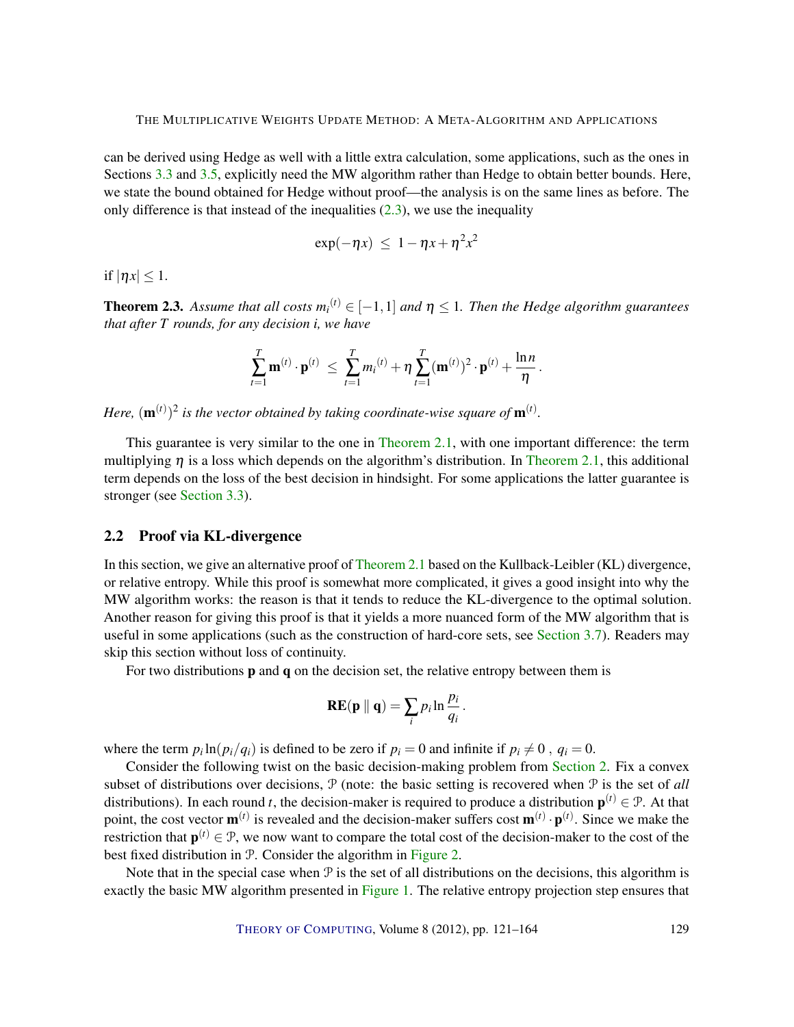can be derived using Hedge as well with a little extra calculation, some applications, such as the ones in Sections 3.3 and 3.5, explicitly need the MW algorithm rather than Hedge to obtain better bounds. Here, we state the bound obtained for Hedge without proof—the analysis is on the same lines as before. The only difference is that instead of the inequalities (2.3), we use the inequality

$$\exp(-\eta x) \;\le\; 1-\eta x+\eta^2 x^2$$

if $|\eta x| \le 1$.

**Theorem 2.3.** *Assume that all costs $m_i^{(t)} \in [-1,1]$ and $\eta \le 1$. Then the Hedge algorithm guarantees that after $T$ rounds, for any decision $i$, we have*

$$\sum_{t=1}^{T} \mathbf{m}^{(t)} \cdot \mathbf{p}^{(t)} \;\le\; \sum_{t=1}^{T} m_i^{(t)} + \eta \sum_{t=1}^{T} (\mathbf{m}^{(t)})^2 \cdot \mathbf{p}^{(t)} + \frac{\ln n}{\eta}\,.$$

*Here, $(\mathbf{m}^{(t)})^2$ is the vector obtained by taking coordinate-wise square of $\mathbf{m}^{(t)}$.*

This guarantee is very similar to the one in Theorem 2.1, with one important difference: the term multiplying $\eta$ is a loss which depends on the algorithm's distribution. In Theorem 2.1, this additional term depends on the loss of the best decision in hindsight. For some applications the latter guarantee is stronger (see Section 3.3).

## 2.2 Proof via KL-divergence

In this section, we give an alternative proof of Theorem 2.1 based on the Kullback-Leibler (KL) divergence, or relative entropy. While this proof is somewhat more complicated, it gives a good insight into why the MW algorithm works: the reason is that it tends to reduce the KL-divergence to the optimal solution. Another reason for giving this proof is that it yields a more nuanced form of the MW algorithm that is useful in some applications (such as the construction of hard-core sets, see Section 3.7). Readers may skip this section without loss of continuity.

For two distributions $\mathbf{p}$ and $\mathbf{q}$ on the decision set, the relative entropy between them is

$$\mathbf{RE}(\mathbf{p} \parallel \mathbf{q}) = \sum_i p_i \ln \frac{p_i}{q_i}\,.$$

where the term $p_i \ln(p_i/q_i)$ is defined to be zero if $p_i = 0$ and infinite if $p_i \neq 0$ , $q_i = 0$.

Consider the following twist on the basic decision-making problem from Section 2. Fix a convex subset of distributions over decisions, $\mathcal{P}$ (note: the basic setting is recovered when $\mathcal{P}$ is the set of *all* distributions). In each round $t$, the decision-maker is required to produce a distribution $\mathbf{p}^{(t)} \in \mathcal{P}$. At that point, the cost vector $\mathbf{m}^{(t)}$ is revealed and the decision-maker suffers cost $\mathbf{m}^{(t)} \cdot \mathbf{p}^{(t)}$. Since we make the restriction that $\mathbf{p}^{(t)} \in \mathcal{P}$, we now want to compare the total cost of the decision-maker to the cost of the best fixed distribution in $\mathcal{P}$. Consider the algorithm in Figure 2.

Note that in the special case when $\mathcal{P}$ is the set of all distributions on the decisions, this algorithm is exactly the basic MW algorithm presented in Figure 1. The relative entropy projection step ensures that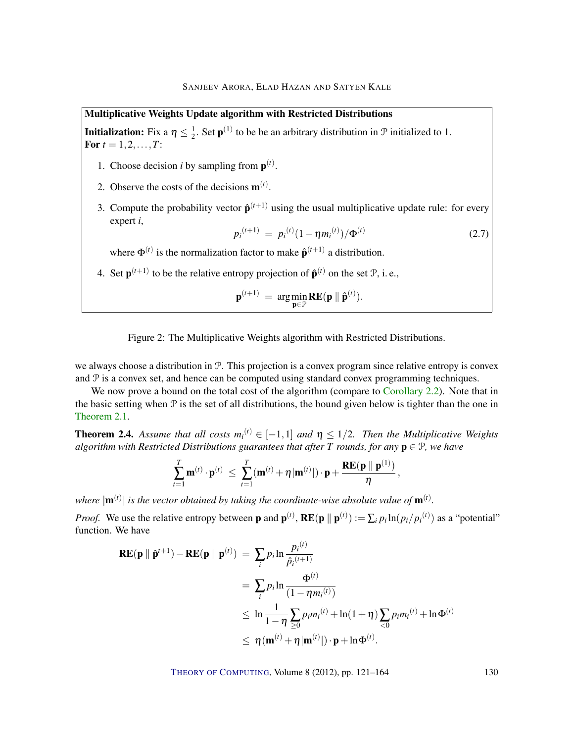**Multiplicative Weights Update algorithm with Restricted Distributions**

**Initialization:** Fix a $\eta \leq \frac{1}{2}$. Set $\mathbf{p}^{(1)}$ to be be an arbitrary distribution in $\mathcal{P}$ initialized to 1.
**For** $t = 1, 2, \ldots, T$:

1. Choose decision $i$ by sampling from $\mathbf{p}^{(t)}$.
2. Observe the costs of the decisions $\mathbf{m}^{(t)}$.
3. Compute the probability vector $\hat{\mathbf{p}}^{(t+1)}$ using the usual multiplicative update rule: for every expert $i$,
$$p_i^{(t+1)} = p_i^{(t)}(1 - \eta m_i^{(t)})/\Phi^{(t)} \tag{2.7}$$
where $\Phi^{(t)}$ is the normalization factor to make $\hat{\mathbf{p}}^{(t+1)}$ a distribution.
4. Set $\mathbf{p}^{(t+1)}$ to be the relative entropy projection of $\hat{\mathbf{p}}^{(t)}$ on the set $\mathcal{P}$, i. e.,
$$\mathbf{p}^{(t+1)} = \arg\min_{\mathbf{p} \in \mathcal{P}} \mathbf{RE}(\mathbf{p} \parallel \hat{\mathbf{p}}^{(t)}).$$

Figure 2: The Multiplicative Weights algorithm with Restricted Distributions.

we always choose a distribution in $\mathcal{P}$. This projection is a convex program since relative entropy is convex and $\mathcal{P}$ is a convex set, and hence can be computed using standard convex programming techniques.

We now prove a bound on the total cost of the algorithm (compare to Corollary 2.2). Note that in the basic setting when $\mathcal{P}$ is the set of all distributions, the bound given below is tighter than the one in Theorem 2.1.

**Theorem 2.4.** *Assume that all costs $m_i^{(t)} \in [-1, 1]$ and $\eta \leq 1/2$. Then the Multiplicative Weights algorithm with Restricted Distributions guarantees that after $T$ rounds, for any $\mathbf{p} \in \mathcal{P}$, we have*

$$\sum_{t=1}^{T} \mathbf{m}^{(t)} \cdot \mathbf{p}^{(t)} \leq \sum_{t=1}^{T} (\mathbf{m}^{(t)} + \eta |\mathbf{m}^{(t)}|) \cdot \mathbf{p} + \frac{\mathbf{RE}(\mathbf{p} \parallel \mathbf{p}^{(1)})}{\eta},$$

*where $|\mathbf{m}^{(t)}|$ is the vector obtained by taking the coordinate-wise absolute value of $\mathbf{m}^{(t)}$.*

*Proof.* We use the relative entropy between $\mathbf{p}$ and $\mathbf{p}^{(t)}$, $\mathbf{RE}(\mathbf{p} \parallel \mathbf{p}^{(t)}) := \sum_i p_i \ln(p_i/p_i^{(t)})$ as a "potential" function. We have

$$\begin{aligned}
\mathbf{RE}(\mathbf{p} \parallel \hat{\mathbf{p}}^{t+1}) - \mathbf{RE}(\mathbf{p} \parallel \mathbf{p}^{(t)}) &= \sum_i p_i \ln \frac{p_i^{(t)}}{\hat{p}_i^{(t+1)}} \\
&= \sum_i p_i \ln \frac{\Phi^{(t)}}{(1 - \eta m_i^{(t)})} \\
&\leq \ln \frac{1}{1-\eta} \sum_{\geq 0} p_i m_i^{(t)} + \ln(1+\eta) \sum_{<0} p_i m_i^{(t)} + \ln \Phi^{(t)} \\
&\leq \eta (\mathbf{m}^{(t)} + \eta |\mathbf{m}^{(t)}|) \cdot \mathbf{p} + \ln \Phi^{(t)}.
\end{aligned}$$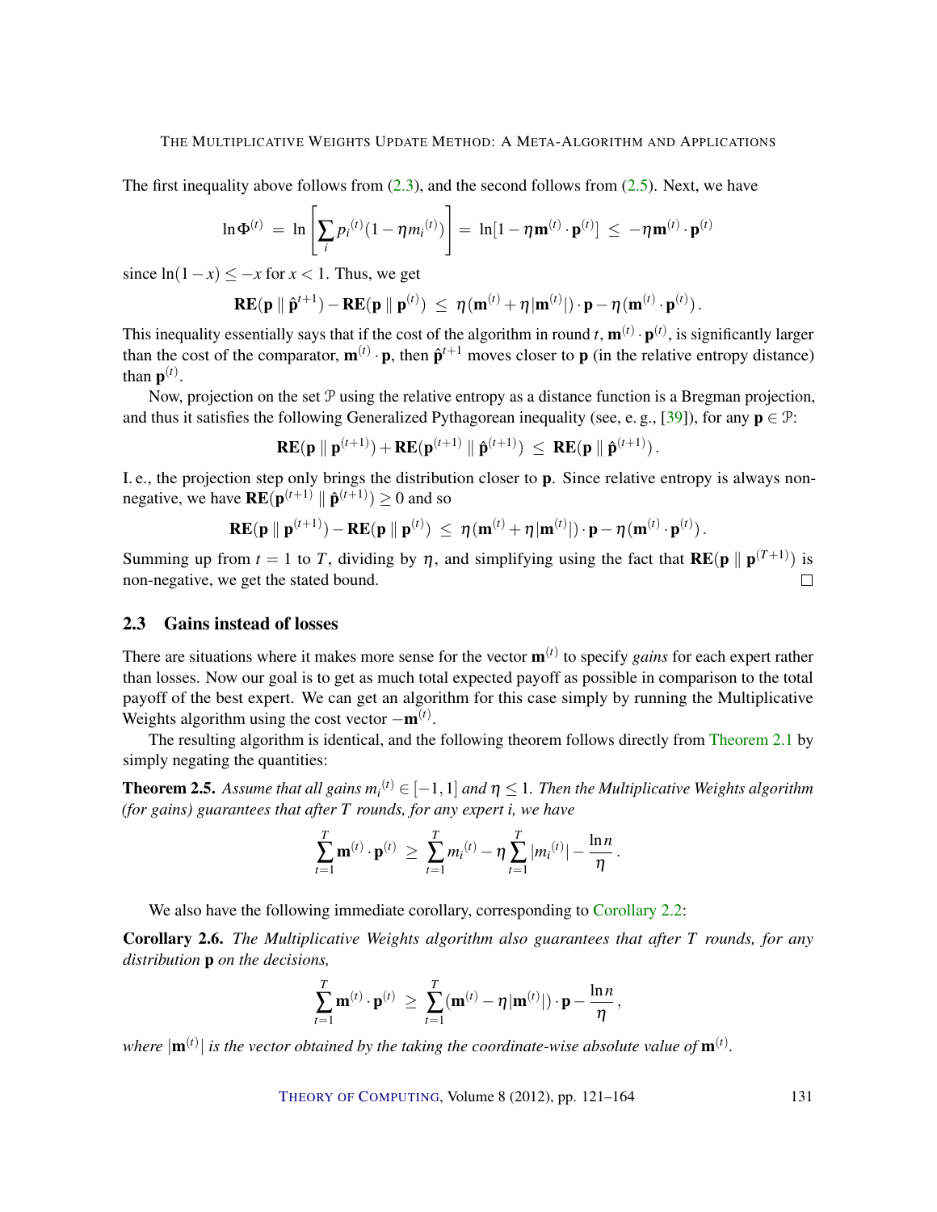The first inequality above follows from (2.3), and the second follows from (2.5). Next, we have

$$\ln \Phi^{(t)} \;=\; \ln\left[\sum_i p_i{}^{(t)}(1-\eta m_i{}^{(t)})\right] \;=\; \ln[1-\eta \mathbf{m}^{(t)}\cdot\mathbf{p}^{(t)}] \;\leq\; -\eta \mathbf{m}^{(t)}\cdot\mathbf{p}^{(t)}$$

since $\ln(1-x) \leq -x$ for $x < 1$. Thus, we get

$$\mathbf{RE}(\mathbf{p} \parallel \hat{\mathbf{p}}^{t+1}) - \mathbf{RE}(\mathbf{p} \parallel \mathbf{p}^{(t)}) \;\leq\; \eta(\mathbf{m}^{(t)} + \eta|\mathbf{m}^{(t)}|)\cdot\mathbf{p} - \eta(\mathbf{m}^{(t)}\cdot\mathbf{p}^{(t)})\,.$$

This inequality essentially says that if the cost of the algorithm in round $t$, $\mathbf{m}^{(t)}\cdot\mathbf{p}^{(t)}$, is significantly larger than the cost of the comparator, $\mathbf{m}^{(t)}\cdot\mathbf{p}$, then $\hat{\mathbf{p}}^{t+1}$ moves closer to $\mathbf{p}$ (in the relative entropy distance) than $\mathbf{p}^{(t)}$.

Now, projection on the set $\mathcal{P}$ using the relative entropy as a distance function is a Bregman projection, and thus it satisfies the following Generalized Pythagorean inequality (see, e. g., [39]), for any $\mathbf{p} \in \mathcal{P}$:

$$\mathbf{RE}(\mathbf{p} \parallel \mathbf{p}^{(t+1)}) + \mathbf{RE}(\mathbf{p}^{(t+1)} \parallel \hat{\mathbf{p}}^{(t+1)}) \;\leq\; \mathbf{RE}(\mathbf{p} \parallel \hat{\mathbf{p}}^{(t+1)})\,.$$

I. e., the projection step only brings the distribution closer to $\mathbf{p}$. Since relative entropy is always non-negative, we have $\mathbf{RE}(\mathbf{p}^{(t+1)} \parallel \hat{\mathbf{p}}^{(t+1)}) \geq 0$ and so

$$\mathbf{RE}(\mathbf{p} \parallel \mathbf{p}^{(t+1)}) - \mathbf{RE}(\mathbf{p} \parallel \mathbf{p}^{(t)}) \;\leq\; \eta(\mathbf{m}^{(t)} + \eta|\mathbf{m}^{(t)}|)\cdot\mathbf{p} - \eta(\mathbf{m}^{(t)}\cdot\mathbf{p}^{(t)})\,.$$

Summing up from $t = 1$ to $T$, dividing by $\eta$, and simplifying using the fact that $\mathbf{RE}(\mathbf{p} \parallel \mathbf{p}^{(T+1)})$ is non-negative, we get the stated bound. □

## 2.3 Gains instead of losses

There are situations where it makes more sense for the vector $\mathbf{m}^{(t)}$ to specify *gains* for each expert rather than losses. Now our goal is to get as much total expected payoff as possible in comparison to the total payoff of the best expert. We can get an algorithm for this case simply by running the Multiplicative Weights algorithm using the cost vector $-\mathbf{m}^{(t)}$.

The resulting algorithm is identical, and the following theorem follows directly from Theorem 2.1 by simply negating the quantities:

**Theorem 2.5.** *Assume that all gains $m_i{}^{(t)} \in [-1,1]$ and $\eta \leq 1$. Then the Multiplicative Weights algorithm (for gains) guarantees that after $T$ rounds, for any expert $i$, we have*

$$\sum_{t=1}^{T} \mathbf{m}^{(t)}\cdot\mathbf{p}^{(t)} \;\geq\; \sum_{t=1}^{T} m_i{}^{(t)} - \eta\sum_{t=1}^{T}|m_i{}^{(t)}| - \frac{\ln n}{\eta}\,.$$

We also have the following immediate corollary, corresponding to Corollary 2.2:

**Corollary 2.6.** *The Multiplicative Weights algorithm also guarantees that after $T$ rounds, for any distribution $\mathbf{p}$ on the decisions,*

$$\sum_{t=1}^{T} \mathbf{m}^{(t)}\cdot\mathbf{p}^{(t)} \;\geq\; \sum_{t=1}^{T}(\mathbf{m}^{(t)} - \eta|\mathbf{m}^{(t)}|)\cdot\mathbf{p} - \frac{\ln n}{\eta}\,,$$

*where $|\mathbf{m}^{(t)}|$ is the vector obtained by the taking the coordinate-wise absolute value of $\mathbf{m}^{(t)}$.*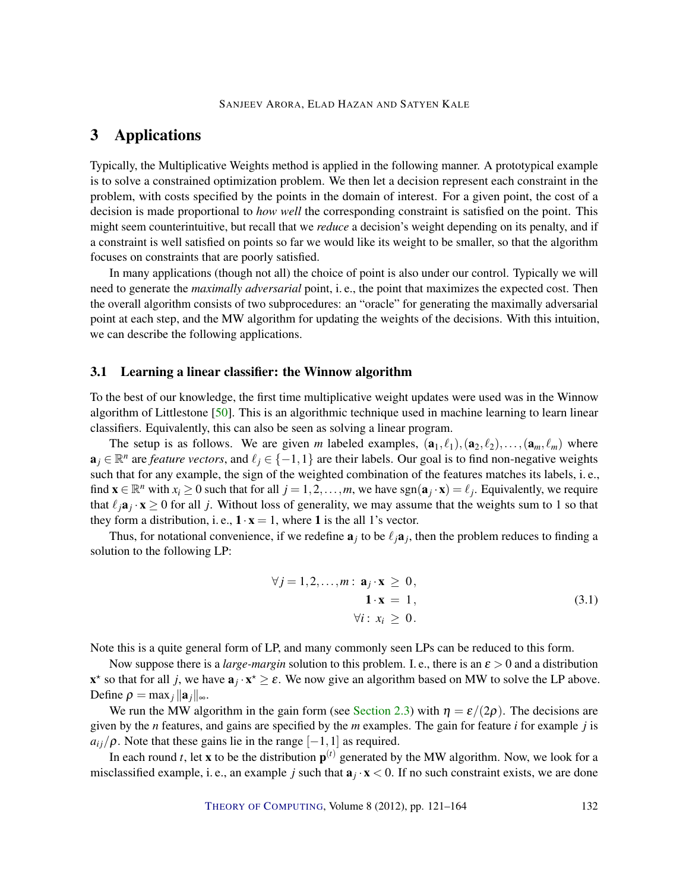# 3 Applications

Typically, the Multiplicative Weights method is applied in the following manner. A prototypical example is to solve a constrained optimization problem. We then let a decision represent each constraint in the problem, with costs specified by the points in the domain of interest. For a given point, the cost of a decision is made proportional to *how well* the corresponding constraint is satisfied on the point. This might seem counterintuitive, but recall that we *reduce* a decision's weight depending on its penalty, and if a constraint is well satisfied on points so far we would like its weight to be smaller, so that the algorithm focuses on constraints that are poorly satisfied.

In many applications (though not all) the choice of point is also under our control. Typically we will need to generate the *maximally adversarial* point, i. e., the point that maximizes the expected cost. Then the overall algorithm consists of two subprocedures: an "oracle" for generating the maximally adversarial point at each step, and the MW algorithm for updating the weights of the decisions. With this intuition, we can describe the following applications.

## 3.1 Learning a linear classifier: the Winnow algorithm

To the best of our knowledge, the first time multiplicative weight updates were used was in the Winnow algorithm of Littlestone [50]. This is an algorithmic technique used in machine learning to learn linear classifiers. Equivalently, this can also be seen as solving a linear program.

The setup is as follows. We are given $m$ labeled examples, $(\mathbf{a}_1, \ell_1), (\mathbf{a}_2, \ell_2), \ldots, (\mathbf{a}_m, \ell_m)$ where $\mathbf{a}_j \in \mathbb{R}^n$ are *feature vectors*, and $\ell_j \in \{-1, 1\}$ are their labels. Our goal is to find non-negative weights such that for any example, the sign of the weighted combination of the features matches its labels, i. e., find $\mathbf{x} \in \mathbb{R}^n$ with $x_i \geq 0$ such that for all $j = 1, 2, \ldots, m$, we have $\operatorname{sgn}(\mathbf{a}_j \cdot \mathbf{x}) = \ell_j$. Equivalently, we require that $\ell_j \mathbf{a}_j \cdot \mathbf{x} \geq 0$ for all $j$. Without loss of generality, we may assume that the weights sum to 1 so that they form a distribution, i. e., $\mathbf{1} \cdot \mathbf{x} = 1$, where $\mathbf{1}$ is the all 1's vector.

Thus, for notational convenience, if we redefine $\mathbf{a}_j$ to be $\ell_j \mathbf{a}_j$, then the problem reduces to finding a solution to the following LP:

$$
\begin{aligned}
\forall j = 1, 2, \ldots, m: \ \mathbf{a}_j \cdot \mathbf{x} &\geq 0, \\
\mathbf{1} \cdot \mathbf{x} &= 1, \\
\forall i: \ x_i &\geq 0.
\end{aligned}
\tag{3.1}
$$

Note this is a quite general form of LP, and many commonly seen LPs can be reduced to this form.

Now suppose there is a *large-margin* solution to this problem. I. e., there is an $\varepsilon > 0$ and a distribution $\mathbf{x}^\star$ so that for all $j$, we have $\mathbf{a}_j \cdot \mathbf{x}^\star \geq \varepsilon$. We now give an algorithm based on MW to solve the LP above. Define $\rho = \max_j \|\mathbf{a}_j\|_\infty$.

We run the MW algorithm in the gain form (see Section 2.3) with $\eta = \varepsilon/(2\rho)$. The decisions are given by the $n$ features, and gains are specified by the $m$ examples. The gain for feature $i$ for example $j$ is $a_{ij}/\rho$. Note that these gains lie in the range $[-1, 1]$ as required.

In each round $t$, let $\mathbf{x}$ to be the distribution $\mathbf{p}^{(t)}$ generated by the MW algorithm. Now, we look for a misclassified example, i. e., an example $j$ such that $\mathbf{a}_j \cdot \mathbf{x} < 0$. If no such constraint exists, we are done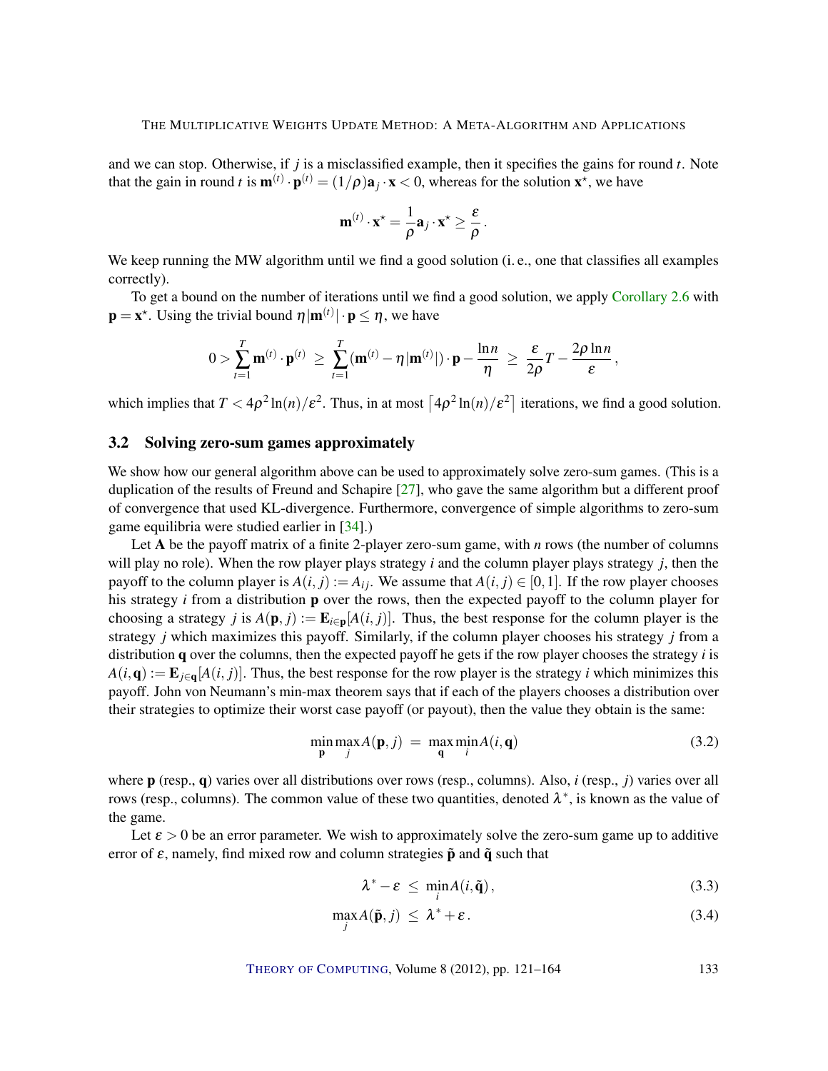and we can stop. Otherwise, if $j$ is a misclassified example, then it specifies the gains for round $t$. Note that the gain in round $t$ is $\mathbf{m}^{(t)} \cdot \mathbf{p}^{(t)} = (1/\rho)\mathbf{a}_j \cdot \mathbf{x} < 0$, whereas for the solution $\mathbf{x}^\star$, we have

$$\mathbf{m}^{(t)} \cdot \mathbf{x}^\star = \frac{1}{\rho}\mathbf{a}_j \cdot \mathbf{x}^\star \geq \frac{\varepsilon}{\rho}.$$

We keep running the MW algorithm until we find a good solution (i. e., one that classifies all examples correctly).

To get a bound on the number of iterations until we find a good solution, we apply Corollary 2.6 with $\mathbf{p} = \mathbf{x}^\star$. Using the trivial bound $\eta|\mathbf{m}^{(t)}| \cdot \mathbf{p} \leq \eta$, we have

$$0 > \sum_{t=1}^{T} \mathbf{m}^{(t)} \cdot \mathbf{p}^{(t)} \;\geq\; \sum_{t=1}^{T} (\mathbf{m}^{(t)} - \eta|\mathbf{m}^{(t)}|) \cdot \mathbf{p} - \frac{\ln n}{\eta} \;\geq\; \frac{\varepsilon}{2\rho}T - \frac{2\rho \ln n}{\varepsilon},$$

which implies that $T < 4\rho^2 \ln(n)/\varepsilon^2$. Thus, in at most $\lceil 4\rho^2 \ln(n)/\varepsilon^2 \rceil$ iterations, we find a good solution.

## 3.2 Solving zero-sum games approximately

We show how our general algorithm above can be used to approximately solve zero-sum games. (This is a duplication of the results of Freund and Schapire [27], who gave the same algorithm but a different proof of convergence that used KL-divergence. Furthermore, convergence of simple algorithms to zero-sum game equilibria were studied earlier in [34].)

Let $\mathbf{A}$ be the payoff matrix of a finite 2-player zero-sum game, with $n$ rows (the number of columns will play no role). When the row player plays strategy $i$ and the column player plays strategy $j$, then the payoff to the column player is $A(i, j) := A_{ij}$. We assume that $A(i, j) \in [0, 1]$. If the row player chooses his strategy $i$ from a distribution $\mathbf{p}$ over the rows, then the expected payoff to the column player for choosing a strategy $j$ is $A(\mathbf{p}, j) := \mathbf{E}_{i \in \mathbf{p}}[A(i, j)]$. Thus, the best response for the column player is the strategy $j$ which maximizes this payoff. Similarly, if the column player chooses his strategy $j$ from a distribution $\mathbf{q}$ over the columns, then the expected payoff he gets if the row player chooses the strategy $i$ is $A(i, \mathbf{q}) := \mathbf{E}_{j \in \mathbf{q}}[A(i, j)]$. Thus, the best response for the row player is the strategy $i$ which minimizes this payoff. John von Neumann's min-max theorem says that if each of the players chooses a distribution over their strategies to optimize their worst case payoff (or payout), then the value they obtain is the same:

$$\min_{\mathbf{p}} \max_{j} A(\mathbf{p}, j) \;=\; \max_{\mathbf{q}} \min_{i} A(i, \mathbf{q}) \tag{3.2}$$

where $\mathbf{p}$ (resp., $\mathbf{q}$) varies over all distributions over rows (resp., columns). Also, $i$ (resp., $j$) varies over all rows (resp., columns). The common value of these two quantities, denoted $\lambda^*$, is known as the value of the game.

Let $\varepsilon > 0$ be an error parameter. We wish to approximately solve the zero-sum game up to additive error of $\varepsilon$, namely, find mixed row and column strategies $\tilde{\mathbf{p}}$ and $\tilde{\mathbf{q}}$ such that

$$\lambda^* - \varepsilon \;\leq\; \min_{i} A(i, \tilde{\mathbf{q}}), \tag{3.3}$$

$$\max_{j} A(\tilde{\mathbf{p}}, j) \;\leq\; \lambda^* + \varepsilon. \tag{3.4}$$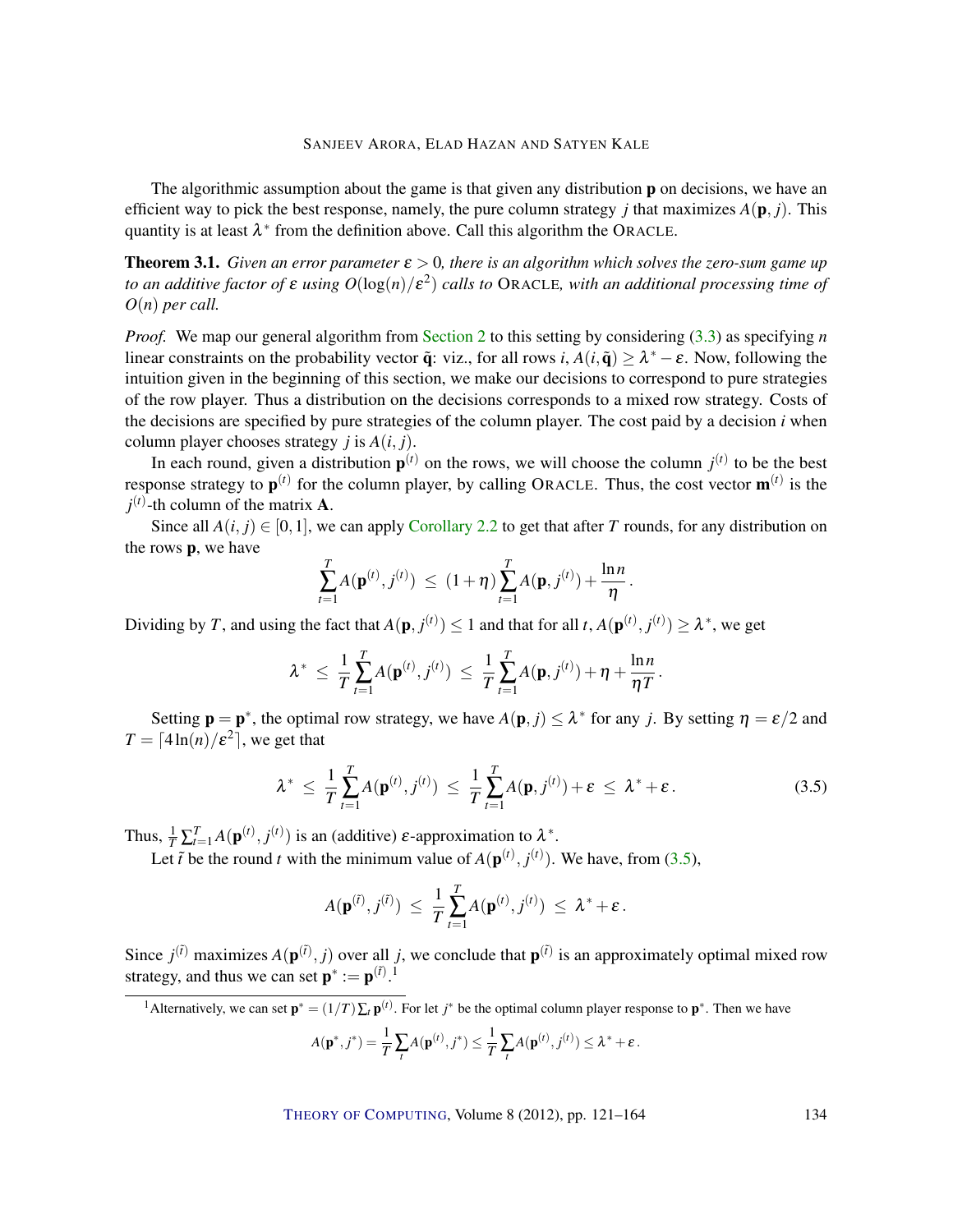The algorithmic assumption about the game is that given any distribution $\mathbf{p}$ on decisions, we have an efficient way to pick the best response, namely, the pure column strategy $j$ that maximizes $A(\mathbf{p}, j)$. This quantity is at least $\lambda^*$ from the definition above. Call this algorithm the ORACLE.

**Theorem 3.1.** *Given an error parameter $\varepsilon > 0$, there is an algorithm which solves the zero-sum game up to an additive factor of $\varepsilon$ using $O(\log(n)/\varepsilon^2)$ calls to* ORACLE*, with an additional processing time of $O(n)$ per call.*

*Proof.* We map our general algorithm from Section 2 to this setting by considering (3.3) as specifying $n$ linear constraints on the probability vector $\tilde{\mathbf{q}}$: viz., for all rows $i$, $A(i, \tilde{\mathbf{q}}) \geq \lambda^* - \varepsilon$. Now, following the intuition given in the beginning of this section, we make our decisions to correspond to pure strategies of the row player. Thus a distribution on the decisions corresponds to a mixed row strategy. Costs of the decisions are specified by pure strategies of the column player. The cost paid by a decision $i$ when column player chooses strategy $j$ is $A(i, j)$.

In each round, given a distribution $\mathbf{p}^{(t)}$ on the rows, we will choose the column $j^{(t)}$ to be the best response strategy to $\mathbf{p}^{(t)}$ for the column player, by calling ORACLE. Thus, the cost vector $\mathbf{m}^{(t)}$ is the $j^{(t)}$-th column of the matrix $\mathbf{A}$.

Since all $A(i, j) \in [0, 1]$, we can apply Corollary 2.2 to get that after $T$ rounds, for any distribution on the rows $\mathbf{p}$, we have

$$\sum_{t=1}^{T} A(\mathbf{p}^{(t)}, j^{(t)}) \;\leq\; (1+\eta) \sum_{t=1}^{T} A(\mathbf{p}, j^{(t)}) + \frac{\ln n}{\eta}\,.$$

Dividing by $T$, and using the fact that $A(\mathbf{p}, j^{(t)}) \leq 1$ and that for all $t$, $A(\mathbf{p}^{(t)}, j^{(t)}) \geq \lambda^*$, we get

$$\lambda^* \;\leq\; \frac{1}{T} \sum_{t=1}^{T} A(\mathbf{p}^{(t)}, j^{(t)}) \;\leq\; \frac{1}{T} \sum_{t=1}^{T} A(\mathbf{p}, j^{(t)}) + \eta + \frac{\ln n}{\eta T}\,.$$

Setting $\mathbf{p} = \mathbf{p}^*$, the optimal row strategy, we have $A(\mathbf{p}, j) \leq \lambda^*$ for any $j$. By setting $\eta = \varepsilon/2$ and $T = \lceil 4 \ln(n)/\varepsilon^2 \rceil$, we get that

$$\lambda^* \;\leq\; \frac{1}{T} \sum_{t=1}^{T} A(\mathbf{p}^{(t)}, j^{(t)}) \;\leq\; \frac{1}{T} \sum_{t=1}^{T} A(\mathbf{p}, j^{(t)}) + \varepsilon \;\leq\; \lambda^* + \varepsilon\,. \tag{3.5}$$

Thus, $\frac{1}{T}\sum_{t=1}^{T} A(\mathbf{p}^{(t)}, j^{(t)})$ is an (additive) $\varepsilon$-approximation to $\lambda^*$.

Let $\tilde{t}$ be the round $t$ with the minimum value of $A(\mathbf{p}^{(t)}, j^{(t)})$. We have, from (3.5),

$$A(\mathbf{p}^{(\tilde{t})}, j^{(\tilde{t})}) \;\leq\; \frac{1}{T} \sum_{t=1}^{T} A(\mathbf{p}^{(t)}, j^{(t)}) \;\leq\; \lambda^* + \varepsilon\,.$$

Since $j^{(\tilde{t})}$ maximizes $A(\mathbf{p}^{(\tilde{t})}, j)$ over all $j$, we conclude that $\mathbf{p}^{(\tilde{t})}$ is an approximately optimal mixed row strategy, and thus we can set $\mathbf{p}^* := \mathbf{p}^{(\tilde{t})}$.[1]

---

[1] Alternatively, we can set $\mathbf{p}^* = (1/T)\sum_t \mathbf{p}^{(t)}$. For let $j^*$ be the optimal column player response to $\mathbf{p}^*$. Then we have

$$A(\mathbf{p}^*, j^*) = \frac{1}{T} \sum_t A(\mathbf{p}^{(t)}, j^*) \leq \frac{1}{T} \sum_t A(\mathbf{p}^{(t)}, j^{(t)}) \leq \lambda^* + \varepsilon\,.$$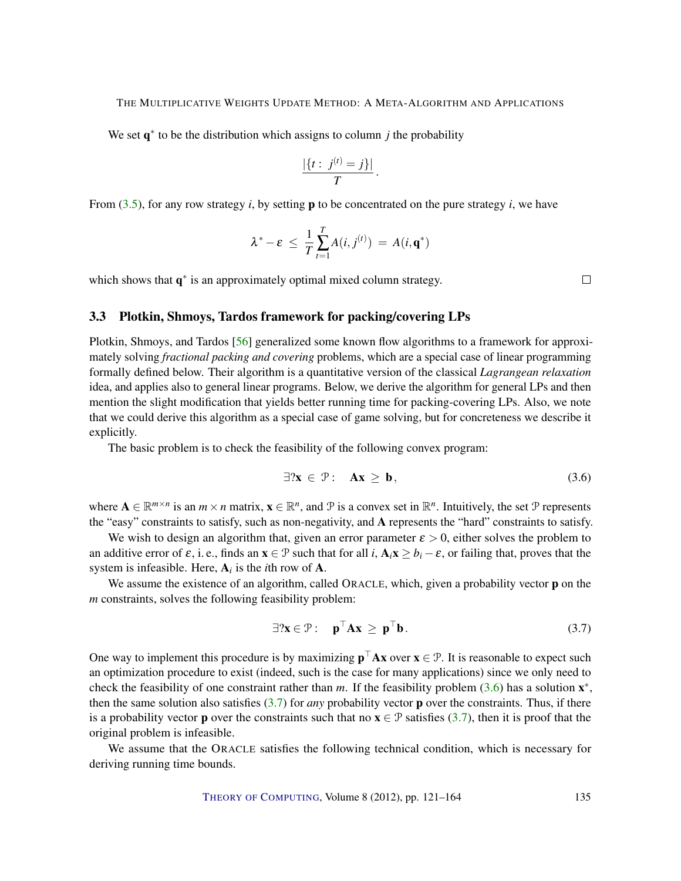We set $\mathbf{q}^*$ to be the distribution which assigns to column $j$ the probability

$$\frac{|\{t:\ j^{(t)} = j\}|}{T}.$$

From (3.5), for any row strategy $i$, by setting $\mathbf{p}$ to be concentrated on the pure strategy $i$, we have

$$\lambda^* - \varepsilon \ \leq\ \frac{1}{T}\sum_{t=1}^{T} A(i, j^{(t)}) \ =\ A(i, \mathbf{q}^*)$$

which shows that $\mathbf{q}^*$ is an approximately optimal mixed column strategy. □

### 3.3 Plotkin, Shmoys, Tardos framework for packing/covering LPs

Plotkin, Shmoys, and Tardos [56] generalized some known flow algorithms to a framework for approximately solving *fractional packing and covering* problems, which are a special case of linear programming formally defined below. Their algorithm is a quantitative version of the classical *Lagrangean relaxation* idea, and applies also to general linear programs. Below, we derive the algorithm for general LPs and then mention the slight modification that yields better running time for packing-covering LPs. Also, we note that we could derive this algorithm as a special case of game solving, but for concreteness we describe it explicitly.

The basic problem is to check the feasibility of the following convex program:

$$\exists ? \mathbf{x} \in \mathcal{P}: \quad \mathbf{A}\mathbf{x} \geq \mathbf{b}, \tag{3.6}$$

where $\mathbf{A} \in \mathbb{R}^{m \times n}$ is an $m \times n$ matrix, $\mathbf{x} \in \mathbb{R}^n$, and $\mathcal{P}$ is a convex set in $\mathbb{R}^n$. Intuitively, the set $\mathcal{P}$ represents the "easy" constraints to satisfy, such as non-negativity, and $\mathbf{A}$ represents the "hard" constraints to satisfy.

We wish to design an algorithm that, given an error parameter $\varepsilon > 0$, either solves the problem to an additive error of $\varepsilon$, i. e., finds an $\mathbf{x} \in \mathcal{P}$ such that for all $i$, $\mathbf{A}_i\mathbf{x} \geq b_i - \varepsilon$, or failing that, proves that the system is infeasible. Here, $\mathbf{A}_i$ is the $i$th row of $\mathbf{A}$.

We assume the existence of an algorithm, called ORACLE, which, given a probability vector $\mathbf{p}$ on the $m$ constraints, solves the following feasibility problem:

$$\exists ? \mathbf{x} \in \mathcal{P}: \quad \mathbf{p}^\top \mathbf{A}\mathbf{x} \geq \mathbf{p}^\top \mathbf{b}. \tag{3.7}$$

One way to implement this procedure is by maximizing $\mathbf{p}^\top \mathbf{A}\mathbf{x}$ over $\mathbf{x} \in \mathcal{P}$. It is reasonable to expect such an optimization procedure to exist (indeed, such is the case for many applications) since we only need to check the feasibility of one constraint rather than $m$. If the feasibility problem (3.6) has a solution $\mathbf{x}^*$, then the same solution also satisfies (3.7) for *any* probability vector $\mathbf{p}$ over the constraints. Thus, if there is a probability vector $\mathbf{p}$ over the constraints such that no $\mathbf{x} \in \mathcal{P}$ satisfies (3.7), then it is proof that the original problem is infeasible.

We assume that the ORACLE satisfies the following technical condition, which is necessary for deriving running time bounds.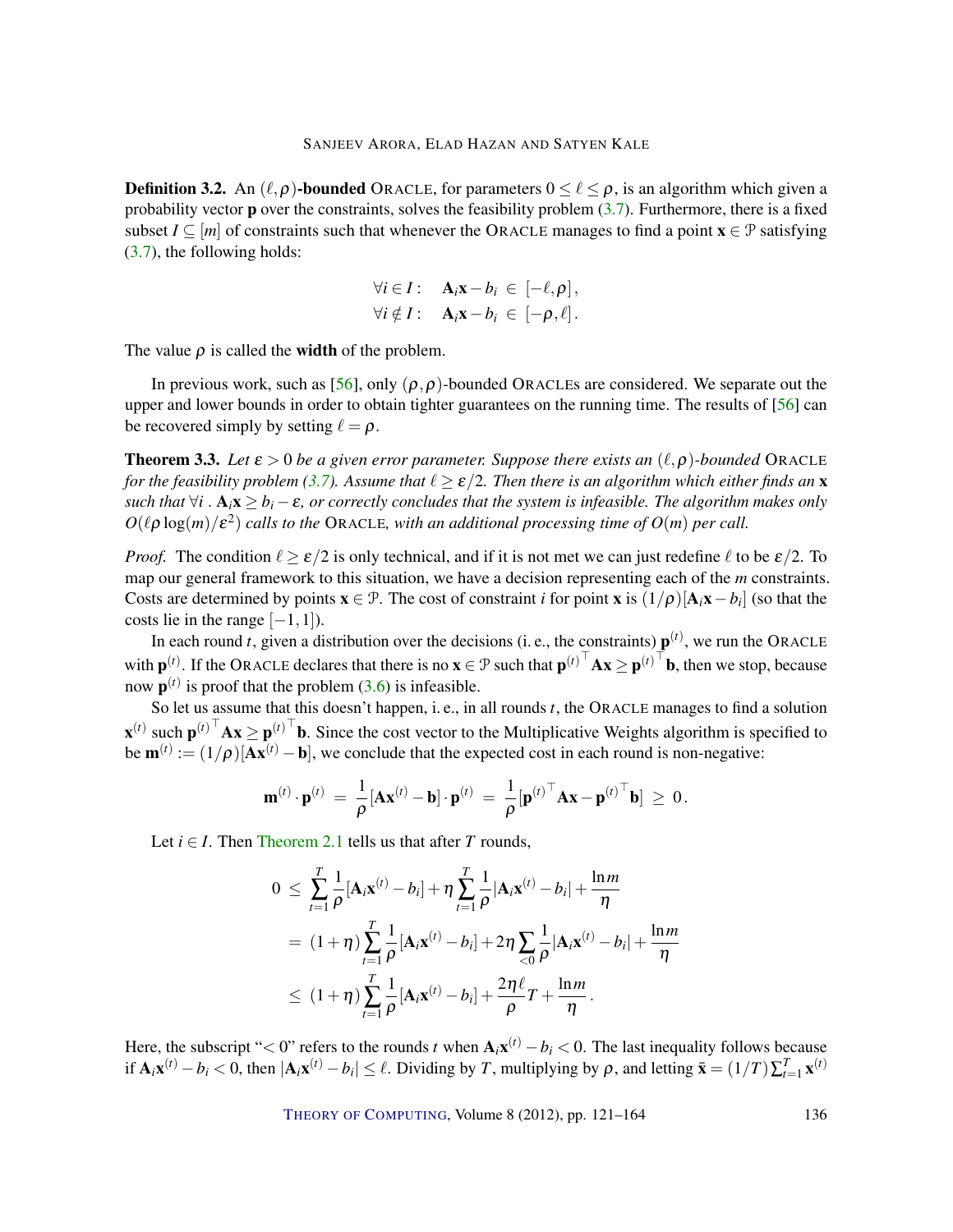**Definition 3.2.** An $(\ell,\rho)$**-bounded** ORACLE, for parameters $0 \le \ell \le \rho$, is an algorithm which given a probability vector $\mathbf{p}$ over the constraints, solves the feasibility problem (3.7). Furthermore, there is a fixed subset $I \subseteq [m]$ of constraints such that whenever the ORACLE manages to find a point $\mathbf{x} \in \mathcal{P}$ satisfying (3.7), the following holds:

$$
\begin{aligned}
\forall i \in I: &\quad \mathbf{A}_i\mathbf{x} - b_i \in [-\ell, \rho]\,,\\
\forall i \notin I: &\quad \mathbf{A}_i\mathbf{x} - b_i \in [-\rho, \ell]\,.
\end{aligned}
$$

The value $\rho$ is called the **width** of the problem.

In previous work, such as [56], only $(\rho,\rho)$-bounded ORACLEs are considered. We separate out the upper and lower bounds in order to obtain tighter guarantees on the running time. The results of [56] can be recovered simply by setting $\ell = \rho$.

**Theorem 3.3.** *Let $\varepsilon > 0$ be a given error parameter. Suppose there exists an $(\ell,\rho)$-bounded* ORACLE *for the feasibility problem (3.7). Assume that $\ell \ge \varepsilon/2$. Then there is an algorithm which either finds an $\mathbf{x}$ such that $\forall i\,.\ \mathbf{A}_i\mathbf{x} \ge b_i - \varepsilon$, or correctly concludes that the system is infeasible. The algorithm makes only $O(\ell\rho\log(m)/\varepsilon^2)$ calls to the* ORACLE*, with an additional processing time of $O(m)$ per call.*

*Proof.* The condition $\ell \ge \varepsilon/2$ is only technical, and if it is not met we can just redefine $\ell$ to be $\varepsilon/2$. To map our general framework to this situation, we have a decision representing each of the $m$ constraints. Costs are determined by points $\mathbf{x} \in \mathcal{P}$. The cost of constraint $i$ for point $\mathbf{x}$ is $(1/\rho)[\mathbf{A}_i\mathbf{x} - b_i]$ (so that the costs lie in the range $[-1,1]$).

In each round $t$, given a distribution over the decisions (i. e., the constraints) $\mathbf{p}^{(t)}$, we run the ORACLE with $\mathbf{p}^{(t)}$. If the ORACLE declares that there is no $\mathbf{x} \in \mathcal{P}$ such that ${\mathbf{p}^{(t)}}^\top\mathbf{A}\mathbf{x} \ge {\mathbf{p}^{(t)}}^\top\mathbf{b}$, then we stop, because now $\mathbf{p}^{(t)}$ is proof that the problem (3.6) is infeasible.

So let us assume that this doesn't happen, i. e., in all rounds $t$, the ORACLE manages to find a solution $\mathbf{x}^{(t)}$ such ${\mathbf{p}^{(t)}}^\top\mathbf{A}\mathbf{x} \ge {\mathbf{p}^{(t)}}^\top\mathbf{b}$. Since the cost vector to the Multiplicative Weights algorithm is specified to be $\mathbf{m}^{(t)} := (1/\rho)[\mathbf{A}\mathbf{x}^{(t)} - \mathbf{b}]$, we conclude that the expected cost in each round is non-negative:

$$
\mathbf{m}^{(t)} \cdot \mathbf{p}^{(t)} \;=\; \frac{1}{\rho}[\mathbf{A}\mathbf{x}^{(t)} - \mathbf{b}] \cdot \mathbf{p}^{(t)} \;=\; \frac{1}{\rho}[{\mathbf{p}^{(t)}}^\top\mathbf{A}\mathbf{x} - {\mathbf{p}^{(t)}}^\top\mathbf{b}] \;\ge\; 0\,.
$$

Let $i \in I$. Then Theorem 2.1 tells us that after $T$ rounds,

$$
\begin{aligned}
0 \;&\le\; \sum_{t=1}^{T} \frac{1}{\rho}[\mathbf{A}_i\mathbf{x}^{(t)} - b_i] + \eta \sum_{t=1}^{T} \frac{1}{\rho}|\mathbf{A}_i\mathbf{x}^{(t)} - b_i| + \frac{\ln m}{\eta}\\
&=\; (1+\eta)\sum_{t=1}^{T} \frac{1}{\rho}[\mathbf{A}_i\mathbf{x}^{(t)} - b_i] + 2\eta \sum_{<0} \frac{1}{\rho}|\mathbf{A}_i\mathbf{x}^{(t)} - b_i| + \frac{\ln m}{\eta}\\
&\le\; (1+\eta)\sum_{t=1}^{T} \frac{1}{\rho}[\mathbf{A}_i\mathbf{x}^{(t)} - b_i] + \frac{2\eta\ell}{\rho}T + \frac{\ln m}{\eta}\,.
\end{aligned}
$$

Here, the subscript "$<0$" refers to the rounds $t$ when $\mathbf{A}_i\mathbf{x}^{(t)} - b_i < 0$. The last inequality follows because if $\mathbf{A}_i\mathbf{x}^{(t)} - b_i < 0$, then $|\mathbf{A}_i\mathbf{x}^{(t)} - b_i| \le \ell$. Dividing by $T$, multiplying by $\rho$, and letting $\bar{\mathbf{x}} = (1/T)\sum_{t=1}^{T}\mathbf{x}^{(t)}$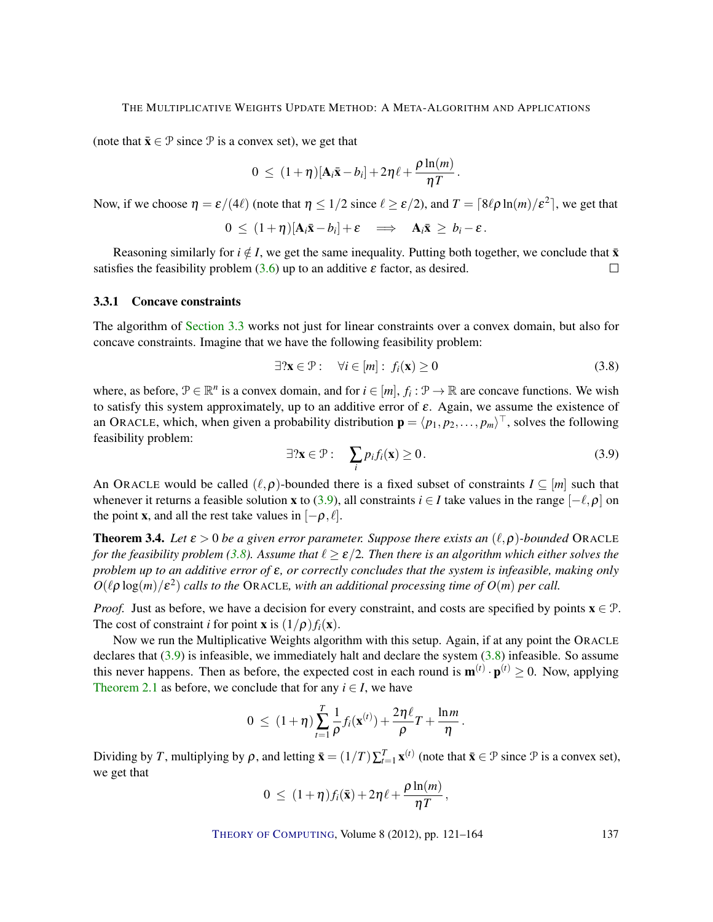(note that $\bar{\mathbf{x}} \in \mathcal{P}$ since $\mathcal{P}$ is a convex set), we get that

$$0 \leq (1+\eta)[\mathbf{A}_i\bar{\mathbf{x}} - b_i] + 2\eta\ell + \frac{\rho \ln(m)}{\eta T}.$$

Now, if we choose $\eta = \varepsilon/(4\ell)$ (note that $\eta \leq 1/2$ since $\ell \geq \varepsilon/2$), and $T = \lceil 8\ell\rho\ln(m)/\varepsilon^2 \rceil$, we get that

$$0 \leq (1+\eta)[\mathbf{A}_i\bar{\mathbf{x}} - b_i] + \varepsilon \implies \mathbf{A}_i\bar{\mathbf{x}} \geq b_i - \varepsilon.$$

Reasoning similarly for $i \notin I$, we get the same inequality. Putting both together, we conclude that $\bar{\mathbf{x}}$ satisfies the feasibility problem (3.6) up to an additive $\varepsilon$ factor, as desired. □

### 3.3.1 Concave constraints

The algorithm of Section 3.3 works not just for linear constraints over a convex domain, but also for concave constraints. Imagine that we have the following feasibility problem:

$$\exists ?\mathbf{x} \in \mathcal{P}: \quad \forall i \in [m]: \ f_i(\mathbf{x}) \geq 0 \tag{3.8}$$

where, as before, $\mathcal{P} \in \mathbb{R}^n$ is a convex domain, and for $i \in [m]$, $f_i : \mathcal{P} \to \mathbb{R}$ are concave functions. We wish to satisfy this system approximately, up to an additive error of $\varepsilon$. Again, we assume the existence of an ORACLE, which, when given a probability distribution $\mathbf{p} = \langle p_1, p_2, \ldots, p_m \rangle^\top$, solves the following feasibility problem:

$$\exists ?\mathbf{x} \in \mathcal{P}: \quad \sum_i p_i f_i(\mathbf{x}) \geq 0. \tag{3.9}$$

An ORACLE would be called $(\ell,\rho)$-bounded there is a fixed subset of constraints $I \subseteq [m]$ such that whenever it returns a feasible solution $\mathbf{x}$ to (3.9), all constraints $i \in I$ take values in the range $[-\ell,\rho]$ on the point $\mathbf{x}$, and all the rest take values in $[-\rho,\ell]$.

**Theorem 3.4.** *Let $\varepsilon > 0$ be a given error parameter. Suppose there exists an $(\ell,\rho)$-bounded* ORACLE *for the feasibility problem (3.8). Assume that $\ell \geq \varepsilon/2$. Then there is an algorithm which either solves the problem up to an additive error of $\varepsilon$, or correctly concludes that the system is infeasible, making only $O(\ell\rho\log(m)/\varepsilon^2)$ calls to the* ORACLE*, with an additional processing time of $O(m)$ per call.*

*Proof.* Just as before, we have a decision for every constraint, and costs are specified by points $\mathbf{x} \in \mathcal{P}$. The cost of constraint $i$ for point $\mathbf{x}$ is $(1/\rho)f_i(\mathbf{x})$.

Now we run the Multiplicative Weights algorithm with this setup. Again, if at any point the ORACLE declares that (3.9) is infeasible, we immediately halt and declare the system (3.8) infeasible. So assume this never happens. Then as before, the expected cost in each round is $\mathbf{m}^{(t)} \cdot \mathbf{p}^{(t)} \geq 0$. Now, applying Theorem 2.1 as before, we conclude that for any $i \in I$, we have

$$0 \leq (1+\eta)\sum_{t=1}^{T} \frac{1}{\rho} f_i(\mathbf{x}^{(t)}) + \frac{2\eta\ell}{\rho}T + \frac{\ln m}{\eta}.$$

Dividing by $T$, multiplying by $\rho$, and letting $\bar{\mathbf{x}} = (1/T)\sum_{t=1}^{T}\mathbf{x}^{(t)}$ (note that $\bar{\mathbf{x}} \in \mathcal{P}$ since $\mathcal{P}$ is a convex set), we get that

$$0 \leq (1+\eta)f_i(\bar{\mathbf{x}}) + 2\eta\ell + \frac{\rho\ln(m)}{\eta T},$$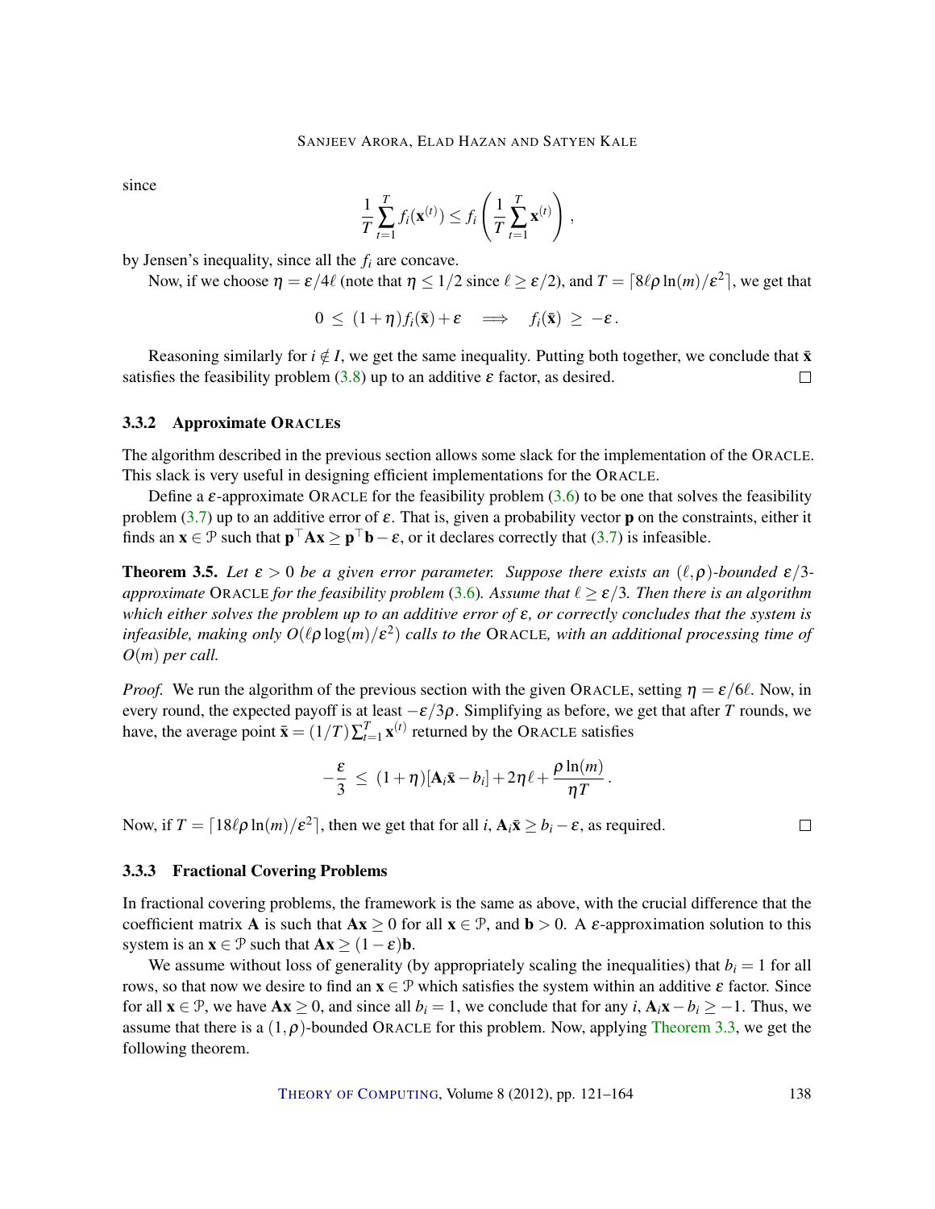since

$$\frac{1}{T}\sum_{t=1}^{T} f_i(\mathbf{x}^{(t)}) \le f_i\left(\frac{1}{T}\sum_{t=1}^{T}\mathbf{x}^{(t)}\right),$$

by Jensen's inequality, since all the $f_i$ are concave.

Now, if we choose $\eta = \varepsilon/4\ell$ (note that $\eta \le 1/2$ since $\ell \ge \varepsilon/2$), and $T = \lceil 8\ell\rho\ln(m)/\varepsilon^2\rceil$, we get that

$$0 \;\le\; (1+\eta)f_i(\bar{\mathbf{x}}) + \varepsilon \quad\Longrightarrow\quad f_i(\bar{\mathbf{x}}) \;\ge\; -\varepsilon\,.$$

Reasoning similarly for $i \notin I$, we get the same inequality. Putting both together, we conclude that $\bar{\mathbf{x}}$ satisfies the feasibility problem (3.8) up to an additive $\varepsilon$ factor, as desired. □

### 3.3.2 Approximate ORACLEs

The algorithm described in the previous section allows some slack for the implementation of the ORACLE. This slack is very useful in designing efficient implementations for the ORACLE.

Define a $\varepsilon$-approximate ORACLE for the feasibility problem (3.6) to be one that solves the feasibility problem (3.7) up to an additive error of $\varepsilon$. That is, given a probability vector $\mathbf{p}$ on the constraints, either it finds an $\mathbf{x} \in \mathcal{P}$ such that $\mathbf{p}^\top\mathbf{A}\mathbf{x} \ge \mathbf{p}^\top\mathbf{b} - \varepsilon$, or it declares correctly that (3.7) is infeasible.

**Theorem 3.5.** *Let $\varepsilon > 0$ be a given error parameter. Suppose there exists an $(\ell,\rho)$-bounded $\varepsilon/3$-approximate* ORACLE *for the feasibility problem (3.6). Assume that $\ell \ge \varepsilon/3$. Then there is an algorithm which either solves the problem up to an additive error of $\varepsilon$, or correctly concludes that the system is infeasible, making only $O(\ell\rho\log(m)/\varepsilon^2)$ calls to the* ORACLE*, with an additional processing time of $O(m)$ per call.*

*Proof.* We run the algorithm of the previous section with the given ORACLE, setting $\eta = \varepsilon/6\ell$. Now, in every round, the expected payoff is at least $-\varepsilon/3\rho$. Simplifying as before, we get that after $T$ rounds, we have, the average point $\bar{\mathbf{x}} = (1/T)\sum_{t=1}^{T}\mathbf{x}^{(t)}$ returned by the ORACLE satisfies

$$-\frac{\varepsilon}{3} \;\le\; (1+\eta)[\mathbf{A}_i\bar{\mathbf{x}} - b_i] + 2\eta\ell + \frac{\rho\ln(m)}{\eta T}\,.$$

Now, if $T = \lceil 18\ell\rho\ln(m)/\varepsilon^2\rceil$, then we get that for all $i$, $\mathbf{A}_i\bar{\mathbf{x}} \ge b_i - \varepsilon$, as required. □

### 3.3.3 Fractional Covering Problems

In fractional covering problems, the framework is the same as above, with the crucial difference that the coefficient matrix $\mathbf{A}$ is such that $\mathbf{A}\mathbf{x} \ge 0$ for all $\mathbf{x} \in \mathcal{P}$, and $\mathbf{b} > 0$. A $\varepsilon$-approximation solution to this system is an $\mathbf{x} \in \mathcal{P}$ such that $\mathbf{A}\mathbf{x} \ge (1-\varepsilon)\mathbf{b}$.

We assume without loss of generality (by appropriately scaling the inequalities) that $b_i = 1$ for all rows, so that now we desire to find an $\mathbf{x} \in \mathcal{P}$ which satisfies the system within an additive $\varepsilon$ factor. Since for all $\mathbf{x} \in \mathcal{P}$, we have $\mathbf{A}\mathbf{x} \ge 0$, and since all $b_i = 1$, we conclude that for any $i$, $\mathbf{A}_i\mathbf{x} - b_i \ge -1$. Thus, we assume that there is a $(1,\rho)$-bounded ORACLE for this problem. Now, applying Theorem 3.3, we get the following theorem.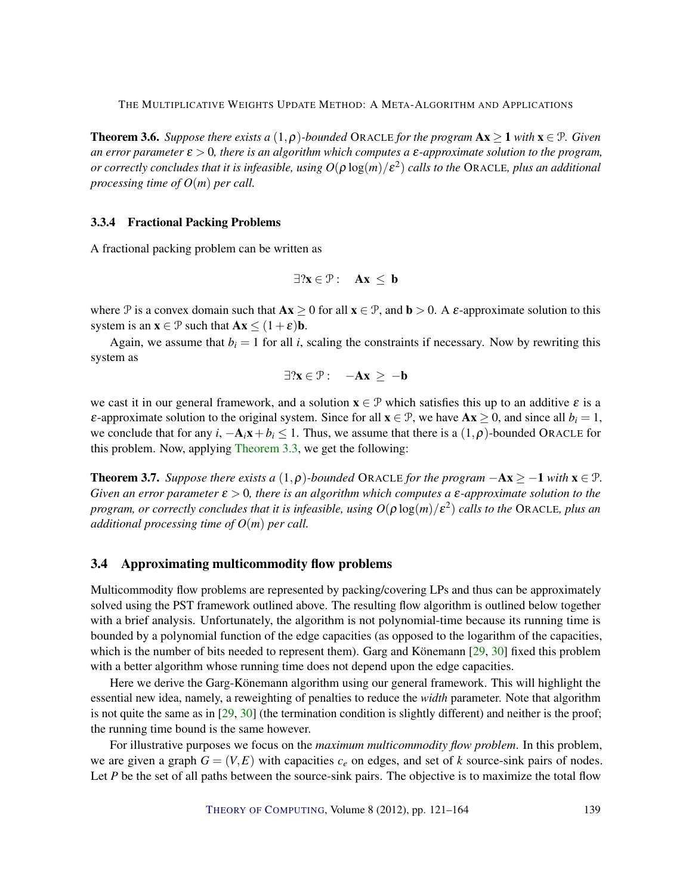**Theorem 3.6.** *Suppose there exists a $(1,\rho)$-bounded* ORACLE *for the program $\mathbf{Ax} \geq \mathbf{1}$ with $\mathbf{x} \in \mathcal{P}$. Given an error parameter $\varepsilon > 0$, there is an algorithm which computes a $\varepsilon$-approximate solution to the program, or correctly concludes that it is infeasible, using $O(\rho \log(m)/\varepsilon^2)$ calls to the* ORACLE*, plus an additional processing time of $O(m)$ per call.*

### 3.3.4 Fractional Packing Problems

A fractional packing problem can be written as

$$\exists ?\mathbf{x} \in \mathcal{P} : \quad \mathbf{Ax} \leq \mathbf{b}$$

where $\mathcal{P}$ is a convex domain such that $\mathbf{Ax} \geq 0$ for all $\mathbf{x} \in \mathcal{P}$, and $\mathbf{b} > 0$. A $\varepsilon$-approximate solution to this system is an $\mathbf{x} \in \mathcal{P}$ such that $\mathbf{Ax} \leq (1+\varepsilon)\mathbf{b}$.

Again, we assume that $b_i = 1$ for all $i$, scaling the constraints if necessary. Now by rewriting this system as

$$\exists ?\mathbf{x} \in \mathcal{P} : \quad -\mathbf{Ax} \geq -\mathbf{b}$$

we cast it in our general framework, and a solution $\mathbf{x} \in \mathcal{P}$ which satisfies this up to an additive $\varepsilon$ is a $\varepsilon$-approximate solution to the original system. Since for all $\mathbf{x} \in \mathcal{P}$, we have $\mathbf{Ax} \geq 0$, and since all $b_i = 1$, we conclude that for any $i$, $-\mathbf{A}_i\mathbf{x} + b_i \leq 1$. Thus, we assume that there is a $(1,\rho)$-bounded ORACLE for this problem. Now, applying Theorem 3.3, we get the following:

**Theorem 3.7.** *Suppose there exists a $(1,\rho)$-bounded* ORACLE *for the program $-\mathbf{Ax} \geq -\mathbf{1}$ with $\mathbf{x} \in \mathcal{P}$. Given an error parameter $\varepsilon > 0$, there is an algorithm which computes a $\varepsilon$-approximate solution to the program, or correctly concludes that it is infeasible, using $O(\rho \log(m)/\varepsilon^2)$ calls to the* ORACLE*, plus an additional processing time of $O(m)$ per call.*

## 3.4 Approximating multicommodity flow problems

Multicommodity flow problems are represented by packing/covering LPs and thus can be approximately solved using the PST framework outlined above. The resulting flow algorithm is outlined below together with a brief analysis. Unfortunately, the algorithm is not polynomial-time because its running time is bounded by a polynomial function of the edge capacities (as opposed to the logarithm of the capacities, which is the number of bits needed to represent them). Garg and Könemann [29, 30] fixed this problem with a better algorithm whose running time does not depend upon the edge capacities.

Here we derive the Garg-Könemann algorithm using our general framework. This will highlight the essential new idea, namely, a reweighting of penalties to reduce the *width* parameter. Note that algorithm is not quite the same as in [29, 30] (the termination condition is slightly different) and neither is the proof; the running time bound is the same however.

For illustrative purposes we focus on the *maximum multicommodity flow problem*. In this problem, we are given a graph $G = (V,E)$ with capacities $c_e$ on edges, and set of $k$ source-sink pairs of nodes. Let $P$ be the set of all paths between the source-sink pairs. The objective is to maximize the total flow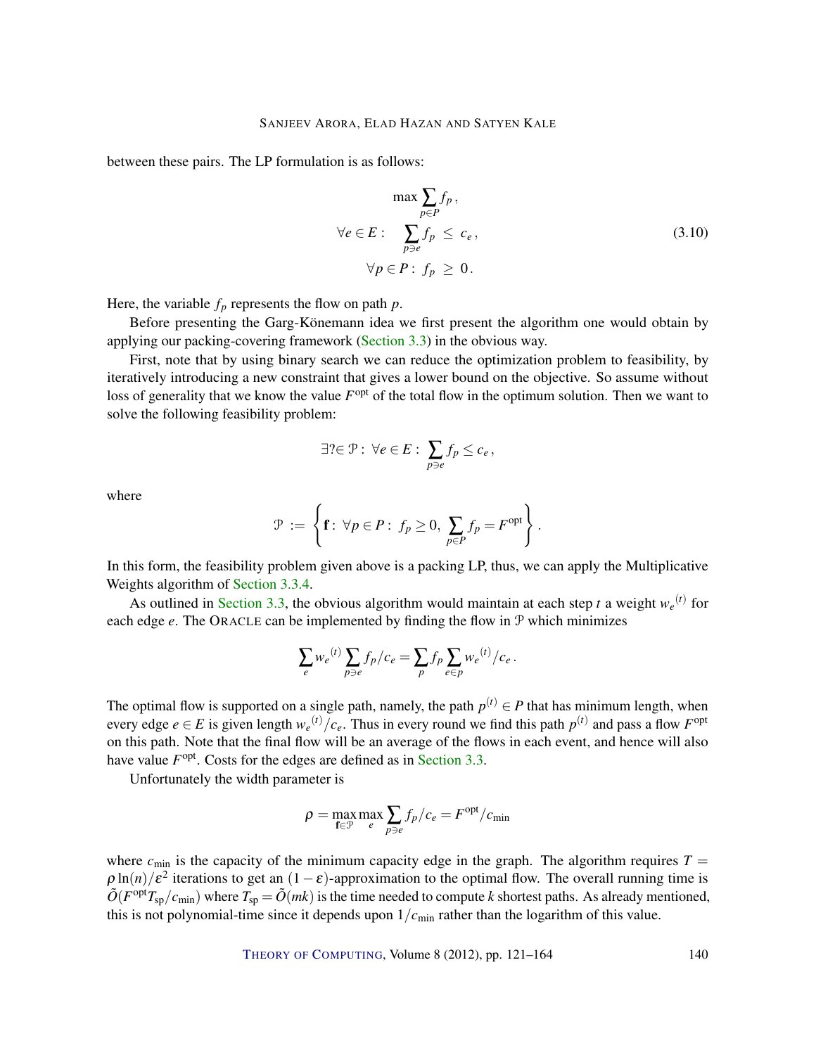between these pairs. The LP formulation is as follows:

$$\begin{aligned} & \max \sum_{p \in P} f_p \,, \\ \forall e \in E: \quad & \sum_{p \ni e} f_p \;\leq\; c_e \,, \\ & \forall p \in P: \; f_p \;\geq\; 0 \,. \end{aligned} \tag{3.10}$$

Here, the variable $f_p$ represents the flow on path $p$.

Before presenting the Garg-Könemann idea we first present the algorithm one would obtain by applying our packing-covering framework (Section 3.3) in the obvious way.

First, note that by using binary search we can reduce the optimization problem to feasibility, by iteratively introducing a new constraint that gives a lower bound on the objective. So assume without loss of generality that we know the value $F^{\text{opt}}$ of the total flow in the optimum solution. Then we want to solve the following feasibility problem:

$$\exists ? \in \mathcal{P}: \; \forall e \in E: \; \sum_{p \ni e} f_p \leq c_e \,,$$

where

$$\mathcal{P} \;:=\; \left\{ \mathbf{f}: \; \forall p \in P: \; f_p \geq 0, \; \sum_{p \in P} f_p = F^{\text{opt}} \right\}.$$

In this form, the feasibility problem given above is a packing LP, thus, we can apply the Multiplicative Weights algorithm of Section 3.3.4.

As outlined in Section 3.3, the obvious algorithm would maintain at each step $t$ a weight ${w_e}^{(t)}$ for each edge $e$. The ORACLE can be implemented by finding the flow in $\mathcal{P}$ which minimizes

$$\sum_e {w_e}^{(t)} \sum_{p \ni e} f_p / c_e = \sum_p f_p \sum_{e \in p} {w_e}^{(t)} / c_e \,.$$

The optimal flow is supported on a single path, namely, the path $p^{(t)} \in P$ that has minimum length, when every edge $e \in E$ is given length ${w_e}^{(t)}/c_e$. Thus in every round we find this path $p^{(t)}$ and pass a flow $F^{\text{opt}}$ on this path. Note that the final flow will be an average of the flows in each event, and hence will also have value $F^{\text{opt}}$. Costs for the edges are defined as in Section 3.3.

Unfortunately the width parameter is

$$\rho = \max_{\mathbf{f} \in \mathcal{P}} \max_e \sum_{p \ni e} f_p / c_e = F^{\text{opt}} / c_{\min}$$

where $c_{\min}$ is the capacity of the minimum capacity edge in the graph. The algorithm requires $T = \rho \ln(n)/\varepsilon^2$ iterations to get an $(1-\varepsilon)$-approximation to the optimal flow. The overall running time is $\tilde{O}(F^{\text{opt}} T_{\text{sp}} / c_{\min})$ where $T_{\text{sp}} = \tilde{O}(mk)$ is the time needed to compute $k$ shortest paths. As already mentioned, this is not polynomial-time since it depends upon $1/c_{\min}$ rather than the logarithm of this value.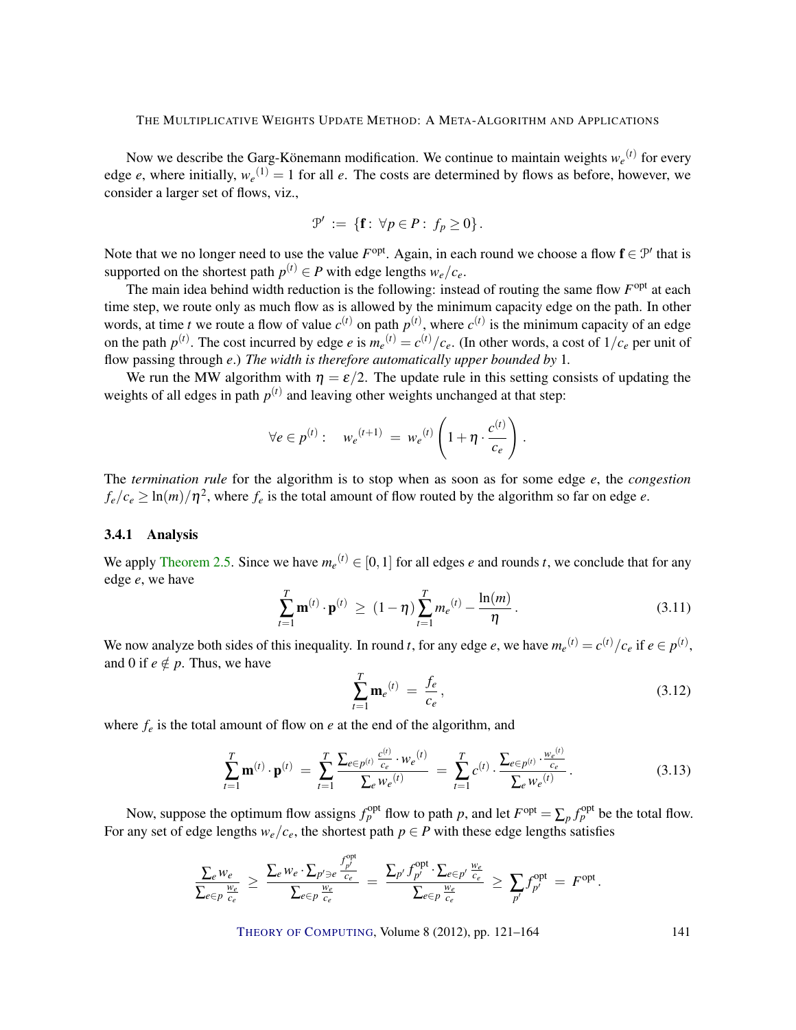Now we describe the Garg-Könemann modification. We continue to maintain weights ${w_e}^{(t)}$ for every edge $e$, where initially, ${w_e}^{(1)} = 1$ for all $e$. The costs are determined by flows as before, however, we consider a larger set of flows, viz.,

$$\mathcal{P}' := \{\mathbf{f} : \forall p \in P : f_p \geq 0\}.$$

Note that we no longer need to use the value $F^{\text{opt}}$. Again, in each round we choose a flow $\mathbf{f} \in \mathcal{P}'$ that is supported on the shortest path $p^{(t)} \in P$ with edge lengths $w_e/c_e$.

The main idea behind width reduction is the following: instead of routing the same flow $F^{\text{opt}}$ at each time step, we route only as much flow as is allowed by the minimum capacity edge on the path. In other words, at time $t$ we route a flow of value $c^{(t)}$ on path $p^{(t)}$, where $c^{(t)}$ is the minimum capacity of an edge on the path $p^{(t)}$. The cost incurred by edge $e$ is ${m_e}^{(t)} = c^{(t)}/c_e$. (In other words, a cost of $1/c_e$ per unit of flow passing through $e$.) *The width is therefore automatically upper bounded by* 1.

We run the MW algorithm with $\eta = \varepsilon/2$. The update rule in this setting consists of updating the weights of all edges in path $p^{(t)}$ and leaving other weights unchanged at that step:

$$\forall e \in p^{(t)} : \quad {w_e}^{(t+1)} = {w_e}^{(t)} \left(1 + \eta \cdot \frac{c^{(t)}}{c_e}\right).$$

The *termination rule* for the algorithm is to stop when as soon as for some edge $e$, the *congestion* $f_e/c_e \geq \ln(m)/\eta^2$, where $f_e$ is the total amount of flow routed by the algorithm so far on edge $e$.

### 3.4.1 Analysis

We apply Theorem 2.5. Since we have ${m_e}^{(t)} \in [0,1]$ for all edges $e$ and rounds $t$, we conclude that for any edge $e$, we have

$$\sum_{t=1}^{T} \mathbf{m}^{(t)} \cdot \mathbf{p}^{(t)} \geq (1-\eta) \sum_{t=1}^{T} {m_e}^{(t)} - \frac{\ln(m)}{\eta}. \tag{3.11}$$

We now analyze both sides of this inequality. In round $t$, for any edge $e$, we have ${m_e}^{(t)} = c^{(t)}/c_e$ if $e \in p^{(t)}$, and 0 if $e \notin p$. Thus, we have

$$\sum_{t=1}^{T} {\mathbf{m}_e}^{(t)} = \frac{f_e}{c_e}, \tag{3.12}$$

where $f_e$ is the total amount of flow on $e$ at the end of the algorithm, and

$$\sum_{t=1}^{T} \mathbf{m}^{(t)} \cdot \mathbf{p}^{(t)} = \sum_{t=1}^{T} \frac{\sum_{e \in p^{(t)}} \frac{c^{(t)}}{c_e} \cdot {w_e}^{(t)}}{\sum_e {w_e}^{(t)}} = \sum_{t=1}^{T} c^{(t)} \cdot \frac{\sum_{e \in p^{(t)}} \cdot \frac{{w_e}^{(t)}}{c_e}}{\sum_e {w_e}^{(t)}}. \tag{3.13}$$

Now, suppose the optimum flow assigns $f_p^{\text{opt}}$ flow to path $p$, and let $F^{\text{opt}} = \sum_p f_p^{\text{opt}}$ be the total flow. For any set of edge lengths $w_e/c_e$, the shortest path $p \in P$ with these edge lengths satisfies

$$\frac{\sum_e w_e}{\sum_{e \in p} \frac{w_e}{c_e}} \geq \frac{\sum_e w_e \cdot \sum_{p' \ni e} \frac{f_{p'}^{\text{opt}}}{c_e}}{\sum_{e \in p} \frac{w_e}{c_e}} = \frac{\sum_{p'} f_{p'}^{\text{opt}} \cdot \sum_{e \in p'} \frac{w_e}{c_e}}{\sum_{e \in p} \frac{w_e}{c_e}} \geq \sum_{p'} f_{p'}^{\text{opt}} = F^{\text{opt}}.$$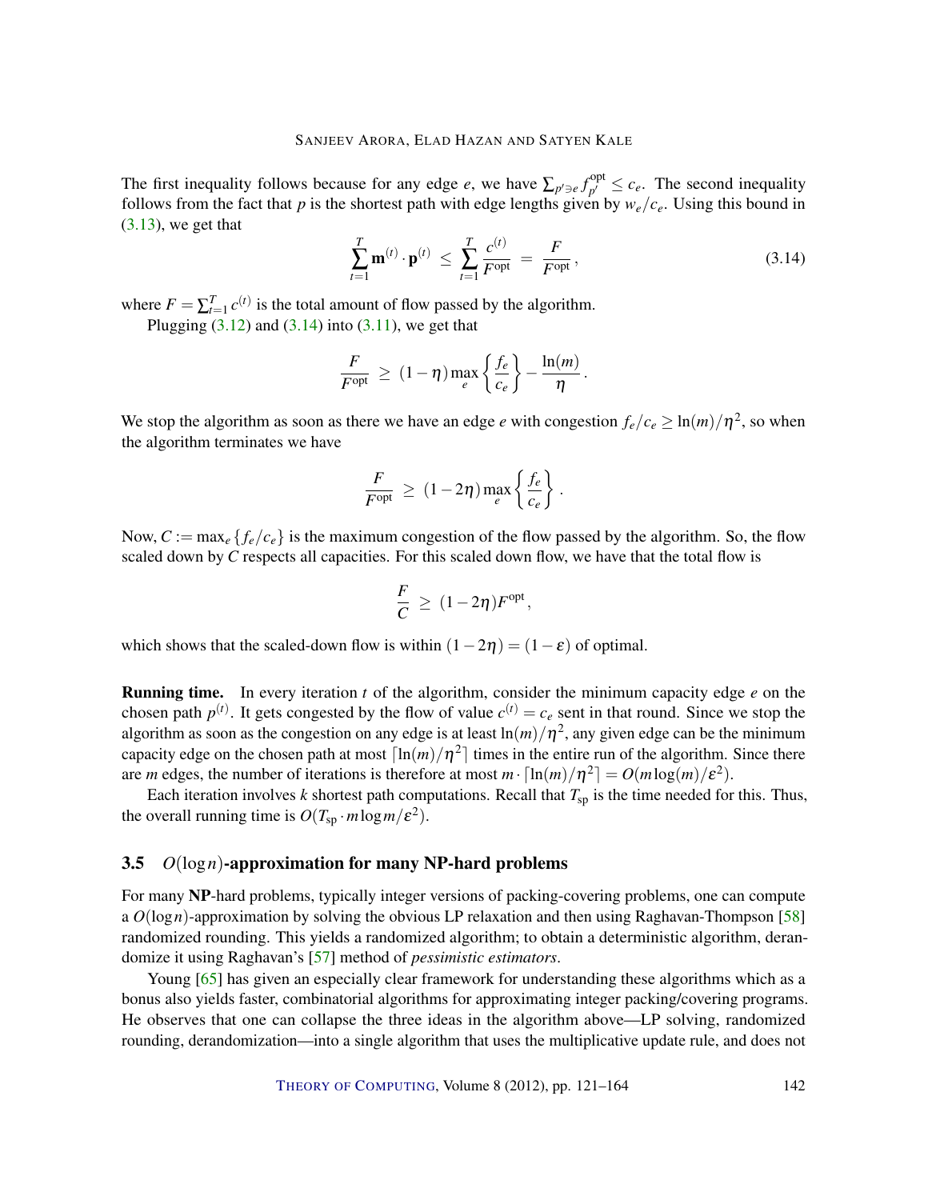The first inequality follows because for any edge $e$, we have $\sum_{p' \ni e} f_{p'}^{\text{opt}} \leq c_e$. The second inequality follows from the fact that $p$ is the shortest path with edge lengths given by $w_e/c_e$. Using this bound in (3.13), we get that

$$\sum_{t=1}^{T} \mathbf{m}^{(t)} \cdot \mathbf{p}^{(t)} \;\leq\; \sum_{t=1}^{T} \frac{c^{(t)}}{F^{\text{opt}}} \;=\; \frac{F}{F^{\text{opt}}}\,, \tag{3.14}$$

where $F = \sum_{t=1}^{T} c^{(t)}$ is the total amount of flow passed by the algorithm.

Plugging (3.12) and (3.14) into (3.11), we get that

$$\frac{F}{F^{\text{opt}}} \;\geq\; (1-\eta) \max_{e} \left\{ \frac{f_e}{c_e} \right\} - \frac{\ln(m)}{\eta}\,.$$

We stop the algorithm as soon as there we have an edge $e$ with congestion $f_e/c_e \geq \ln(m)/\eta^2$, so when the algorithm terminates we have

$$\frac{F}{F^{\text{opt}}} \;\geq\; (1-2\eta) \max_{e} \left\{ \frac{f_e}{c_e} \right\}.$$

Now, $C := \max_e \{f_e/c_e\}$ is the maximum congestion of the flow passed by the algorithm. So, the flow scaled down by $C$ respects all capacities. For this scaled down flow, we have that the total flow is

$$\frac{F}{C} \;\geq\; (1-2\eta) F^{\text{opt}}\,,$$

which shows that the scaled-down flow is within $(1-2\eta) = (1-\varepsilon)$ of optimal.

**Running time.** In every iteration $t$ of the algorithm, consider the minimum capacity edge $e$ on the chosen path $p^{(t)}$. It gets congested by the flow of value $c^{(t)} = c_e$ sent in that round. Since we stop the algorithm as soon as the congestion on any edge is at least $\ln(m)/\eta^2$, any given edge can be the minimum capacity edge on the chosen path at most $\lceil \ln(m)/\eta^2 \rceil$ times in the entire run of the algorithm. Since there are $m$ edges, the number of iterations is therefore at most $m \cdot \lceil \ln(m)/\eta^2 \rceil = O(m \log(m)/\varepsilon^2)$.

Each iteration involves $k$ shortest path computations. Recall that $T_{\text{sp}}$ is the time needed for this. Thus, the overall running time is $O(T_{\text{sp}} \cdot m \log m/\varepsilon^2)$.

## 3.5 $O(\log n)$-approximation for many NP-hard problems

For many **NP**-hard problems, typically integer versions of packing-covering problems, one can compute a $O(\log n)$-approximation by solving the obvious LP relaxation and then using Raghavan-Thompson [58] randomized rounding. This yields a randomized algorithm; to obtain a deterministic algorithm, derandomize it using Raghavan's [57] method of *pessimistic estimators*.

Young [65] has given an especially clear framework for understanding these algorithms which as a bonus also yields faster, combinatorial algorithms for approximating integer packing/covering programs. He observes that one can collapse the three ideas in the algorithm above—LP solving, randomized rounding, derandomization—into a single algorithm that uses the multiplicative update rule, and does not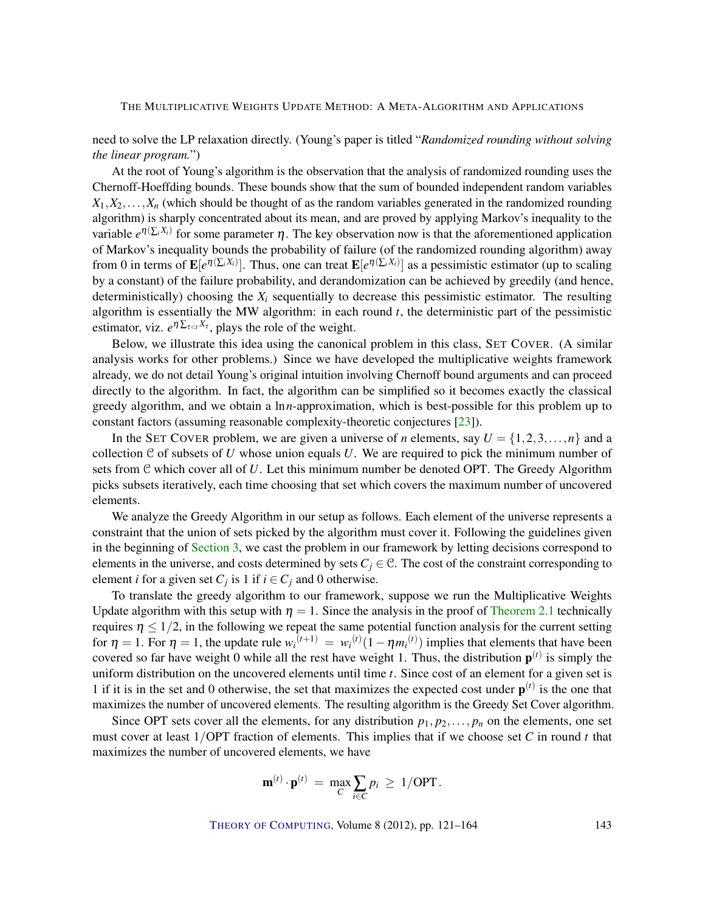need to solve the LP relaxation directly. (Young's paper is titled "*Randomized rounding without solving the linear program.*")

At the root of Young's algorithm is the observation that the analysis of randomized rounding uses the Chernoff-Hoeffding bounds. These bounds show that the sum of bounded independent random variables $X_1, X_2, \ldots, X_n$ (which should be thought of as the random variables generated in the randomized rounding algorithm) is sharply concentrated about its mean, and are proved by applying Markov's inequality to the variable $e^{\eta(\sum_i X_i)}$ for some parameter $\eta$. The key observation now is that the aforementioned application of Markov's inequality bounds the probability of failure (of the randomized rounding algorithm) away from 0 in terms of $\mathbf{E}[e^{\eta(\sum_i X_i)}]$. Thus, one can treat $\mathbf{E}[e^{\eta(\sum_i X_i)}]$ as a pessimistic estimator (up to scaling by a constant) of the failure probability, and derandomization can be achieved by greedily (and hence, deterministically) choosing the $X_i$ sequentially to decrease this pessimistic estimator. The resulting algorithm is essentially the MW algorithm: in each round $t$, the deterministic part of the pessimistic estimator, viz. $e^{\eta \sum_{\tau<t} X_\tau}$, plays the role of the weight.

Below, we illustrate this idea using the canonical problem in this class, SET COVER. (A similar analysis works for other problems.) Since we have developed the multiplicative weights framework already, we do not detail Young's original intuition involving Chernoff bound arguments and can proceed directly to the algorithm. In fact, the algorithm can be simplified so it becomes exactly the classical greedy algorithm, and we obtain a $\ln n$-approximation, which is best-possible for this problem up to constant factors (assuming reasonable complexity-theoretic conjectures [23]).

In the SET COVER problem, we are given a universe of $n$ elements, say $U = \{1, 2, 3, \ldots, n\}$ and a collection $\mathcal{C}$ of subsets of $U$ whose union equals $U$. We are required to pick the minimum number of sets from $\mathcal{C}$ which cover all of $U$. Let this minimum number be denoted OPT. The Greedy Algorithm picks subsets iteratively, each time choosing that set which covers the maximum number of uncovered elements.

We analyze the Greedy Algorithm in our setup as follows. Each element of the universe represents a constraint that the union of sets picked by the algorithm must cover it. Following the guidelines given in the beginning of Section 3, we cast the problem in our framework by letting decisions correspond to elements in the universe, and costs determined by sets $C_j \in \mathcal{C}$. The cost of the constraint corresponding to element $i$ for a given set $C_j$ is 1 if $i \in C_j$ and 0 otherwise.

To translate the greedy algorithm to our framework, suppose we run the Multiplicative Weights Update algorithm with this setup with $\eta = 1$. Since the analysis in the proof of Theorem 2.1 technically requires $\eta \leq 1/2$, in the following we repeat the same potential function analysis for the current setting for $\eta = 1$. For $\eta = 1$, the update rule $w_i^{(t+1)} = w_i^{(t)}(1 - \eta m_i^{(t)})$ implies that elements that have been covered so far have weight 0 while all the rest have weight 1. Thus, the distribution $\mathbf{p}^{(t)}$ is simply the uniform distribution on the uncovered elements until time $t$. Since cost of an element for a given set is 1 if it is in the set and 0 otherwise, the set that maximizes the expected cost under $\mathbf{p}^{(t)}$ is the one that maximizes the number of uncovered elements. The resulting algorithm is the Greedy Set Cover algorithm.

Since OPT sets cover all the elements, for any distribution $p_1, p_2, \ldots, p_n$ on the elements, one set must cover at least $1/\text{OPT}$ fraction of elements. This implies that if we choose set $C$ in round $t$ that maximizes the number of uncovered elements, we have

$$\mathbf{m}^{(t)} \cdot \mathbf{p}^{(t)} \;=\; \max_C \sum_{i \in C} p_i \;\geq\; 1/\text{OPT}\,.$$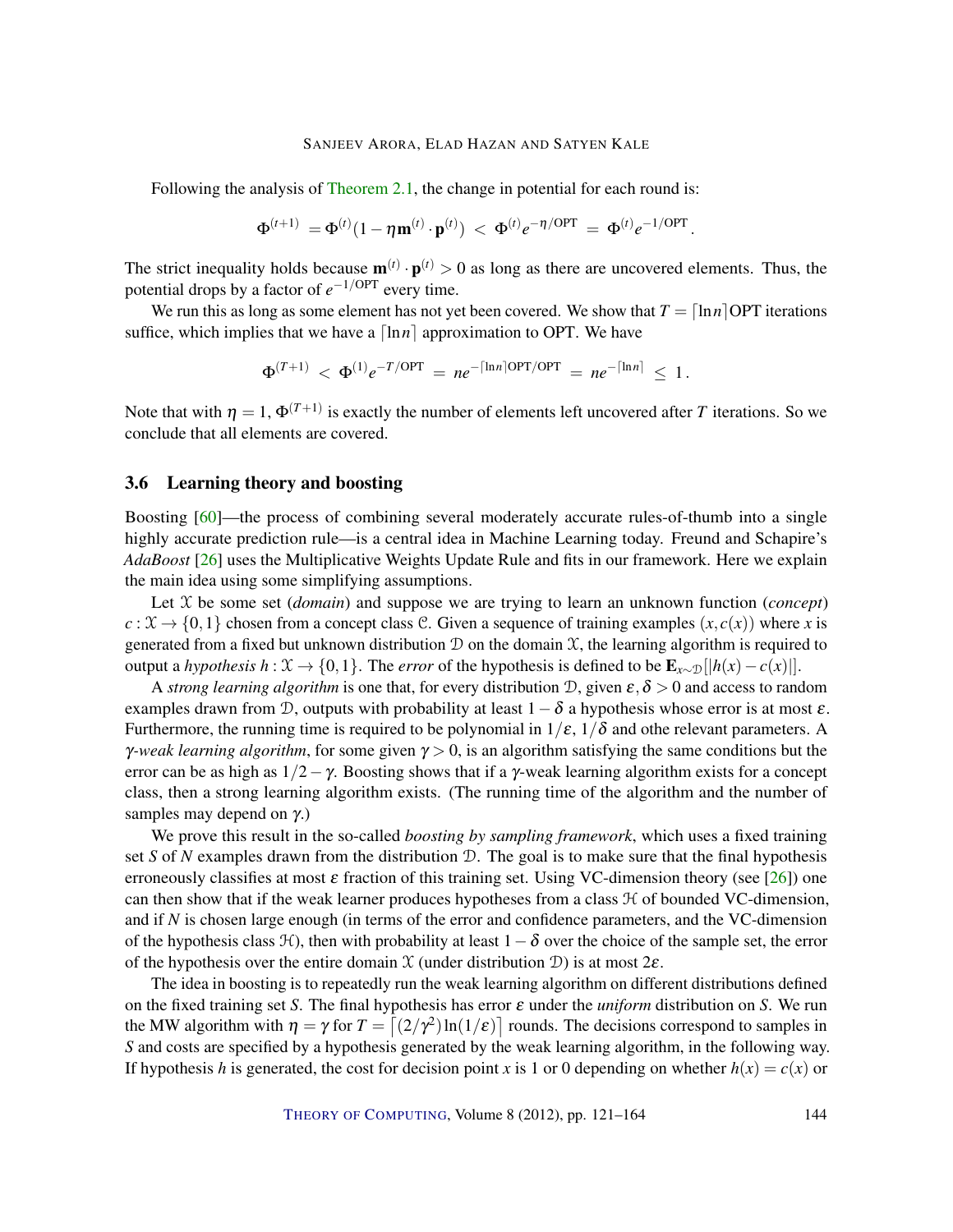Following the analysis of Theorem 2.1, the change in potential for each round is:

$$\Phi^{(t+1)} = \Phi^{(t)}(1 - \eta \mathbf{m}^{(t)} \cdot \mathbf{p}^{(t)}) < \Phi^{(t)} e^{-\eta/\mathrm{OPT}} = \Phi^{(t)} e^{-1/\mathrm{OPT}}.$$

The strict inequality holds because $\mathbf{m}^{(t)} \cdot \mathbf{p}^{(t)} > 0$ as long as there are uncovered elements. Thus, the potential drops by a factor of $e^{-1/\mathrm{OPT}}$ every time.

We run this as long as some element has not yet been covered. We show that $T = \lceil \ln n \rceil \mathrm{OPT}$ iterations suffice, which implies that we have a $\lceil \ln n \rceil$ approximation to OPT. We have

$$\Phi^{(T+1)} < \Phi^{(1)} e^{-T/\mathrm{OPT}} = n e^{-\lceil \ln n \rceil \mathrm{OPT}/\mathrm{OPT}} = n e^{-\lceil \ln n \rceil} \leq 1.$$

Note that with $\eta = 1$, $\Phi^{(T+1)}$ is exactly the number of elements left uncovered after $T$ iterations. So we conclude that all elements are covered.

### 3.6 Learning theory and boosting

Boosting [60]—the process of combining several moderately accurate rules-of-thumb into a single highly accurate prediction rule—is a central idea in Machine Learning today. Freund and Schapire's *AdaBoost* [26] uses the Multiplicative Weights Update Rule and fits in our framework. Here we explain the main idea using some simplifying assumptions.

Let $\mathcal{X}$ be some set (*domain*) and suppose we are trying to learn an unknown function (*concept*) $c : \mathcal{X} \to \{0,1\}$ chosen from a concept class $\mathcal{C}$. Given a sequence of training examples $(x, c(x))$ where $x$ is generated from a fixed but unknown distribution $\mathcal{D}$ on the domain $\mathcal{X}$, the learning algorithm is required to output a *hypothesis* $h : \mathcal{X} \to \{0,1\}$. The *error* of the hypothesis is defined to be $\mathbf{E}_{x \sim \mathcal{D}}[|h(x) - c(x)|]$.

A *strong learning algorithm* is one that, for every distribution $\mathcal{D}$, given $\varepsilon, \delta > 0$ and access to random examples drawn from $\mathcal{D}$, outputs with probability at least $1 - \delta$ a hypothesis whose error is at most $\varepsilon$. Furthermore, the running time is required to be polynomial in $1/\varepsilon$, $1/\delta$ and othe relevant parameters. A *$\gamma$-weak learning algorithm*, for some given $\gamma > 0$, is an algorithm satisfying the same conditions but the error can be as high as $1/2 - \gamma$. Boosting shows that if a $\gamma$-weak learning algorithm exists for a concept class, then a strong learning algorithm exists. (The running time of the algorithm and the number of samples may depend on $\gamma$.)

We prove this result in the so-called *boosting by sampling framework*, which uses a fixed training set $S$ of $N$ examples drawn from the distribution $\mathcal{D}$. The goal is to make sure that the final hypothesis erroneously classifies at most $\varepsilon$ fraction of this training set. Using VC-dimension theory (see [26]) one can then show that if the weak learner produces hypotheses from a class $\mathcal{H}$ of bounded VC-dimension, and if $N$ is chosen large enough (in terms of the error and confidence parameters, and the VC-dimension of the hypothesis class $\mathcal{H}$), then with probability at least $1 - \delta$ over the choice of the sample set, the error of the hypothesis over the entire domain $\mathcal{X}$ (under distribution $\mathcal{D}$) is at most $2\varepsilon$.

The idea in boosting is to repeatedly run the weak learning algorithm on different distributions defined on the fixed training set $S$. The final hypothesis has error $\varepsilon$ under the *uniform* distribution on $S$. We run the MW algorithm with $\eta = \gamma$ for $T = \lceil (2/\gamma^2) \ln(1/\varepsilon) \rceil$ rounds. The decisions correspond to samples in $S$ and costs are specified by a hypothesis generated by the weak learning algorithm, in the following way. If hypothesis $h$ is generated, the cost for decision point $x$ is 1 or 0 depending on whether $h(x) = c(x)$ or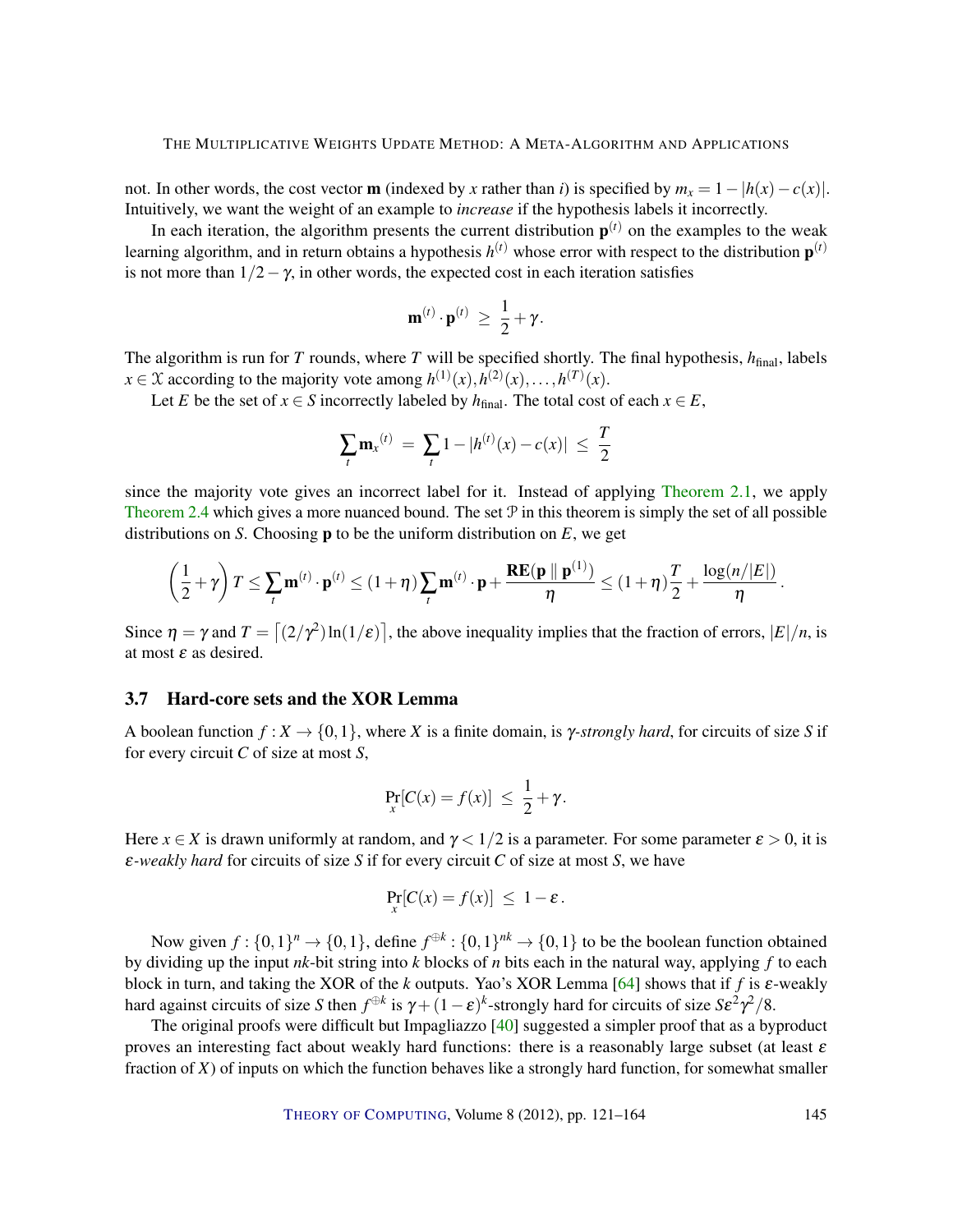not. In other words, the cost vector $\mathbf{m}$ (indexed by $x$ rather than $i$) is specified by $m_x = 1 - |h(x) - c(x)|$. Intuitively, we want the weight of an example to *increase* if the hypothesis labels it incorrectly.

In each iteration, the algorithm presents the current distribution $\mathbf{p}^{(t)}$ on the examples to the weak learning algorithm, and in return obtains a hypothesis $h^{(t)}$ whose error with respect to the distribution $\mathbf{p}^{(t)}$ is not more than $1/2 - \gamma$, in other words, the expected cost in each iteration satisfies

$$\mathbf{m}^{(t)} \cdot \mathbf{p}^{(t)} \;\geq\; \frac{1}{2} + \gamma.$$

The algorithm is run for $T$ rounds, where $T$ will be specified shortly. The final hypothesis, $h_{\text{final}}$, labels $x \in \mathcal{X}$ according to the majority vote among $h^{(1)}(x), h^{(2)}(x), \ldots, h^{(T)}(x)$.

Let $E$ be the set of $x \in S$ incorrectly labeled by $h_{\text{final}}$. The total cost of each $x \in E$,

$$\sum_t \mathbf{m}_x{}^{(t)} \;=\; \sum_t 1 - |h^{(t)}(x) - c(x)| \;\leq\; \frac{T}{2}$$

since the majority vote gives an incorrect label for it. Instead of applying Theorem 2.1, we apply Theorem 2.4 which gives a more nuanced bound. The set $\mathcal{P}$ in this theorem is simply the set of all possible distributions on $S$. Choosing $\mathbf{p}$ to be the uniform distribution on $E$, we get

$$\left(\frac{1}{2} + \gamma\right) T \leq \sum_t \mathbf{m}^{(t)} \cdot \mathbf{p}^{(t)} \leq (1+\eta) \sum_t \mathbf{m}^{(t)} \cdot \mathbf{p} + \frac{\mathbf{RE}(\mathbf{p} \parallel \mathbf{p}^{(1)})}{\eta} \leq (1+\eta)\frac{T}{2} + \frac{\log(n/|E|)}{\eta}.$$

Since $\eta = \gamma$ and $T = \lceil (2/\gamma^2)\ln(1/\varepsilon) \rceil$, the above inequality implies that the fraction of errors, $|E|/n$, is at most $\varepsilon$ as desired.

### 3.7 Hard-core sets and the XOR Lemma

A boolean function $f : X \to \{0,1\}$, where $X$ is a finite domain, is $\gamma$*-strongly hard*, for circuits of size $S$ if for every circuit $C$ of size at most $S$,

$$\Pr_x[C(x) = f(x)] \;\leq\; \frac{1}{2} + \gamma.$$

Here $x \in X$ is drawn uniformly at random, and $\gamma < 1/2$ is a parameter. For some parameter $\varepsilon > 0$, it is $\varepsilon$*-weakly hard* for circuits of size $S$ if for every circuit $C$ of size at most $S$, we have

$$\Pr_x[C(x) = f(x)] \;\leq\; 1 - \varepsilon.$$

Now given $f : \{0,1\}^n \to \{0,1\}$, define $f^{\oplus k} : \{0,1\}^{nk} \to \{0,1\}$ to be the boolean function obtained by dividing up the input $nk$-bit string into $k$ blocks of $n$ bits each in the natural way, applying $f$ to each block in turn, and taking the XOR of the $k$ outputs. Yao's XOR Lemma [64] shows that if $f$ is $\varepsilon$-weakly hard against circuits of size $S$ then $f^{\oplus k}$ is $\gamma + (1-\varepsilon)^k$-strongly hard for circuits of size $S\varepsilon^2\gamma^2/8$.

The original proofs were difficult but Impagliazzo [40] suggested a simpler proof that as a byproduct proves an interesting fact about weakly hard functions: there is a reasonably large subset (at least $\varepsilon$ fraction of $X$) of inputs on which the function behaves like a strongly hard function, for somewhat smaller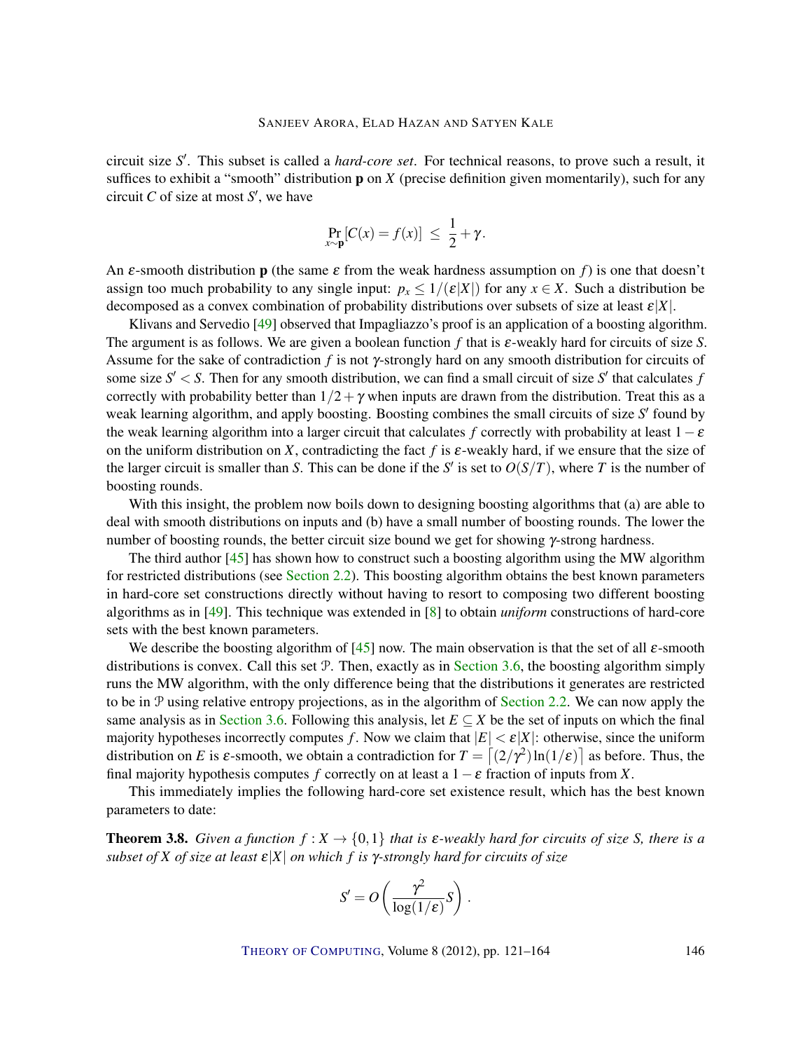circuit size $S'$. This subset is called a *hard-core set*. For technical reasons, to prove such a result, it suffices to exhibit a "smooth" distribution $\mathbf{p}$ on $X$ (precise definition given momentarily), such for any circuit $C$ of size at most $S'$, we have

$$\Pr_{x \sim \mathbf{p}}[C(x) = f(x)] \;\le\; \frac{1}{2} + \gamma .$$

An $\varepsilon$-smooth distribution $\mathbf{p}$ (the same $\varepsilon$ from the weak hardness assumption on $f$) is one that doesn't assign too much probability to any single input: $p_x \le 1/(\varepsilon|X|)$ for any $x \in X$. Such a distribution be decomposed as a convex combination of probability distributions over subsets of size at least $\varepsilon|X|$.

Klivans and Servedio [49] observed that Impagliazzo's proof is an application of a boosting algorithm. The argument is as follows. We are given a boolean function $f$ that is $\varepsilon$-weakly hard for circuits of size $S$. Assume for the sake of contradiction $f$ is not $\gamma$-strongly hard on any smooth distribution for circuits of some size $S' < S$. Then for any smooth distribution, we can find a small circuit of size $S'$ that calculates $f$ correctly with probability better than $1/2 + \gamma$ when inputs are drawn from the distribution. Treat this as a weak learning algorithm, and apply boosting. Boosting combines the small circuits of size $S'$ found by the weak learning algorithm into a larger circuit that calculates $f$ correctly with probability at least $1 - \varepsilon$ on the uniform distribution on $X$, contradicting the fact $f$ is $\varepsilon$-weakly hard, if we ensure that the size of the larger circuit is smaller than $S$. This can be done if the $S'$ is set to $O(S/T)$, where $T$ is the number of boosting rounds.

With this insight, the problem now boils down to designing boosting algorithms that (a) are able to deal with smooth distributions on inputs and (b) have a small number of boosting rounds. The lower the number of boosting rounds, the better circuit size bound we get for showing $\gamma$-strong hardness.

The third author [45] has shown how to construct such a boosting algorithm using the MW algorithm for restricted distributions (see Section 2.2). This boosting algorithm obtains the best known parameters in hard-core set constructions directly without having to resort to composing two different boosting algorithms as in [49]. This technique was extended in [8] to obtain *uniform* constructions of hard-core sets with the best known parameters.

We describe the boosting algorithm of [45] now. The main observation is that the set of all $\varepsilon$-smooth distributions is convex. Call this set $\mathcal{P}$. Then, exactly as in Section 3.6, the boosting algorithm simply runs the MW algorithm, with the only difference being that the distributions it generates are restricted to be in $\mathcal{P}$ using relative entropy projections, as in the algorithm of Section 2.2. We can now apply the same analysis as in Section 3.6. Following this analysis, let $E \subseteq X$ be the set of inputs on which the final majority hypotheses incorrectly computes $f$. Now we claim that $|E| < \varepsilon|X|$: otherwise, since the uniform distribution on $E$ is $\varepsilon$-smooth, we obtain a contradiction for $T = \lceil (2/\gamma^2)\ln(1/\varepsilon) \rceil$ as before. Thus, the final majority hypothesis computes $f$ correctly on at least a $1 - \varepsilon$ fraction of inputs from $X$.

This immediately implies the following hard-core set existence result, which has the best known parameters to date:

**Theorem 3.8.** *Given a function $f : X \to \{0,1\}$ that is $\varepsilon$-weakly hard for circuits of size $S$, there is a subset of $X$ of size at least $\varepsilon|X|$ on which $f$ is $\gamma$-strongly hard for circuits of size*

$$S' = O\left(\frac{\gamma^2}{\log(1/\varepsilon)} S\right).$$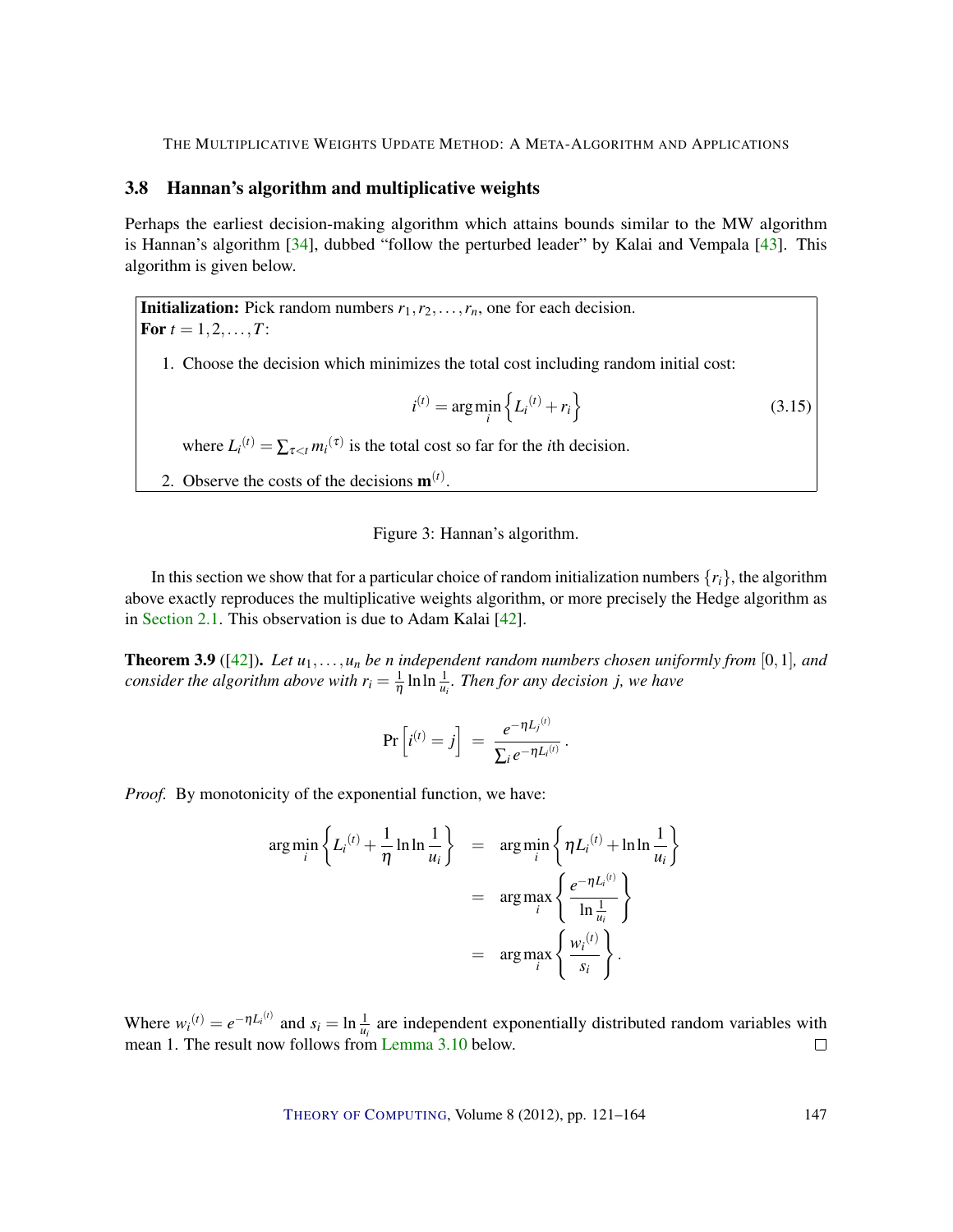### 3.8 Hannan's algorithm and multiplicative weights

Perhaps the earliest decision-making algorithm which attains bounds similar to the MW algorithm is Hannan's algorithm [34], dubbed "follow the perturbed leader" by Kalai and Vempala [43]. This algorithm is given below.

**Initialization:** Pick random numbers $r_1, r_2, \dots, r_n$, one for each decision.
**For** $t = 1, 2, \dots, T$:

1. Choose the decision which minimizes the total cost including random initial cost:

$$i^{(t)} = \arg\min_i \left\{ L_i{}^{(t)} + r_i \right\} \tag{3.15}$$

   where $L_i{}^{(t)} = \sum_{\tau < t} m_i{}^{(\tau)}$ is the total cost so far for the $i$th decision.

2. Observe the costs of the decisions $\mathbf{m}^{(t)}$.

Figure 3: Hannan's algorithm.

In this section we show that for a particular choice of random initialization numbers $\{r_i\}$, the algorithm above exactly reproduces the multiplicative weights algorithm, or more precisely the Hedge algorithm as in Section 2.1. This observation is due to Adam Kalai [42].

**Theorem 3.9** ([42]). *Let $u_1, \dots, u_n$ be $n$ independent random numbers chosen uniformly from $[0,1]$, and consider the algorithm above with $r_i = \frac{1}{\eta} \ln \ln \frac{1}{u_i}$. Then for any decision $j$, we have*

$$\Pr\left[ i^{(t)} = j \right] \;=\; \frac{e^{-\eta L_j{}^{(t)}}}{\sum_i e^{-\eta L_i{}^{(t)}}} \,.$$

*Proof.* By monotonicity of the exponential function, we have:

$$\begin{aligned}
\arg\min_i \left\{ L_i{}^{(t)} + \frac{1}{\eta} \ln \ln \frac{1}{u_i} \right\} &= \arg\min_i \left\{ \eta L_i{}^{(t)} + \ln \ln \frac{1}{u_i} \right\} \\
&= \arg\max_i \left\{ \frac{e^{-\eta L_i{}^{(t)}}}{\ln \frac{1}{u_i}} \right\} \\
&= \arg\max_i \left\{ \frac{w_i{}^{(t)}}{s_i} \right\}.
\end{aligned}$$

Where $w_i{}^{(t)} = e^{-\eta L_i{}^{(t)}}$ and $s_i = \ln \frac{1}{u_i}$ are independent exponentially distributed random variables with mean 1. The result now follows from Lemma 3.10 below. ☐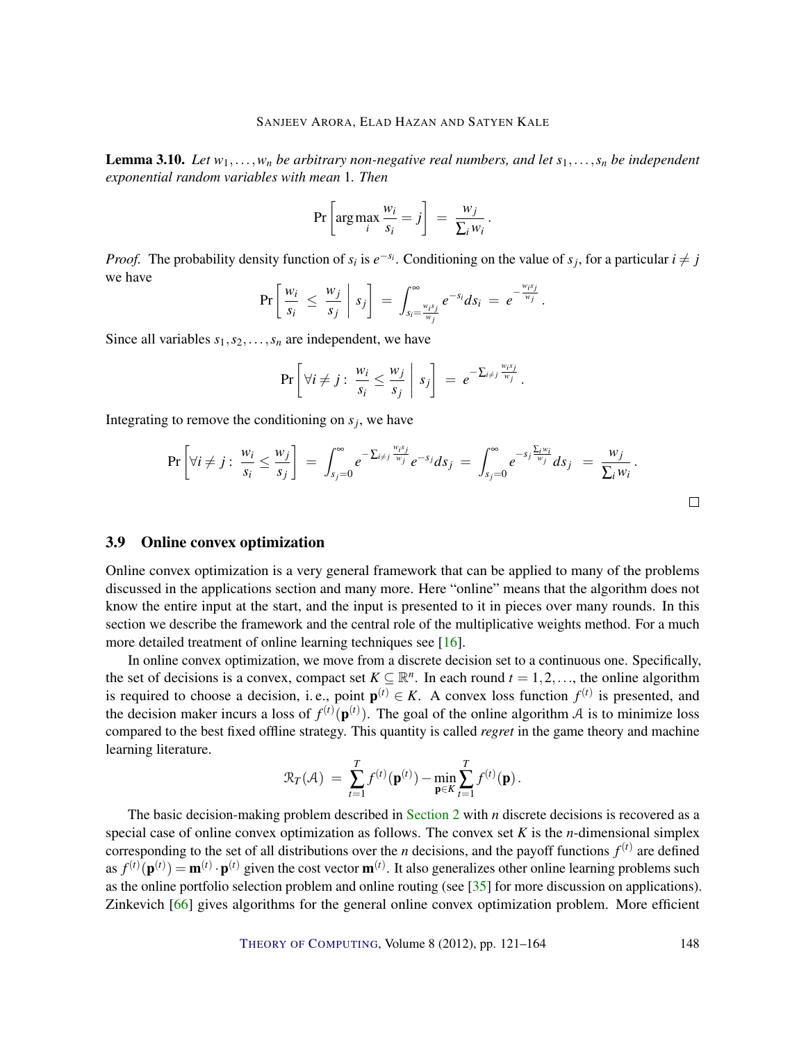**Lemma 3.10.** *Let $w_1, \ldots, w_n$ be arbitrary non-negative real numbers, and let $s_1, \ldots, s_n$ be independent exponential random variables with mean 1. Then*

$$\Pr\left[\arg\max_i \frac{w_i}{s_i} = j\right] \;=\; \frac{w_j}{\sum_i w_i}\,.$$

*Proof.* The probability density function of $s_i$ is $e^{-s_i}$. Conditioning on the value of $s_j$, for a particular $i \neq j$ we have

$$\Pr\left[\frac{w_i}{s_i} \;\le\; \frac{w_j}{s_j} \;\middle|\; s_j\right] \;=\; \int_{s_i = \frac{w_i s_j}{w_j}}^{\infty} e^{-s_i} ds_i \;=\; e^{-\frac{w_i s_j}{w_j}}\,.$$

Since all variables $s_1, s_2, \ldots, s_n$ are independent, we have

$$\Pr\left[\forall i \neq j:\; \frac{w_i}{s_i} \le \frac{w_j}{s_j} \;\middle|\; s_j\right] \;=\; e^{-\sum_{i\neq j}\frac{w_i s_j}{w_j}}\,.$$

Integrating to remove the conditioning on $s_j$, we have

$$\Pr\left[\forall i \neq j:\; \frac{w_i}{s_i} \le \frac{w_j}{s_j}\right] \;=\; \int_{s_j=0}^{\infty} e^{-\sum_{i\neq j}\frac{w_i s_j}{w_j}} e^{-s_j} ds_j \;=\; \int_{s_j=0}^{\infty} e^{-s_j \frac{\sum_i w_i}{w_j}} ds_j \;\;=\; \frac{w_j}{\sum_i w_i}\,.$$

□

### 3.9 Online convex optimization

Online convex optimization is a very general framework that can be applied to many of the problems discussed in the applications section and many more. Here "online" means that the algorithm does not know the entire input at the start, and the input is presented to it in pieces over many rounds. In this section we describe the framework and the central role of the multiplicative weights method. For a much more detailed treatment of online learning techniques see [16].

In online convex optimization, we move from a discrete decision set to a continuous one. Specifically, the set of decisions is a convex, compact set $K \subseteq \mathbb{R}^n$. In each round $t = 1, 2, \ldots$, the online algorithm is required to choose a decision, i. e., point $\mathbf{p}^{(t)} \in K$. A convex loss function $f^{(t)}$ is presented, and the decision maker incurs a loss of $f^{(t)}(\mathbf{p}^{(t)})$. The goal of the online algorithm $\mathcal{A}$ is to minimize loss compared to the best fixed offline strategy. This quantity is called *regret* in the game theory and machine learning literature.

$$\mathcal{R}_T(\mathcal{A}) \;=\; \sum_{t=1}^{T} f^{(t)}(\mathbf{p}^{(t)}) - \min_{\mathbf{p}\in K} \sum_{t=1}^{T} f^{(t)}(\mathbf{p})\,.$$

The basic decision-making problem described in Section 2 with $n$ discrete decisions is recovered as a special case of online convex optimization as follows. The convex set $K$ is the $n$-dimensional simplex corresponding to the set of all distributions over the $n$ decisions, and the payoff functions $f^{(t)}$ are defined as $f^{(t)}(\mathbf{p}^{(t)}) = \mathbf{m}^{(t)} \cdot \mathbf{p}^{(t)}$ given the cost vector $\mathbf{m}^{(t)}$. It also generalizes other online learning problems such as the online portfolio selection problem and online routing (see [35] for more discussion on applications). Zinkevich [66] gives algorithms for the general online convex optimization problem. More efficient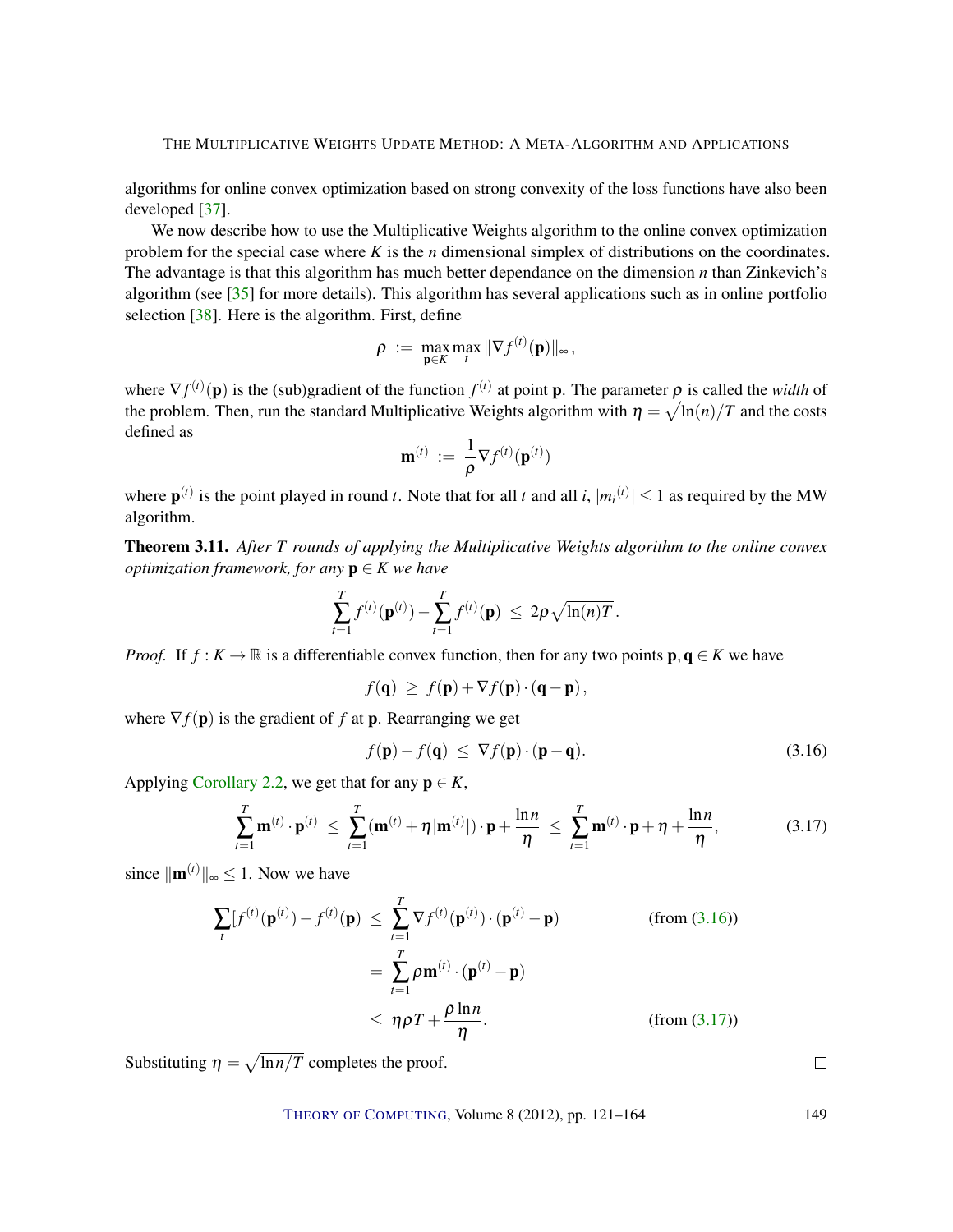algorithms for online convex optimization based on strong convexity of the loss functions have also been developed [37].

We now describe how to use the Multiplicative Weights algorithm to the online convex optimization problem for the special case where $K$ is the $n$ dimensional simplex of distributions on the coordinates. The advantage is that this algorithm has much better dependance on the dimension $n$ than Zinkevich's algorithm (see [35] for more details). This algorithm has several applications such as in online portfolio selection [38]. Here is the algorithm. First, define

$$\rho \;:=\; \max_{\mathbf{p}\in K}\max_{t} \|\nabla f^{(t)}(\mathbf{p})\|_{\infty},$$

where $\nabla f^{(t)}(\mathbf{p})$ is the (sub)gradient of the function $f^{(t)}$ at point $\mathbf{p}$. The parameter $\rho$ is called the *width* of the problem. Then, run the standard Multiplicative Weights algorithm with $\eta = \sqrt{\ln(n)/T}$ and the costs defined as

$$\mathbf{m}^{(t)} \;:=\; \frac{1}{\rho}\nabla f^{(t)}(\mathbf{p}^{(t)})$$

where $\mathbf{p}^{(t)}$ is the point played in round $t$. Note that for all $t$ and all $i$, $|{m_i}^{(t)}| \leq 1$ as required by the MW algorithm.

**Theorem 3.11.** *After $T$ rounds of applying the Multiplicative Weights algorithm to the online convex optimization framework, for any $\mathbf{p} \in K$ we have*

$$\sum_{t=1}^{T} f^{(t)}(\mathbf{p}^{(t)}) - \sum_{t=1}^{T} f^{(t)}(\mathbf{p}) \;\leq\; 2\rho\sqrt{\ln(n)T}\,.$$

*Proof.* If $f : K \to \mathbb{R}$ is a differentiable convex function, then for any two points $\mathbf{p}, \mathbf{q} \in K$ we have

$$f(\mathbf{q}) \;\geq\; f(\mathbf{p}) + \nabla f(\mathbf{p}) \cdot (\mathbf{q} - \mathbf{p}),$$

where $\nabla f(\mathbf{p})$ is the gradient of $f$ at $\mathbf{p}$. Rearranging we get

$$f(\mathbf{p}) - f(\mathbf{q}) \;\leq\; \nabla f(\mathbf{p}) \cdot (\mathbf{p} - \mathbf{q}). \tag{3.16}$$

Applying Corollary 2.2, we get that for any $\mathbf{p} \in K$,

$$\sum_{t=1}^{T} \mathbf{m}^{(t)} \cdot \mathbf{p}^{(t)} \;\leq\; \sum_{t=1}^{T} (\mathbf{m}^{(t)} + \eta|\mathbf{m}^{(t)}|) \cdot \mathbf{p} + \frac{\ln n}{\eta} \;\leq\; \sum_{t=1}^{T} \mathbf{m}^{(t)} \cdot \mathbf{p} + \eta + \frac{\ln n}{\eta}, \tag{3.17}$$

since $\|\mathbf{m}^{(t)}\|_{\infty} \leq 1$. Now we have

$$\begin{aligned}
\sum_{t} [f^{(t)}(\mathbf{p}^{(t)}) - f^{(t)}(\mathbf{p}) \;&\leq\; \sum_{t=1}^{T} \nabla f^{(t)}(\mathbf{p}^{(t)}) \cdot (\mathbf{p}^{(t)} - \mathbf{p}) && \text{(from (3.16))} \\
&=\; \sum_{t=1}^{T} \rho\,\mathbf{m}^{(t)} \cdot (\mathbf{p}^{(t)} - \mathbf{p}) \\
&\leq\; \eta\rho T + \frac{\rho \ln n}{\eta}. && \text{(from (3.17))}
\end{aligned}$$

Substituting $\eta = \sqrt{\ln n/T}$ completes the proof. $\square$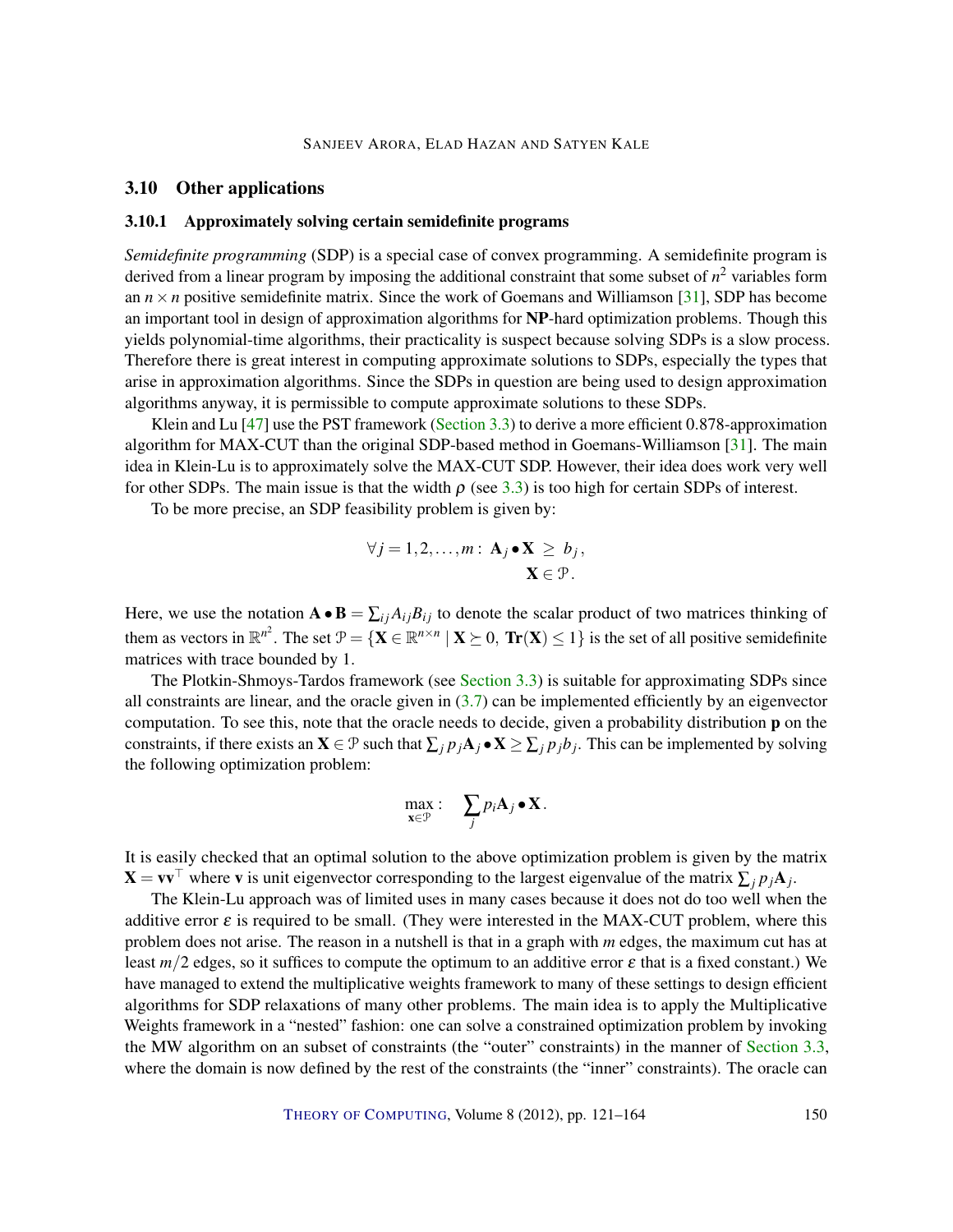### 3.10 Other applications

#### 3.10.1 Approximately solving certain semidefinite programs

*Semidefinite programming* (SDP) is a special case of convex programming. A semidefinite program is derived from a linear program by imposing the additional constraint that some subset of $n^2$ variables form an $n \times n$ positive semidefinite matrix. Since the work of Goemans and Williamson [31], SDP has become an important tool in design of approximation algorithms for **NP**-hard optimization problems. Though this yields polynomial-time algorithms, their practicality is suspect because solving SDPs is a slow process. Therefore there is great interest in computing approximate solutions to SDPs, especially the types that arise in approximation algorithms. Since the SDPs in question are being used to design approximation algorithms anyway, it is permissible to compute approximate solutions to these SDPs.

Klein and Lu [47] use the PST framework (Section 3.3) to derive a more efficient 0.878-approximation algorithm for MAX-CUT than the original SDP-based method in Goemans-Williamson [31]. The main idea in Klein-Lu is to approximately solve the MAX-CUT SDP. However, their idea does work very well for other SDPs. The main issue is that the width $\rho$ (see 3.3) is too high for certain SDPs of interest.

To be more precise, an SDP feasibility problem is given by:

$$\forall j = 1, 2, \ldots, m: \ \mathbf{A}_j \bullet \mathbf{X} \ \geq \ b_j, \qquad \mathbf{X} \in \mathcal{P}.$$

Here, we use the notation $\mathbf{A} \bullet \mathbf{B} = \sum_{ij} A_{ij} B_{ij}$ to denote the scalar product of two matrices thinking of them as vectors in $\mathbb{R}^{n^2}$. The set $\mathcal{P} = \{\mathbf{X} \in \mathbb{R}^{n \times n} \mid \mathbf{X} \succeq 0, \ \mathbf{Tr}(\mathbf{X}) \leq 1\}$ is the set of all positive semidefinite matrices with trace bounded by 1.

The Plotkin-Shmoys-Tardos framework (see Section 3.3) is suitable for approximating SDPs since all constraints are linear, and the oracle given in (3.7) can be implemented efficiently by an eigenvector computation. To see this, note that the oracle needs to decide, given a probability distribution $\mathbf{p}$ on the constraints, if there exists an $\mathbf{X} \in \mathcal{P}$ such that $\sum_j p_j \mathbf{A}_j \bullet \mathbf{X} \geq \sum_j p_j b_j$. This can be implemented by solving the following optimization problem:

$$\max_{\mathbf{x} \in \mathcal{P}} : \quad \sum_j p_i \mathbf{A}_j \bullet \mathbf{X}.$$

It is easily checked that an optimal solution to the above optimization problem is given by the matrix $\mathbf{X} = \mathbf{v}\mathbf{v}^\top$ where $\mathbf{v}$ is unit eigenvector corresponding to the largest eigenvalue of the matrix $\sum_j p_j \mathbf{A}_j$.

The Klein-Lu approach was of limited uses in many cases because it does not do too well when the additive error $\varepsilon$ is required to be small. (They were interested in the MAX-CUT problem, where this problem does not arise. The reason in a nutshell is that in a graph with $m$ edges, the maximum cut has at least $m/2$ edges, so it suffices to compute the optimum to an additive error $\varepsilon$ that is a fixed constant.) We have managed to extend the multiplicative weights framework to many of these settings to design efficient algorithms for SDP relaxations of many other problems. The main idea is to apply the Multiplicative Weights framework in a "nested" fashion: one can solve a constrained optimization problem by invoking the MW algorithm on an subset of constraints (the "outer" constraints) in the manner of Section 3.3, where the domain is now defined by the rest of the constraints (the "inner" constraints). The oracle can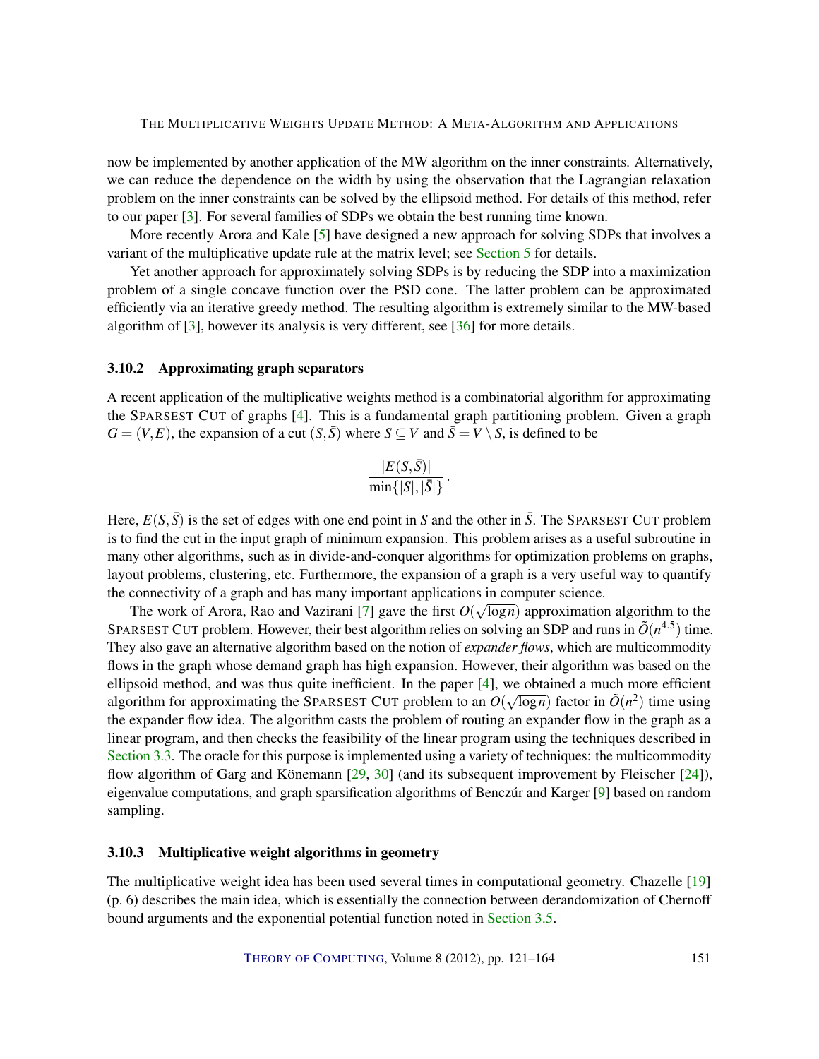now be implemented by another application of the MW algorithm on the inner constraints. Alternatively, we can reduce the dependence on the width by using the observation that the Lagrangian relaxation problem on the inner constraints can be solved by the ellipsoid method. For details of this method, refer to our paper [3]. For several families of SDPs we obtain the best running time known.

More recently Arora and Kale [5] have designed a new approach for solving SDPs that involves a variant of the multiplicative update rule at the matrix level; see Section 5 for details.

Yet another approach for approximately solving SDPs is by reducing the SDP into a maximization problem of a single concave function over the PSD cone. The latter problem can be approximated efficiently via an iterative greedy method. The resulting algorithm is extremely similar to the MW-based algorithm of [3], however its analysis is very different, see [36] for more details.

### 3.10.2 Approximating graph separators

A recent application of the multiplicative weights method is a combinatorial algorithm for approximating the SPARSEST CUT of graphs [4]. This is a fundamental graph partitioning problem. Given a graph $G = (V, E)$, the expansion of a cut $(S, \bar{S})$ where $S \subseteq V$ and $\bar{S} = V \setminus S$, is defined to be

$$\frac{|E(S, \bar{S})|}{\min\{|S|, |\bar{S}|\}}.$$

Here, $E(S, \bar{S})$ is the set of edges with one end point in $S$ and the other in $\bar{S}$. The SPARSEST CUT problem is to find the cut in the input graph of minimum expansion. This problem arises as a useful subroutine in many other algorithms, such as in divide-and-conquer algorithms for optimization problems on graphs, layout problems, clustering, etc. Furthermore, the expansion of a graph is a very useful way to quantify the connectivity of a graph and has many important applications in computer science.

The work of Arora, Rao and Vazirani [7] gave the first $O(\sqrt{\log n})$ approximation algorithm to the SPARSEST CUT problem. However, their best algorithm relies on solving an SDP and runs in $\tilde{O}(n^{4.5})$ time. They also gave an alternative algorithm based on the notion of *expander flows*, which are multicommodity flows in the graph whose demand graph has high expansion. However, their algorithm was based on the ellipsoid method, and was thus quite inefficient. In the paper [4], we obtained a much more efficient algorithm for approximating the SPARSEST CUT problem to an $O(\sqrt{\log n})$ factor in $\tilde{O}(n^2)$ time using the expander flow idea. The algorithm casts the problem of routing an expander flow in the graph as a linear program, and then checks the feasibility of the linear program using the techniques described in Section 3.3. The oracle for this purpose is implemented using a variety of techniques: the multicommodity flow algorithm of Garg and Könemann [29, 30] (and its subsequent improvement by Fleischer [24]), eigenvalue computations, and graph sparsification algorithms of Benczúr and Karger [9] based on random sampling.

### 3.10.3 Multiplicative weight algorithms in geometry

The multiplicative weight idea has been used several times in computational geometry. Chazelle [19] (p. 6) describes the main idea, which is essentially the connection between derandomization of Chernoff bound arguments and the exponential potential function noted in Section 3.5.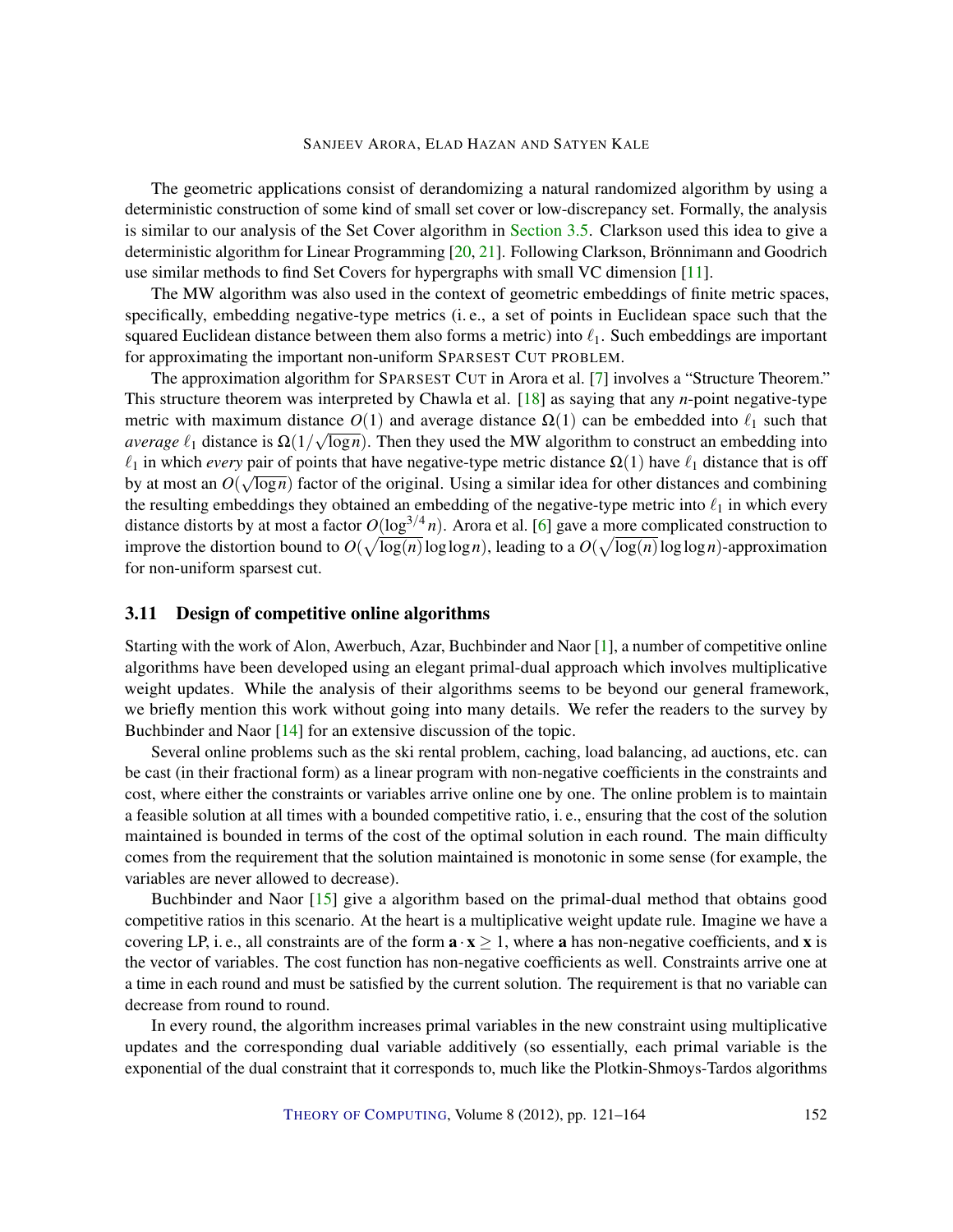The geometric applications consist of derandomizing a natural randomized algorithm by using a deterministic construction of some kind of small set cover or low-discrepancy set. Formally, the analysis is similar to our analysis of the Set Cover algorithm in Section 3.5. Clarkson used this idea to give a deterministic algorithm for Linear Programming [20, 21]. Following Clarkson, Brönnimann and Goodrich use similar methods to find Set Covers for hypergraphs with small VC dimension [11].

The MW algorithm was also used in the context of geometric embeddings of finite metric spaces, specifically, embedding negative-type metrics (i. e., a set of points in Euclidean space such that the squared Euclidean distance between them also forms a metric) into $\ell_1$. Such embeddings are important for approximating the important non-uniform SPARSEST CUT PROBLEM.

The approximation algorithm for SPARSEST CUT in Arora et al. [7] involves a "Structure Theorem." This structure theorem was interpreted by Chawla et al. [18] as saying that any $n$-point negative-type metric with maximum distance $O(1)$ and average distance $\Omega(1)$ can be embedded into $\ell_1$ such that *average* $\ell_1$ distance is $\Omega(1/\sqrt{\log n})$. Then they used the MW algorithm to construct an embedding into $\ell_1$ in which *every* pair of points that have negative-type metric distance $\Omega(1)$ have $\ell_1$ distance that is off by at most an $O(\sqrt{\log n})$ factor of the original. Using a similar idea for other distances and combining the resulting embeddings they obtained an embedding of the negative-type metric into $\ell_1$ in which every distance distorts by at most a factor $O(\log^{3/4} n)$. Arora et al. [6] gave a more complicated construction to improve the distortion bound to $O(\sqrt{\log(n)}\log\log n)$, leading to a $O(\sqrt{\log(n)}\log\log n)$-approximation for non-uniform sparsest cut.

### 3.11 Design of competitive online algorithms

Starting with the work of Alon, Awerbuch, Azar, Buchbinder and Naor [1], a number of competitive online algorithms have been developed using an elegant primal-dual approach which involves multiplicative weight updates. While the analysis of their algorithms seems to be beyond our general framework, we briefly mention this work without going into many details. We refer the readers to the survey by Buchbinder and Naor [14] for an extensive discussion of the topic.

Several online problems such as the ski rental problem, caching, load balancing, ad auctions, etc. can be cast (in their fractional form) as a linear program with non-negative coefficients in the constraints and cost, where either the constraints or variables arrive online one by one. The online problem is to maintain a feasible solution at all times with a bounded competitive ratio, i. e., ensuring that the cost of the solution maintained is bounded in terms of the cost of the optimal solution in each round. The main difficulty comes from the requirement that the solution maintained is monotonic in some sense (for example, the variables are never allowed to decrease).

Buchbinder and Naor [15] give a algorithm based on the primal-dual method that obtains good competitive ratios in this scenario. At the heart is a multiplicative weight update rule. Imagine we have a covering LP, i. e., all constraints are of the form $\mathbf{a} \cdot \mathbf{x} \geq 1$, where $\mathbf{a}$ has non-negative coefficients, and $\mathbf{x}$ is the vector of variables. The cost function has non-negative coefficients as well. Constraints arrive one at a time in each round and must be satisfied by the current solution. The requirement is that no variable can decrease from round to round.

In every round, the algorithm increases primal variables in the new constraint using multiplicative updates and the corresponding dual variable additively (so essentially, each primal variable is the exponential of the dual constraint that it corresponds to, much like the Plotkin-Shmoys-Tardos algorithms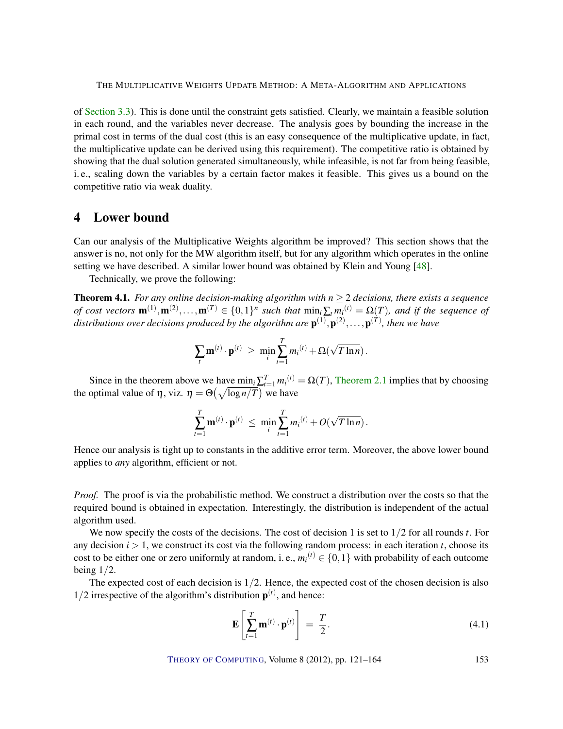of Section 3.3). This is done until the constraint gets satisfied. Clearly, we maintain a feasible solution in each round, and the variables never decrease. The analysis goes by bounding the increase in the primal cost in terms of the dual cost (this is an easy consequence of the multiplicative update, in fact, the multiplicative update can be derived using this requirement). The competitive ratio is obtained by showing that the dual solution generated simultaneously, while infeasible, is not far from being feasible, i. e., scaling down the variables by a certain factor makes it feasible. This gives us a bound on the competitive ratio via weak duality.

## 4 Lower bound

Can our analysis of the Multiplicative Weights algorithm be improved? This section shows that the answer is no, not only for the MW algorithm itself, but for any algorithm which operates in the online setting we have described. A similar lower bound was obtained by Klein and Young [48].

Technically, we prove the following:

**Theorem 4.1.** *For any online decision-making algorithm with $n \geq 2$ decisions, there exists a sequence of cost vectors $\mathbf{m}^{(1)}, \mathbf{m}^{(2)}, \ldots, \mathbf{m}^{(T)} \in \{0,1\}^n$ such that $\min_i \sum_t m_i{}^{(t)} = \Omega(T)$, and if the sequence of distributions over decisions produced by the algorithm are $\mathbf{p}^{(1)}, \mathbf{p}^{(2)}, \ldots, \mathbf{p}^{(T)}$, then we have*

$$\sum_t \mathbf{m}^{(t)} \cdot \mathbf{p}^{(t)} \;\geq\; \min_i \sum_{t=1}^{T} m_i{}^{(t)} + \Omega(\sqrt{T \ln n}).$$

Since in the theorem above we have $\min_i \sum_{t=1}^{T} m_i{}^{(t)} = \Omega(T)$, Theorem 2.1 implies that by choosing the optimal value of $\eta$, viz. $\eta = \Theta\big(\sqrt{\log n / T}\big)$ we have

$$\sum_{t=1}^{T} \mathbf{m}^{(t)} \cdot \mathbf{p}^{(t)} \;\leq\; \min_i \sum_{t=1}^{T} m_i{}^{(t)} + O(\sqrt{T \ln n}).$$

Hence our analysis is tight up to constants in the additive error term. Moreover, the above lower bound applies to *any* algorithm, efficient or not.

*Proof.* The proof is via the probabilistic method. We construct a distribution over the costs so that the required bound is obtained in expectation. Interestingly, the distribution is independent of the actual algorithm used.

We now specify the costs of the decisions. The cost of decision 1 is set to $1/2$ for all rounds $t$. For any decision $i > 1$, we construct its cost via the following random process: in each iteration $t$, choose its cost to be either one or zero uniformly at random, i. e., $m_i{}^{(t)} \in \{0,1\}$ with probability of each outcome being $1/2$.

The expected cost of each decision is $1/2$. Hence, the expected cost of the chosen decision is also $1/2$ irrespective of the algorithm's distribution $\mathbf{p}^{(t)}$, and hence:

$$\mathbf{E}\left[\sum_{t=1}^{T} \mathbf{m}^{(t)} \cdot \mathbf{p}^{(t)}\right] \;=\; \frac{T}{2}. \tag{4.1}$$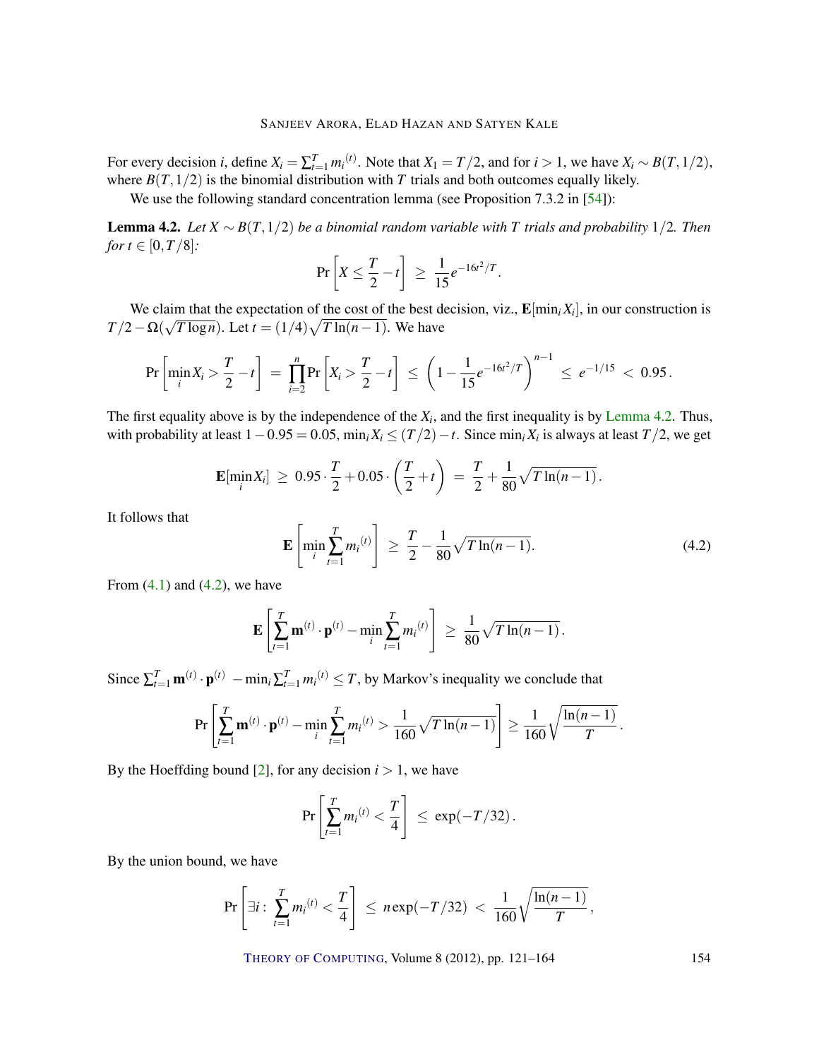For every decision $i$, define $X_i = \sum_{t=1}^T m_i{}^{(t)}$. Note that $X_1 = T/2$, and for $i > 1$, we have $X_i \sim B(T, 1/2)$, where $B(T, 1/2)$ is the binomial distribution with $T$ trials and both outcomes equally likely.

We use the following standard concentration lemma (see Proposition 7.3.2 in [54]):

**Lemma 4.2.** *Let $X \sim B(T, 1/2)$ be a binomial random variable with $T$ trials and probability $1/2$. Then for $t \in [0, T/8]$:*

$$\Pr\left[X \le \frac{T}{2} - t\right] \;\ge\; \frac{1}{15} e^{-16t^2/T}.$$

We claim that the expectation of the cost of the best decision, viz., $\mathbf{E}[\min_i X_i]$, in our construction is $T/2 - \Omega(\sqrt{T \log n})$. Let $t = (1/4)\sqrt{T \ln(n-1)}$. We have

$$\Pr\left[\min_i X_i > \frac{T}{2} - t\right] \;=\; \prod_{i=2}^n \Pr\left[X_i > \frac{T}{2} - t\right] \;\le\; \left(1 - \frac{1}{15} e^{-16t^2/T}\right)^{n-1} \;\le\; e^{-1/15} \;<\; 0.95\,.$$

The first equality above is by the independence of the $X_i$, and the first inequality is by Lemma 4.2. Thus, with probability at least $1 - 0.95 = 0.05$, $\min_i X_i \le (T/2) - t$. Since $\min_i X_i$ is always at least $T/2$, we get

$$\mathbf{E}[\min_i X_i] \;\ge\; 0.95 \cdot \frac{T}{2} + 0.05 \cdot \left(\frac{T}{2} + t\right) \;=\; \frac{T}{2} + \frac{1}{80}\sqrt{T \ln(n-1)}\,.$$

It follows that

$$\mathbf{E}\left[\min_i \sum_{t=1}^T m_i{}^{(t)}\right] \;\ge\; \frac{T}{2} - \frac{1}{80}\sqrt{T \ln(n-1)}. \tag{4.2}$$

From (4.1) and (4.2), we have

$$\mathbf{E}\left[\sum_{t=1}^T \mathbf{m}^{(t)} \cdot \mathbf{p}^{(t)} - \min_i \sum_{t=1}^T m_i{}^{(t)}\right] \;\ge\; \frac{1}{80}\sqrt{T \ln(n-1)}\,.$$

Since $\sum_{t=1}^T \mathbf{m}^{(t)} \cdot \mathbf{p}^{(t)} - \min_i \sum_{t=1}^T m_i{}^{(t)} \le T$, by Markov's inequality we conclude that

$$\Pr\left[\sum_{t=1}^T \mathbf{m}^{(t)} \cdot \mathbf{p}^{(t)} - \min_i \sum_{t=1}^T m_i{}^{(t)} > \frac{1}{160}\sqrt{T \ln(n-1)}\right] \ge \frac{1}{160}\sqrt{\frac{\ln(n-1)}{T}}\,.$$

By the Hoeffding bound [2], for any decision $i > 1$, we have

$$\Pr\left[\sum_{t=1}^T m_i{}^{(t)} < \frac{T}{4}\right] \;\le\; \exp(-T/32)\,.$$

By the union bound, we have

$$\Pr\left[\exists i : \sum_{t=1}^T m_i{}^{(t)} < \frac{T}{4}\right] \;\le\; n \exp(-T/32) \;<\; \frac{1}{160}\sqrt{\frac{\ln(n-1)}{T}}\,,$$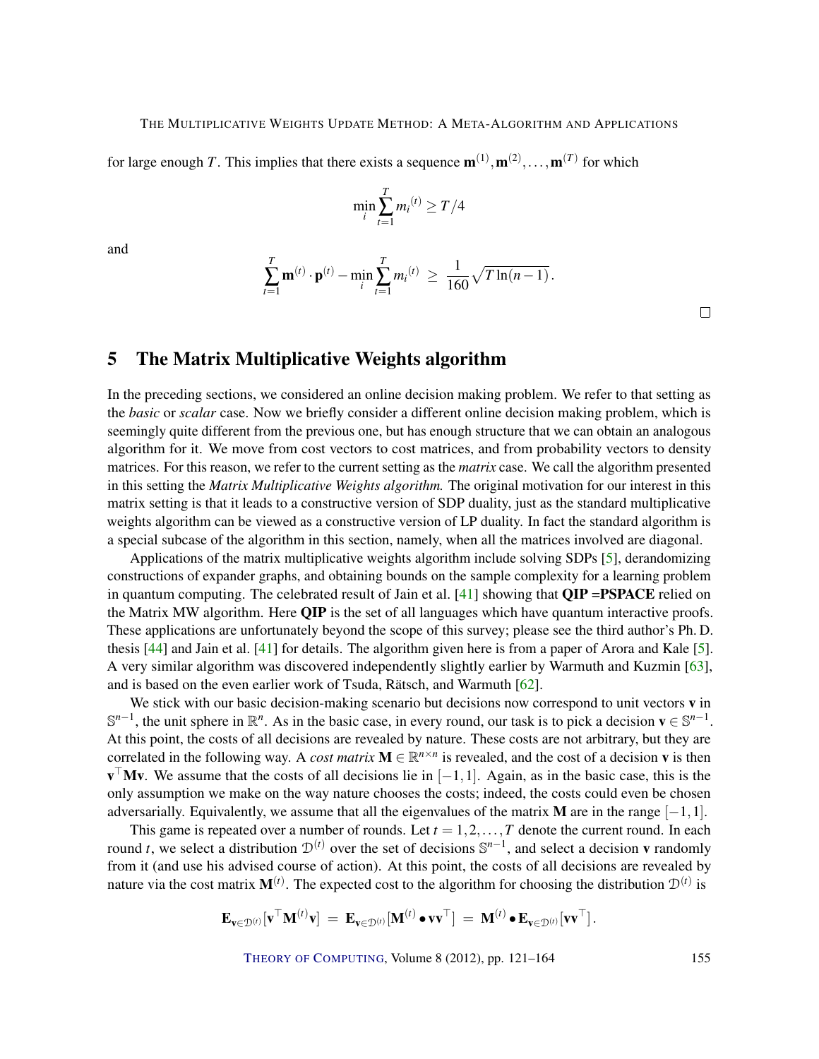for large enough $T$. This implies that there exists a sequence $\mathbf{m}^{(1)}, \mathbf{m}^{(2)}, \ldots, \mathbf{m}^{(T)}$ for which

$$\min_i \sum_{t=1}^{T} m_i{}^{(t)} \geq T/4$$

and

$$\sum_{t=1}^{T} \mathbf{m}^{(t)} \cdot \mathbf{p}^{(t)} - \min_i \sum_{t=1}^{T} m_i{}^{(t)} \;\geq\; \frac{1}{160}\sqrt{T \ln(n-1)}\,.$$

□

## 5 The Matrix Multiplicative Weights algorithm

In the preceding sections, we considered an online decision making problem. We refer to that setting as the *basic* or *scalar* case. Now we briefly consider a different online decision making problem, which is seemingly quite different from the previous one, but has enough structure that we can obtain an analogous algorithm for it. We move from cost vectors to cost matrices, and from probability vectors to density matrices. For this reason, we refer to the current setting as the *matrix* case. We call the algorithm presented in this setting the *Matrix Multiplicative Weights algorithm.* The original motivation for our interest in this matrix setting is that it leads to a constructive version of SDP duality, just as the standard multiplicative weights algorithm can be viewed as a constructive version of LP duality. In fact the standard algorithm is a special subcase of the algorithm in this section, namely, when all the matrices involved are diagonal.

Applications of the matrix multiplicative weights algorithm include solving SDPs [5], derandomizing constructions of expander graphs, and obtaining bounds on the sample complexity for a learning problem in quantum computing. The celebrated result of Jain et al. [41] showing that **QIP =PSPACE** relied on the Matrix MW algorithm. Here **QIP** is the set of all languages which have quantum interactive proofs. These applications are unfortunately beyond the scope of this survey; please see the third author's Ph. D. thesis [44] and Jain et al. [41] for details. The algorithm given here is from a paper of Arora and Kale [5]. A very similar algorithm was discovered independently slightly earlier by Warmuth and Kuzmin [63], and is based on the even earlier work of Tsuda, Rätsch, and Warmuth [62].

We stick with our basic decision-making scenario but decisions now correspond to unit vectors $\mathbf{v}$ in $\mathbb{S}^{n-1}$, the unit sphere in $\mathbb{R}^n$. As in the basic case, in every round, our task is to pick a decision $\mathbf{v} \in \mathbb{S}^{n-1}$. At this point, the costs of all decisions are revealed by nature. These costs are not arbitrary, but they are correlated in the following way. A *cost matrix* $\mathbf{M} \in \mathbb{R}^{n \times n}$ is revealed, and the cost of a decision $\mathbf{v}$ is then $\mathbf{v}^\top \mathbf{M} \mathbf{v}$. We assume that the costs of all decisions lie in $[-1,1]$. Again, as in the basic case, this is the only assumption we make on the way nature chooses the costs; indeed, the costs could even be chosen adversarially. Equivalently, we assume that all the eigenvalues of the matrix $\mathbf{M}$ are in the range $[-1,1]$.

This game is repeated over a number of rounds. Let $t = 1, 2, \ldots, T$ denote the current round. In each round $t$, we select a distribution $\mathcal{D}^{(t)}$ over the set of decisions $\mathbb{S}^{n-1}$, and select a decision $\mathbf{v}$ randomly from it (and use his advised course of action). At this point, the costs of all decisions are revealed by nature via the cost matrix $\mathbf{M}^{(t)}$. The expected cost to the algorithm for choosing the distribution $\mathcal{D}^{(t)}$ is

$$\mathbf{E}_{\mathbf{v} \in \mathcal{D}^{(t)}}[\mathbf{v}^\top \mathbf{M}^{(t)} \mathbf{v}] \;=\; \mathbf{E}_{\mathbf{v} \in \mathcal{D}^{(t)}}[\mathbf{M}^{(t)} \bullet \mathbf{v}\mathbf{v}^\top] \;=\; \mathbf{M}^{(t)} \bullet \mathbf{E}_{\mathbf{v} \in \mathcal{D}^{(t)}}[\mathbf{v}\mathbf{v}^\top]\,.$$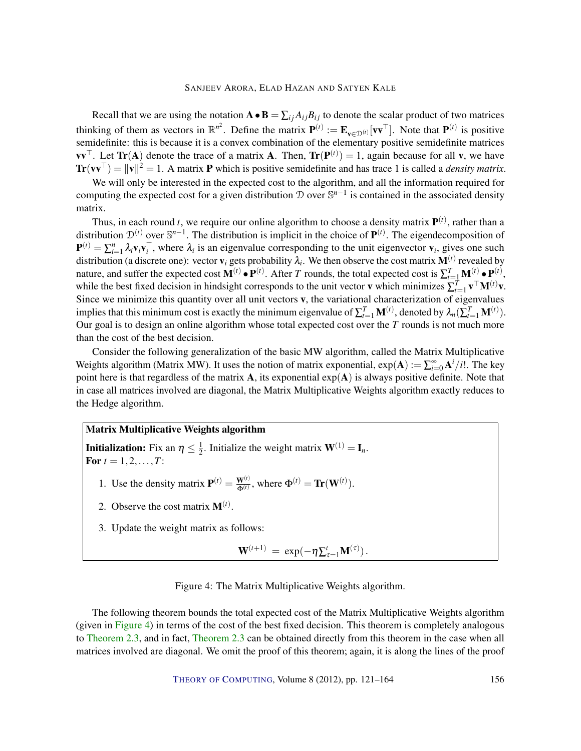Recall that we are using the notation $\mathbf{A} \bullet \mathbf{B} = \sum_{ij} A_{ij} B_{ij}$ to denote the scalar product of two matrices thinking of them as vectors in $\mathbb{R}^{n^2}$. Define the matrix $\mathbf{P}^{(t)} := \mathbf{E}_{\mathbf{v} \in \mathcal{D}^{(t)}}[\mathbf{v}\mathbf{v}^\top]$. Note that $\mathbf{P}^{(t)}$ is positive semidefinite: this is because it is a convex combination of the elementary positive semidefinite matrices $\mathbf{v}\mathbf{v}^\top$. Let $\mathbf{Tr}(\mathbf{A})$ denote the trace of a matrix $\mathbf{A}$. Then, $\mathbf{Tr}(\mathbf{P}^{(t)}) = 1$, again because for all $\mathbf{v}$, we have $\mathbf{Tr}(\mathbf{v}\mathbf{v}^\top) = \|\mathbf{v}\|^2 = 1$. A matrix $\mathbf{P}$ which is positive semidefinite and has trace 1 is called a *density matrix*.

We will only be interested in the expected cost to the algorithm, and all the information required for computing the expected cost for a given distribution $\mathcal{D}$ over $\mathbb{S}^{n-1}$ is contained in the associated density matrix.

Thus, in each round $t$, we require our online algorithm to choose a density matrix $\mathbf{P}^{(t)}$, rather than a distribution $\mathcal{D}^{(t)}$ over $\mathbb{S}^{n-1}$. The distribution is implicit in the choice of $\mathbf{P}^{(t)}$. The eigendecomposition of $\mathbf{P}^{(t)} = \sum_{i=1}^{n} \lambda_i \mathbf{v}_i \mathbf{v}_i^\top$, where $\lambda_i$ is an eigenvalue corresponding to the unit eigenvector $\mathbf{v}_i$, gives one such distribution (a discrete one): vector $\mathbf{v}_i$ gets probability $\lambda_i$. We then observe the cost matrix $\mathbf{M}^{(t)}$ revealed by nature, and suffer the expected cost $\mathbf{M}^{(t)} \bullet \mathbf{P}^{(t)}$. After $T$ rounds, the total expected cost is $\sum_{t=1}^{T} \mathbf{M}^{(t)} \bullet \mathbf{P}^{(t)}$, while the best fixed decision in hindsight corresponds to the unit vector $\mathbf{v}$ which minimizes $\sum_{t=1}^{T} \mathbf{v}^\top \mathbf{M}^{(t)} \mathbf{v}$. Since we minimize this quantity over all unit vectors $\mathbf{v}$, the variational characterization of eigenvalues implies that this minimum cost is exactly the minimum eigenvalue of $\sum_{t=1}^{T} \mathbf{M}^{(t)}$, denoted by $\lambda_n(\sum_{t=1}^{T} \mathbf{M}^{(t)})$. Our goal is to design an online algorithm whose total expected cost over the $T$ rounds is not much more than the cost of the best decision.

Consider the following generalization of the basic MW algorithm, called the Matrix Multiplicative Weights algorithm (Matrix MW). It uses the notion of matrix exponential, $\exp(\mathbf{A}) := \sum_{i=0}^{\infty} \mathbf{A}^i / i!$. The key point here is that regardless of the matrix $\mathbf{A}$, its exponential $\exp(\mathbf{A})$ is always positive definite. Note that in case all matrices involved are diagonal, the Matrix Multiplicative Weights algorithm exactly reduces to the Hedge algorithm.

---

**Matrix Multiplicative Weights algorithm**

**Initialization:** Fix an $\eta \leq \frac{1}{2}$. Initialize the weight matrix $\mathbf{W}^{(1)} = \mathbf{I}_n$.
**For** $t = 1, 2, \ldots, T$:

1. Use the density matrix $\mathbf{P}^{(t)} = \frac{\mathbf{W}^{(t)}}{\Phi^{(t)}}$, where $\Phi^{(t)} = \mathbf{Tr}(\mathbf{W}^{(t)})$.
2. Observe the cost matrix $\mathbf{M}^{(t)}$.
3. Update the weight matrix as follows:

$$\mathbf{W}^{(t+1)} = \exp\left(-\eta \sum_{\tau=1}^{t} \mathbf{M}^{(\tau)}\right).$$

---

Figure 4: The Matrix Multiplicative Weights algorithm.

The following theorem bounds the total expected cost of the Matrix Multiplicative Weights algorithm (given in Figure 4) in terms of the cost of the best fixed decision. This theorem is completely analogous to Theorem 2.3, and in fact, Theorem 2.3 can be obtained directly from this theorem in the case when all matrices involved are diagonal. We omit the proof of this theorem; again, it is along the lines of the proof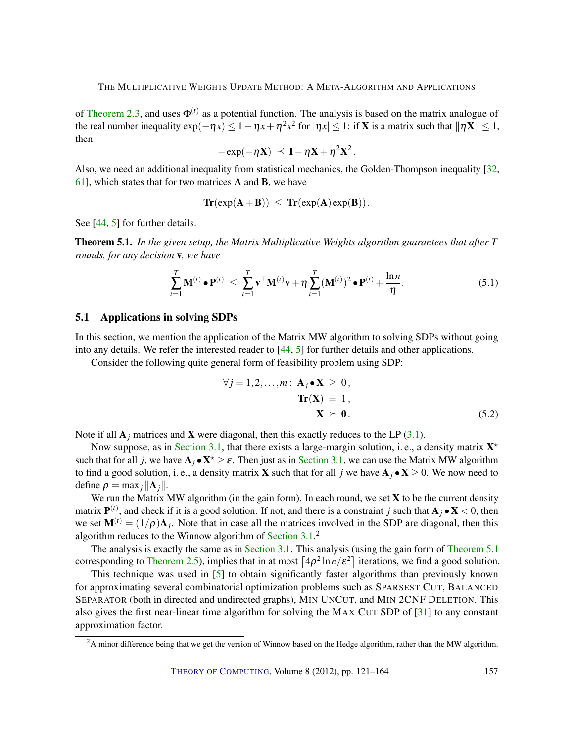of Theorem 2.3, and uses $\Phi^{(t)}$ as a potential function. The analysis is based on the matrix analogue of the real number inequality $\exp(-\eta x) \leq 1 - \eta x + \eta^2 x^2$ for $|\eta x| \leq 1$: if $\mathbf{X}$ is a matrix such that $\|\eta \mathbf{X}\| \leq 1$, then

$$-\exp(-\eta \mathbf{X}) \preceq \mathbf{I} - \eta \mathbf{X} + \eta^2 \mathbf{X}^2 .$$

Also, we need an additional inequality from statistical mechanics, the Golden-Thompson inequality [32, 61], which states that for two matrices $\mathbf{A}$ and $\mathbf{B}$, we have

$$\mathbf{Tr}(\exp(\mathbf{A}+\mathbf{B})) \leq \mathbf{Tr}(\exp(\mathbf{A})\exp(\mathbf{B})) .$$

See [44, 5] for further details.

**Theorem 5.1.** *In the given setup, the Matrix Multiplicative Weights algorithm guarantees that after $T$ rounds, for any decision* $\mathbf{v}$*, we have*

$$\sum_{t=1}^{T} \mathbf{M}^{(t)} \bullet \mathbf{P}^{(t)} \leq \sum_{t=1}^{T} \mathbf{v}^{\top} \mathbf{M}^{(t)} \mathbf{v} + \eta \sum_{t=1}^{T} (\mathbf{M}^{(t)})^2 \bullet \mathbf{P}^{(t)} + \frac{\ln n}{\eta}. \tag{5.1}$$

## 5.1 Applications in solving SDPs

In this section, we mention the application of the Matrix MW algorithm to solving SDPs without going into any details. We refer the interested reader to [44, 5] for further details and other applications.

Consider the following quite general form of feasibility problem using SDP:

$$\begin{aligned} \forall j = 1,2,\ldots,m: \ \mathbf{A}_j \bullet \mathbf{X} &\geq 0 , \\ \mathbf{Tr}(\mathbf{X}) &= 1 , \\ \mathbf{X} &\succeq \mathbf{0} . \end{aligned} \tag{5.2}$$

Note if all $\mathbf{A}_j$ matrices and $\mathbf{X}$ were diagonal, then this exactly reduces to the LP (3.1).

Now suppose, as in Section 3.1, that there exists a large-margin solution, i. e., a density matrix $\mathbf{X}^{\star}$ such that for all $j$, we have $\mathbf{A}_j \bullet \mathbf{X}^{\star} \geq \varepsilon$. Then just as in Section 3.1, we can use the Matrix MW algorithm to find a good solution, i. e., a density matrix $\mathbf{X}$ such that for all $j$ we have $\mathbf{A}_j \bullet \mathbf{X} \geq 0$. We now need to define $\rho = \max_j \|\mathbf{A}_j\|$.

We run the Matrix MW algorithm (in the gain form). In each round, we set $\mathbf{X}$ to be the current density matrix $\mathbf{P}^{(t)}$, and check if it is a good solution. If not, and there is a constraint $j$ such that $\mathbf{A}_j \bullet \mathbf{X} < 0$, then we set $\mathbf{M}^{(t)} = (1/\rho)\mathbf{A}_j$. Note that in case all the matrices involved in the SDP are diagonal, then this algorithm reduces to the Winnow algorithm of Section 3.1.[2]

The analysis is exactly the same as in Section 3.1. This analysis (using the gain form of Theorem 5.1 corresponding to Theorem 2.5), implies that in at most $\lceil 4\rho^2 \ln n / \varepsilon^2 \rceil$ iterations, we find a good solution.

This technique was used in [5] to obtain significantly faster algorithms than previously known for approximating several combinatorial optimization problems such as SPARSEST CUT, BALANCED SEPARATOR (both in directed and undirected graphs), MIN UNCUT, and MIN 2CNF DELETION. This also gives the first near-linear time algorithm for solving the MAX CUT SDP of [31] to any constant approximation factor.

[2] A minor difference being that we get the version of Winnow based on the Hedge algorithm, rather than the MW algorithm.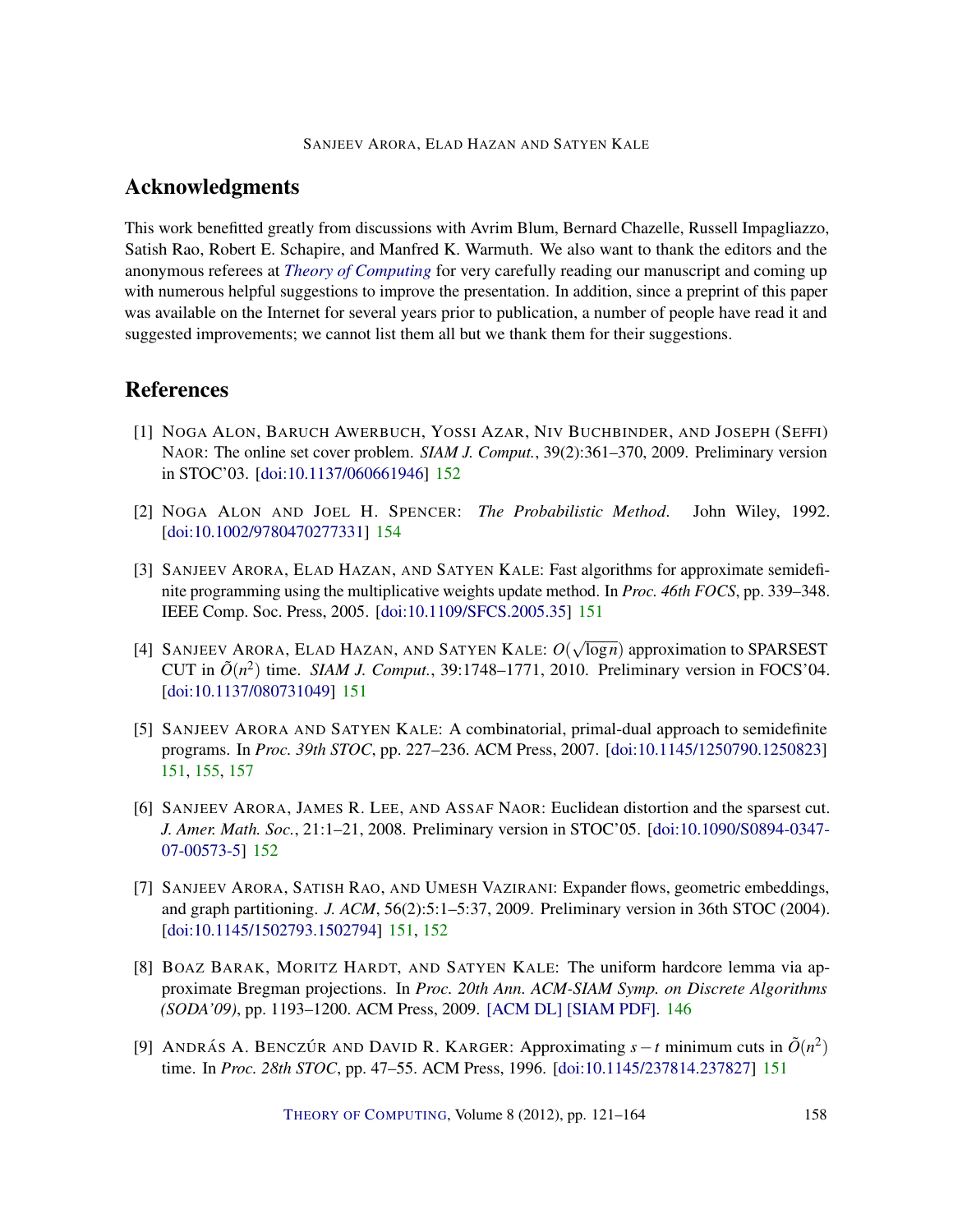## Acknowledgments

This work benefitted greatly from discussions with Avrim Blum, Bernard Chazelle, Russell Impagliazzo, Satish Rao, Robert E. Schapire, and Manfred K. Warmuth. We also want to thank the editors and the anonymous referees at *Theory of Computing* for very carefully reading our manuscript and coming up with numerous helpful suggestions to improve the presentation. In addition, since a preprint of this paper was available on the Internet for several years prior to publication, a number of people have read it and suggested improvements; we cannot list them all but we thank them for their suggestions.

## References

[1] Noga Alon, Baruch Awerbuch, Yossi Azar, Niv Buchbinder, and Joseph (Seffi) Naor: The online set cover problem. *SIAM J. Comput.*, 39(2):361–370, 2009. Preliminary version in STOC'03. [doi:10.1137/060661946] 152

[2] Noga Alon and Joel H. Spencer: *The Probabilistic Method*. John Wiley, 1992. [doi:10.1002/9780470277331] 154

[3] Sanjeev Arora, Elad Hazan, and Satyen Kale: Fast algorithms for approximate semidefinite programming using the multiplicative weights update method. In *Proc. 46th FOCS*, pp. 339–348. IEEE Comp. Soc. Press, 2005. [doi:10.1109/SFCS.2005.35] 151

[4] Sanjeev Arora, Elad Hazan, and Satyen Kale: $O(\sqrt{\log n})$ approximation to SPARSEST CUT in $\tilde{O}(n^2)$ time. *SIAM J. Comput.*, 39:1748–1771, 2010. Preliminary version in FOCS'04. [doi:10.1137/080731049] 151

[5] Sanjeev Arora and Satyen Kale: A combinatorial, primal-dual approach to semidefinite programs. In *Proc. 39th STOC*, pp. 227–236. ACM Press, 2007. [doi:10.1145/1250790.1250823] 151, 155, 157

[6] Sanjeev Arora, James R. Lee, and Assaf Naor: Euclidean distortion and the sparsest cut. *J. Amer. Math. Soc.*, 21:1–21, 2008. Preliminary version in STOC'05. [doi:10.1090/S0894-0347-07-00573-5] 152

[7] Sanjeev Arora, Satish Rao, and Umesh Vazirani: Expander flows, geometric embeddings, and graph partitioning. *J. ACM*, 56(2):5:1–5:37, 2009. Preliminary version in 36th STOC (2004). [doi:10.1145/1502793.1502794] 151, 152

[8] Boaz Barak, Moritz Hardt, and Satyen Kale: The uniform hardcore lemma via approximate Bregman projections. In *Proc. 20th Ann. ACM-SIAM Symp. on Discrete Algorithms (SODA'09)*, pp. 1193–1200. ACM Press, 2009. [ACM DL] [SIAM PDF]. 146

[9] András A. Benczúr and David R. Karger: Approximating $s-t$ minimum cuts in $\tilde{O}(n^2)$ time. In *Proc. 28th STOC*, pp. 47–55. ACM Press, 1996. [doi:10.1145/237814.237827] 151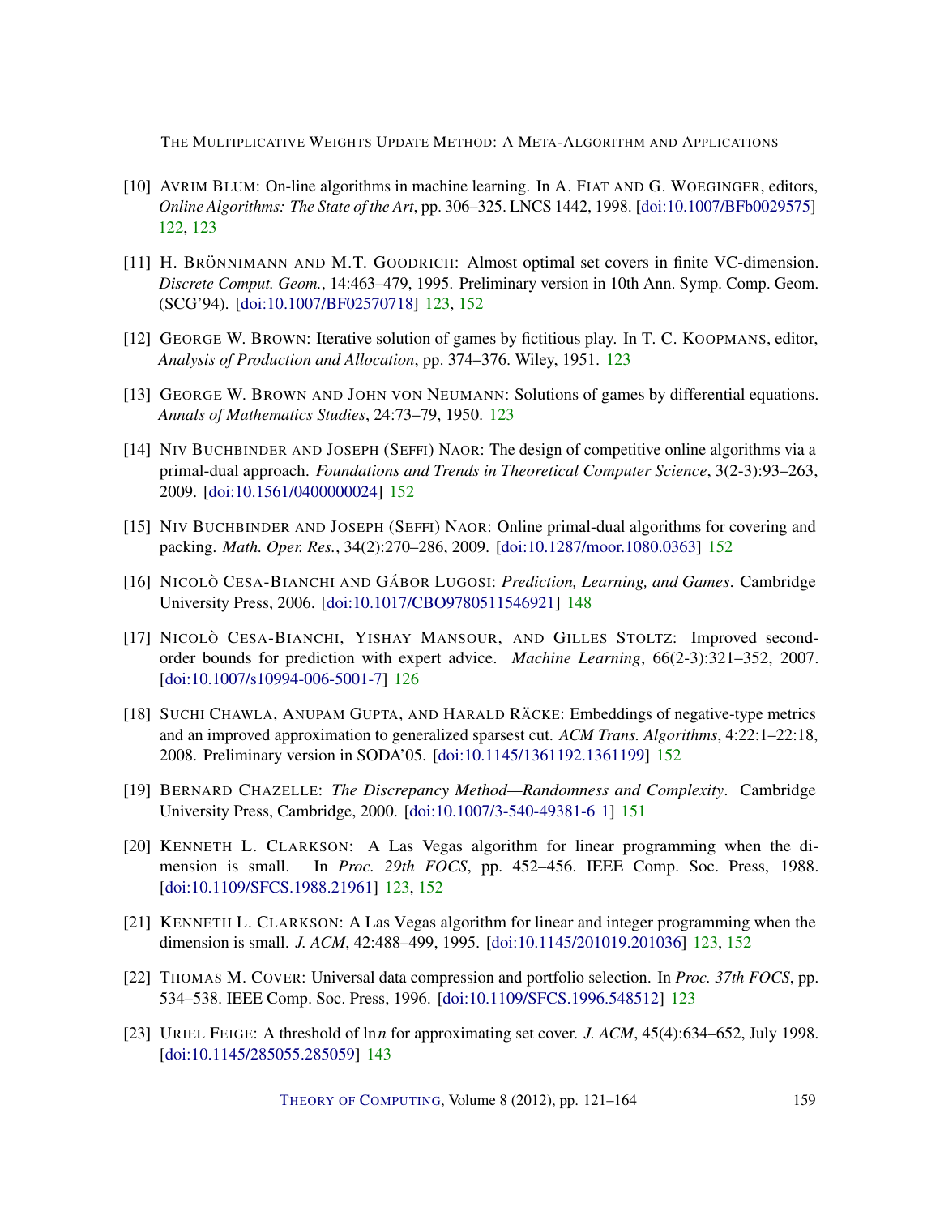[10] AVRIM BLUM: On-line algorithms in machine learning. In A. FIAT AND G. WOEGINGER, editors, *Online Algorithms: The State of the Art*, pp. 306–325. LNCS 1442, 1998. [doi:10.1007/BFb0029575] 122, 123

[11] H. BRÖNNIMANN AND M.T. GOODRICH: Almost optimal set covers in finite VC-dimension. *Discrete Comput. Geom.*, 14:463–479, 1995. Preliminary version in 10th Ann. Symp. Comp. Geom. (SCG'94). [doi:10.1007/BF02570718] 123, 152

[12] GEORGE W. BROWN: Iterative solution of games by fictitious play. In T. C. KOOPMANS, editor, *Analysis of Production and Allocation*, pp. 374–376. Wiley, 1951. 123

[13] GEORGE W. BROWN AND JOHN VON NEUMANN: Solutions of games by differential equations. *Annals of Mathematics Studies*, 24:73–79, 1950. 123

[14] NIV BUCHBINDER AND JOSEPH (SEFFI) NAOR: The design of competitive online algorithms via a primal-dual approach. *Foundations and Trends in Theoretical Computer Science*, 3(2-3):93–263, 2009. [doi:10.1561/0400000024] 152

[15] NIV BUCHBINDER AND JOSEPH (SEFFI) NAOR: Online primal-dual algorithms for covering and packing. *Math. Oper. Res.*, 34(2):270–286, 2009. [doi:10.1287/moor.1080.0363] 152

[16] NICOLÒ CESA-BIANCHI AND GÁBOR LUGOSI: *Prediction, Learning, and Games*. Cambridge University Press, 2006. [doi:10.1017/CBO9780511546921] 148

[17] NICOLÒ CESA-BIANCHI, YISHAY MANSOUR, AND GILLES STOLTZ: Improved second-order bounds for prediction with expert advice. *Machine Learning*, 66(2-3):321–352, 2007. [doi:10.1007/s10994-006-5001-7] 126

[18] SUCHI CHAWLA, ANUPAM GUPTA, AND HARALD RÄCKE: Embeddings of negative-type metrics and an improved approximation to generalized sparsest cut. *ACM Trans. Algorithms*, 4:22:1–22:18, 2008. Preliminary version in SODA'05. [doi:10.1145/1361192.1361199] 152

[19] BERNARD CHAZELLE: *The Discrepancy Method—Randomness and Complexity*. Cambridge University Press, Cambridge, 2000. [doi:10.1007/3-540-49381-6_1] 151

[20] KENNETH L. CLARKSON: A Las Vegas algorithm for linear programming when the dimension is small. In *Proc. 29th FOCS*, pp. 452–456. IEEE Comp. Soc. Press, 1988. [doi:10.1109/SFCS.1988.21961] 123, 152

[21] KENNETH L. CLARKSON: A Las Vegas algorithm for linear and integer programming when the dimension is small. *J. ACM*, 42:488–499, 1995. [doi:10.1145/201019.201036] 123, 152

[22] THOMAS M. COVER: Universal data compression and portfolio selection. In *Proc. 37th FOCS*, pp. 534–538. IEEE Comp. Soc. Press, 1996. [doi:10.1109/SFCS.1996.548512] 123

[23] URIEL FEIGE: A threshold of $\ln n$ for approximating set cover. *J. ACM*, 45(4):634–652, July 1998. [doi:10.1145/285055.285059] 143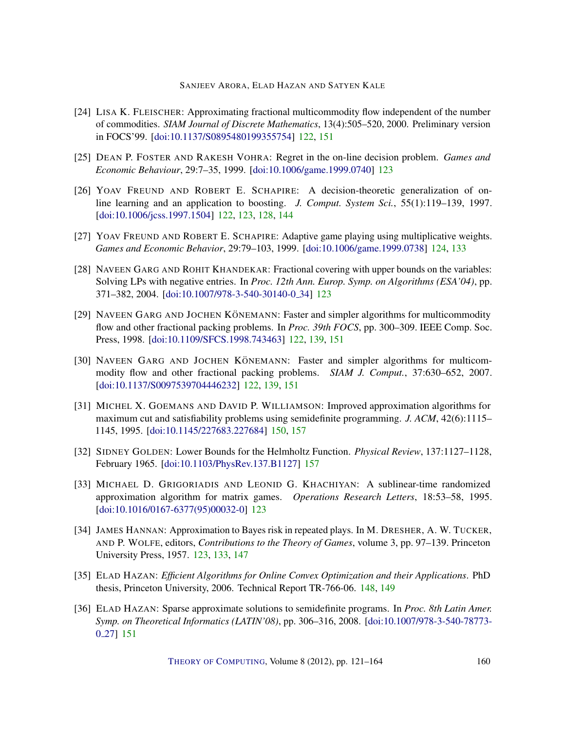[24] LISA K. FLEISCHER: Approximating fractional multicommodity flow independent of the number of commodities. *SIAM Journal of Discrete Mathematics*, 13(4):505–520, 2000. Preliminary version in FOCS'99. [doi:10.1137/S0895480199355754] 122, 151

[25] DEAN P. FOSTER AND RAKESH VOHRA: Regret in the on-line decision problem. *Games and Economic Behaviour*, 29:7–35, 1999. [doi:10.1006/game.1999.0740] 123

[26] YOAV FREUND AND ROBERT E. SCHAPIRE: A decision-theoretic generalization of on-line learning and an application to boosting. *J. Comput. System Sci.*, 55(1):119–139, 1997. [doi:10.1006/jcss.1997.1504] 122, 123, 128, 144

[27] YOAV FREUND AND ROBERT E. SCHAPIRE: Adaptive game playing using multiplicative weights. *Games and Economic Behavior*, 29:79–103, 1999. [doi:10.1006/game.1999.0738] 124, 133

[28] NAVEEN GARG AND ROHIT KHANDEKAR: Fractional covering with upper bounds on the variables: Solving LPs with negative entries. In *Proc. 12th Ann. Europ. Symp. on Algorithms (ESA'04)*, pp. 371–382, 2004. [doi:10.1007/978-3-540-30140-0_34] 123

[29] NAVEEN GARG AND JOCHEN KÖNEMANN: Faster and simpler algorithms for multicommodity flow and other fractional packing problems. In *Proc. 39th FOCS*, pp. 300–309. IEEE Comp. Soc. Press, 1998. [doi:10.1109/SFCS.1998.743463] 122, 139, 151

[30] NAVEEN GARG AND JOCHEN KÖNEMANN: Faster and simpler algorithms for multicommodity flow and other fractional packing problems. *SIAM J. Comput.*, 37:630–652, 2007. [doi:10.1137/S0097539704446232] 122, 139, 151

[31] MICHEL X. GOEMANS AND DAVID P. WILLIAMSON: Improved approximation algorithms for maximum cut and satisfiability problems using semidefinite programming. *J. ACM*, 42(6):1115–1145, 1995. [doi:10.1145/227683.227684] 150, 157

[32] SIDNEY GOLDEN: Lower Bounds for the Helmholtz Function. *Physical Review*, 137:1127–1128, February 1965. [doi:10.1103/PhysRev.137.B1127] 157

[33] MICHAEL D. GRIGORIADIS AND LEONID G. KHACHIYAN: A sublinear-time randomized approximation algorithm for matrix games. *Operations Research Letters*, 18:53–58, 1995. [doi:10.1016/0167-6377(95)00032-0] 123

[34] JAMES HANNAN: Approximation to Bayes risk in repeated plays. In M. DRESHER, A. W. TUCKER, AND P. WOLFE, editors, *Contributions to the Theory of Games*, volume 3, pp. 97–139. Princeton University Press, 1957. 123, 133, 147

[35] ELAD HAZAN: *Efficient Algorithms for Online Convex Optimization and their Applications*. PhD thesis, Princeton University, 2006. Technical Report TR-766-06. 148, 149

[36] ELAD HAZAN: Sparse approximate solutions to semidefinite programs. In *Proc. 8th Latin Amer. Symp. on Theoretical Informatics (LATIN'08)*, pp. 306–316, 2008. [doi:10.1007/978-3-540-78773-0_27] 151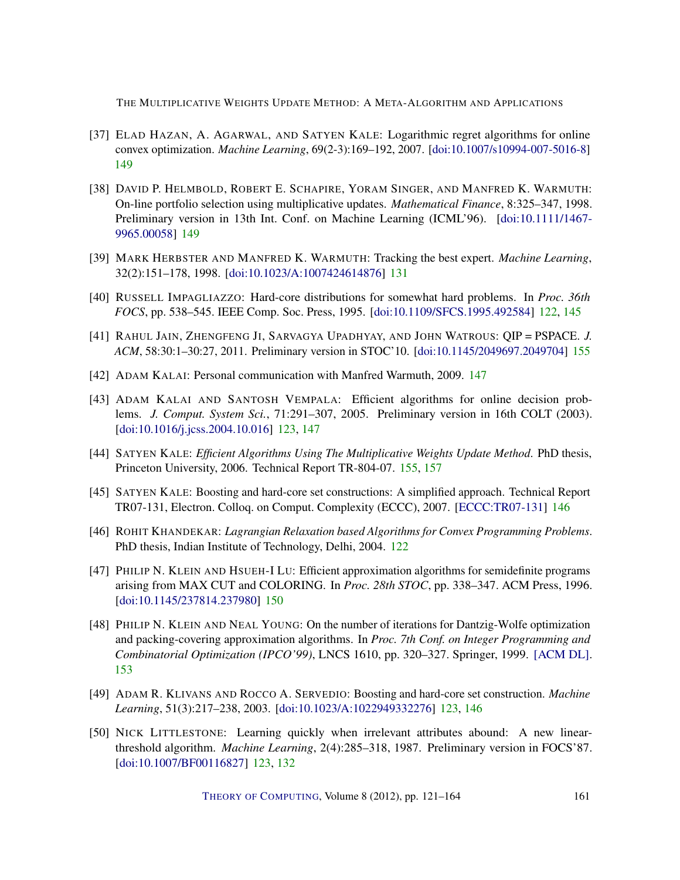[37] ELAD HAZAN, A. AGARWAL, AND SATYEN KALE: Logarithmic regret algorithms for online convex optimization. *Machine Learning*, 69(2-3):169–192, 2007. [doi:10.1007/s10994-007-5016-8] 149

[38] DAVID P. HELMBOLD, ROBERT E. SCHAPIRE, YORAM SINGER, AND MANFRED K. WARMUTH: On-line portfolio selection using multiplicative updates. *Mathematical Finance*, 8:325–347, 1998. Preliminary version in 13th Int. Conf. on Machine Learning (ICML'96). [doi:10.1111/1467-9965.00058] 149

[39] MARK HERBSTER AND MANFRED K. WARMUTH: Tracking the best expert. *Machine Learning*, 32(2):151–178, 1998. [doi:10.1023/A:1007424614876] 131

[40] RUSSELL IMPAGLIAZZO: Hard-core distributions for somewhat hard problems. In *Proc. 36th FOCS*, pp. 538–545. IEEE Comp. Soc. Press, 1995. [doi:10.1109/SFCS.1995.492584] 122, 145

[41] RAHUL JAIN, ZHENGFENG JI, SARVAGYA UPADHYAY, AND JOHN WATROUS: QIP = PSPACE. *J. ACM*, 58:30:1–30:27, 2011. Preliminary version in STOC'10. [doi:10.1145/2049697.2049704] 155

[42] ADAM KALAI: Personal communication with Manfred Warmuth, 2009. 147

[43] ADAM KALAI AND SANTOSH VEMPALA: Efficient algorithms for online decision problems. *J. Comput. System Sci.*, 71:291–307, 2005. Preliminary version in 16th COLT (2003). [doi:10.1016/j.jcss.2004.10.016] 123, 147

[44] SATYEN KALE: *Efficient Algorithms Using The Multiplicative Weights Update Method*. PhD thesis, Princeton University, 2006. Technical Report TR-804-07. 155, 157

[45] SATYEN KALE: Boosting and hard-core set constructions: A simplified approach. Technical Report TR07-131, Electron. Colloq. on Comput. Complexity (ECCC), 2007. [ECCC:TR07-131] 146

[46] ROHIT KHANDEKAR: *Lagrangian Relaxation based Algorithms for Convex Programming Problems*. PhD thesis, Indian Institute of Technology, Delhi, 2004. 122

[47] PHILIP N. KLEIN AND HSUEH-I LU: Efficient approximation algorithms for semidefinite programs arising from MAX CUT and COLORING. In *Proc. 28th STOC*, pp. 338–347. ACM Press, 1996. [doi:10.1145/237814.237980] 150

[48] PHILIP N. KLEIN AND NEAL YOUNG: On the number of iterations for Dantzig-Wolfe optimization and packing-covering approximation algorithms. In *Proc. 7th Conf. on Integer Programming and Combinatorial Optimization (IPCO'99)*, LNCS 1610, pp. 320–327. Springer, 1999. [ACM DL]. 153

[49] ADAM R. KLIVANS AND ROCCO A. SERVEDIO: Boosting and hard-core set construction. *Machine Learning*, 51(3):217–238, 2003. [doi:10.1023/A:1022949332276] 123, 146

[50] NICK LITTLESTONE: Learning quickly when irrelevant attributes abound: A new linear-threshold algorithm. *Machine Learning*, 2(4):285–318, 1987. Preliminary version in FOCS'87. [doi:10.1007/BF00116827] 123, 132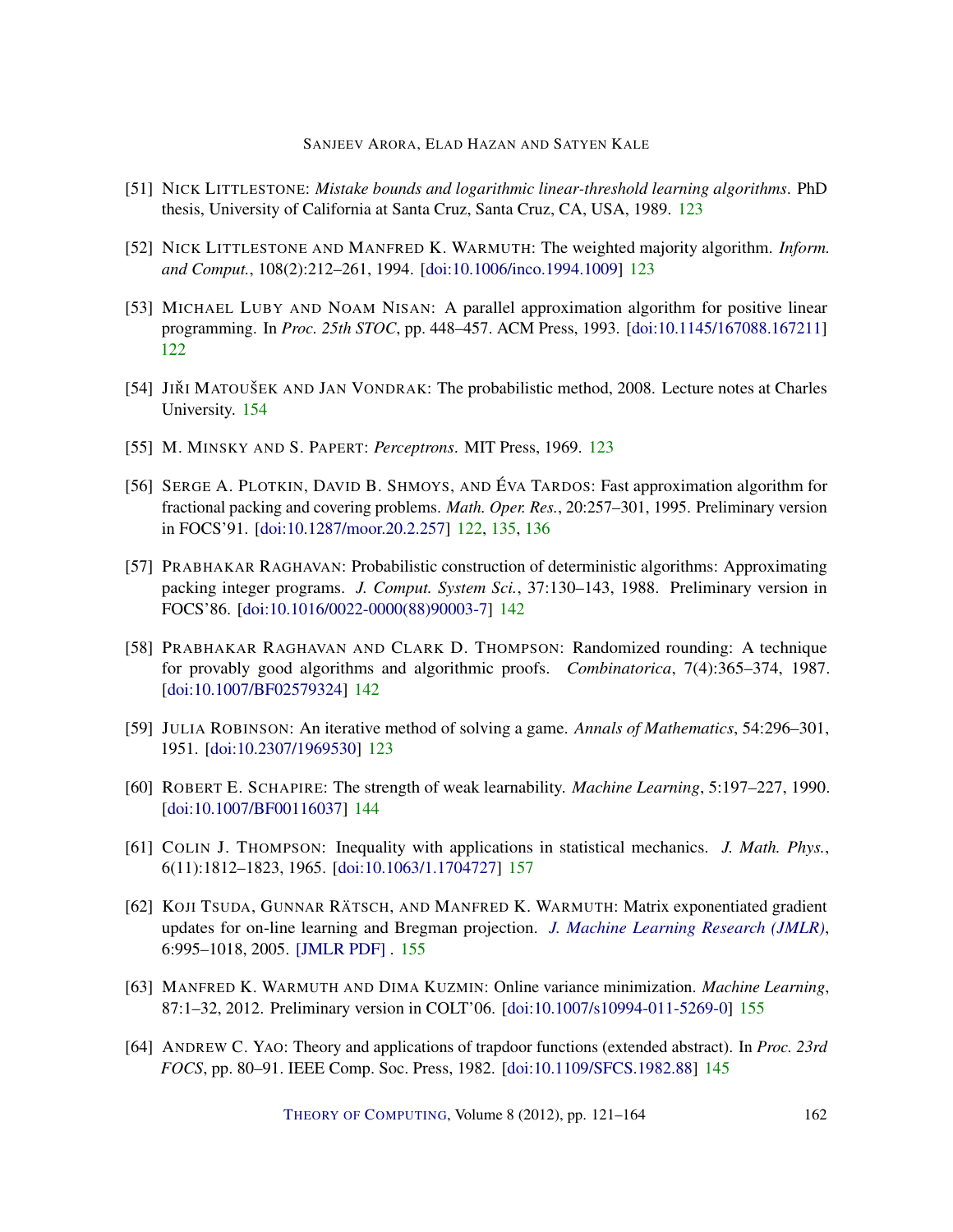[51] Nick Littlestone: *Mistake bounds and logarithmic linear-threshold learning algorithms*. PhD thesis, University of California at Santa Cruz, Santa Cruz, CA, USA, 1989. 123

[52] Nick Littlestone and Manfred K. Warmuth: The weighted majority algorithm. *Inform. and Comput.*, 108(2):212–261, 1994. [doi:10.1006/inco.1994.1009] 123

[53] Michael Luby and Noam Nisan: A parallel approximation algorithm for positive linear programming. In *Proc. 25th STOC*, pp. 448–457. ACM Press, 1993. [doi:10.1145/167088.167211] 122

[54] Jiří Matoušek and Jan Vondrak: The probabilistic method, 2008. Lecture notes at Charles University. 154

[55] M. Minsky and S. Papert: *Perceptrons*. MIT Press, 1969. 123

[56] Serge A. Plotkin, David B. Shmoys, and Éva Tardos: Fast approximation algorithm for fractional packing and covering problems. *Math. Oper. Res.*, 20:257–301, 1995. Preliminary version in FOCS'91. [doi:10.1287/moor.20.2.257] 122, 135, 136

[57] Prabhakar Raghavan: Probabilistic construction of deterministic algorithms: Approximating packing integer programs. *J. Comput. System Sci.*, 37:130–143, 1988. Preliminary version in FOCS'86. [doi:10.1016/0022-0000(88)90003-7] 142

[58] Prabhakar Raghavan and Clark D. Thompson: Randomized rounding: A technique for provably good algorithms and algorithmic proofs. *Combinatorica*, 7(4):365–374, 1987. [doi:10.1007/BF02579324] 142

[59] Julia Robinson: An iterative method of solving a game. *Annals of Mathematics*, 54:296–301, 1951. [doi:10.2307/1969530] 123

[60] Robert E. Schapire: The strength of weak learnability. *Machine Learning*, 5:197–227, 1990. [doi:10.1007/BF00116037] 144

[61] Colin J. Thompson: Inequality with applications in statistical mechanics. *J. Math. Phys.*, 6(11):1812–1823, 1965. [doi:10.1063/1.1704727] 157

[62] Koji Tsuda, Gunnar Rätsch, and Manfred K. Warmuth: Matrix exponentiated gradient updates for on-line learning and Bregman projection. *J. Machine Learning Research (JMLR)*, 6:995–1018, 2005. [JMLR PDF] . 155

[63] Manfred K. Warmuth and Dima Kuzmin: Online variance minimization. *Machine Learning*, 87:1–32, 2012. Preliminary version in COLT'06. [doi:10.1007/s10994-011-5269-0] 155

[64] Andrew C. Yao: Theory and applications of trapdoor functions (extended abstract). In *Proc. 23rd FOCS*, pp. 80–91. IEEE Comp. Soc. Press, 1982. [doi:10.1109/SFCS.1982.88] 145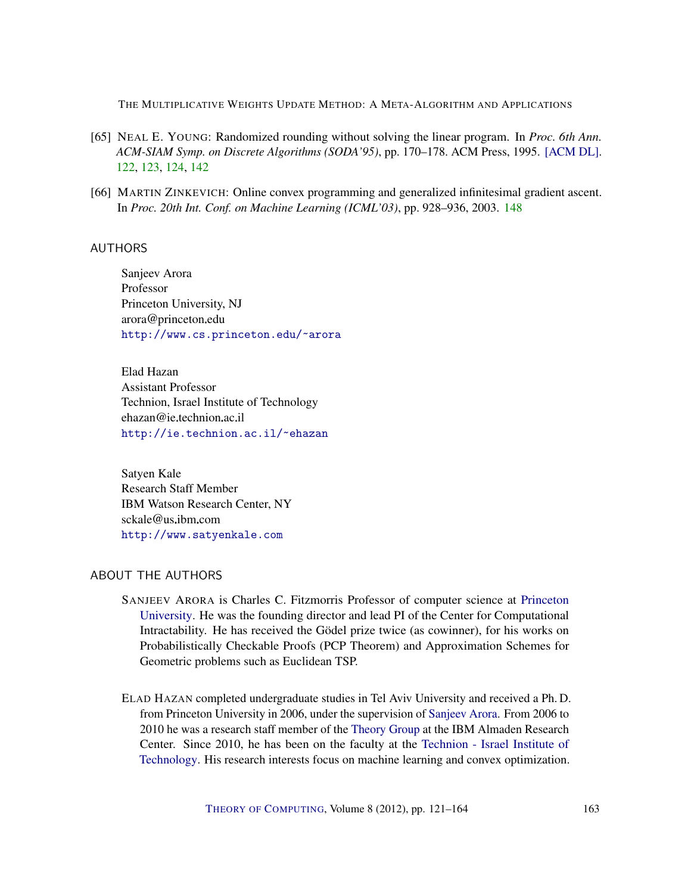[65] NEAL E. YOUNG: Randomized rounding without solving the linear program. In *Proc. 6th Ann. ACM-SIAM Symp. on Discrete Algorithms (SODA'95)*, pp. 170–178. ACM Press, 1995. [ACM DL]. 122, 123, 124, 142

[66] MARTIN ZINKEVICH: Online convex programming and generalized infinitesimal gradient ascent. In *Proc. 20th Int. Conf. on Machine Learning (ICML'03)*, pp. 928–936, 2003. 148

## AUTHORS

Sanjeev Arora
Professor
Princeton University, NJ
arora@princeton.edu
http://www.cs.princeton.edu/~arora

Elad Hazan
Assistant Professor
Technion, Israel Institute of Technology
ehazan@ie.technion.ac.il
http://ie.technion.ac.il/~ehazan

Satyen Kale
Research Staff Member
IBM Watson Research Center, NY
sckale@us.ibm.com
http://www.satyenkale.com

## ABOUT THE AUTHORS

SANJEEV ARORA is Charles C. Fitzmorris Professor of computer science at Princeton University. He was the founding director and lead PI of the Center for Computational Intractability. He has received the Gödel prize twice (as cowinner), for his works on Probabilistically Checkable Proofs (PCP Theorem) and Approximation Schemes for Geometric problems such as Euclidean TSP.

ELAD HAZAN completed undergraduate studies in Tel Aviv University and received a Ph. D. from Princeton University in 2006, under the supervision of Sanjeev Arora. From 2006 to 2010 he was a research staff member of the Theory Group at the IBM Almaden Research Center. Since 2010, he has been on the faculty at the Technion - Israel Institute of Technology. His research interests focus on machine learning and convex optimization.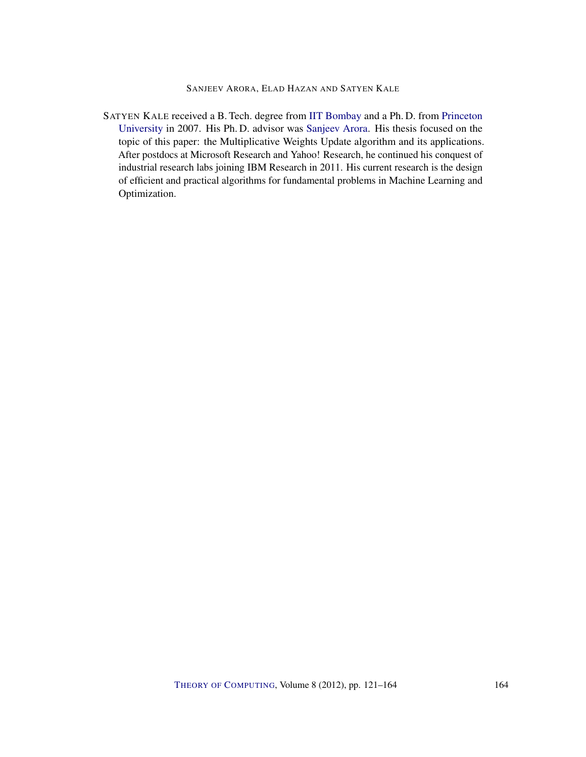SATYEN KALE received a B. Tech. degree from IIT Bombay and a Ph. D. from Princeton University in 2007. His Ph. D. advisor was Sanjeev Arora. His thesis focused on the topic of this paper: the Multiplicative Weights Update algorithm and its applications. After postdocs at Microsoft Research and Yahoo! Research, he continued his conquest of industrial research labs joining IBM Research in 2011. His current research is the design of efficient and practical algorithms for fundamental problems in Machine Learning and Optimization.